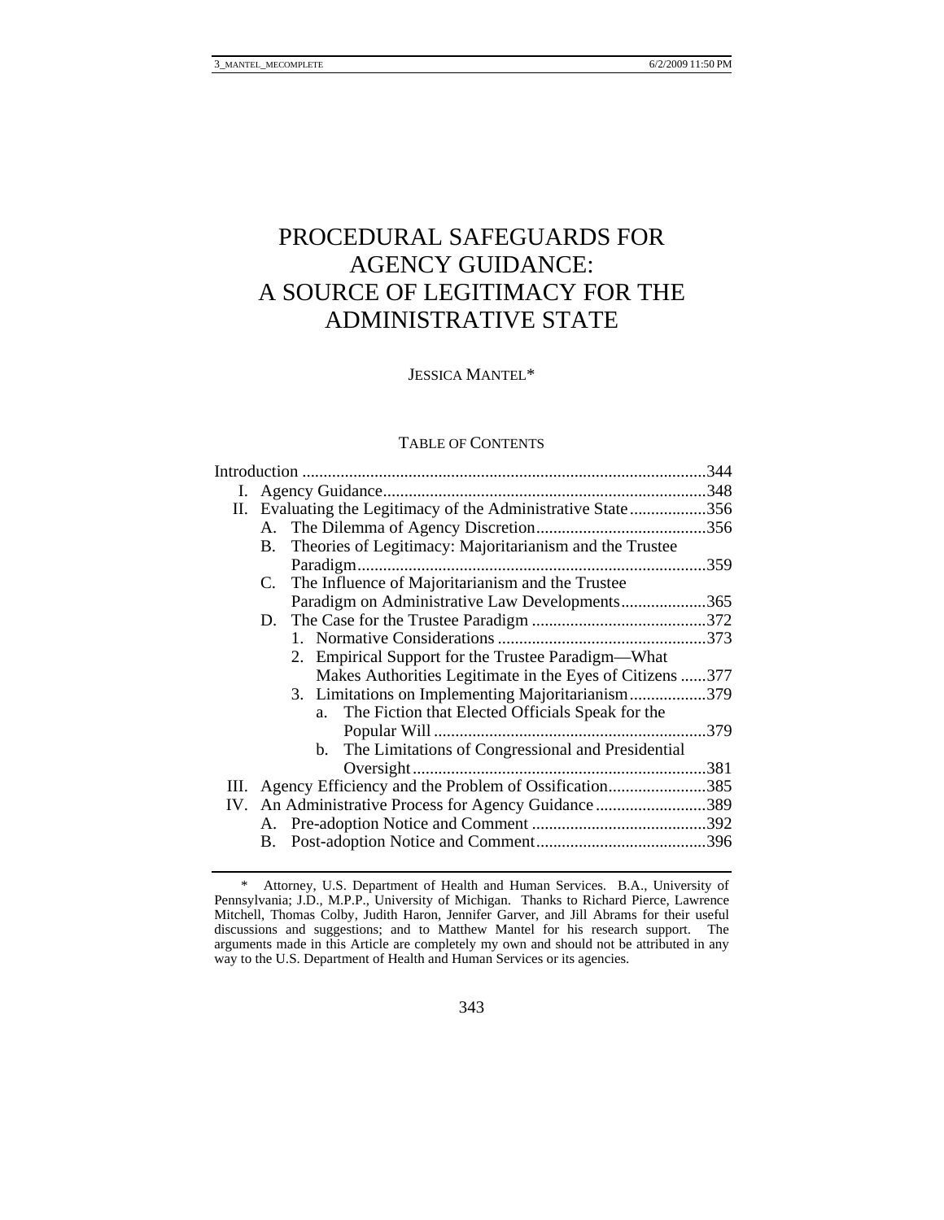# PROCEDURAL SAFEGUARDS FOR AGENCY GUIDANCE: A SOURCE OF LEGITIMACY FOR THE ADMINISTRATIVE STATE

JESSICA MANTEL*

TABLE OF CONTENTS

Introduction .....344

I. Agency Guidance .....348

II. Evaluating the Legitimacy of the Administrative State .....356

- A. The Dilemma of Agency Discretion .....356
- B. Theories of Legitimacy: Majoritarianism and the Trustee Paradigm .....359
- C. The Influence of Majoritarianism and the Trustee Paradigm on Administrative Law Developments .....365
- D. The Case for the Trustee Paradigm .....372
  - 1. Normative Considerations .....373
  - 2. Empirical Support for the Trustee Paradigm—What Makes Authorities Legitimate in the Eyes of Citizens .....377
  - 3. Limitations on Implementing Majoritarianism .....379
    - a. The Fiction that Elected Officials Speak for the Popular Will .....379
    - b. The Limitations of Congressional and Presidential Oversight .....381

III. Agency Efficiency and the Problem of Ossification .....385

IV. An Administrative Process for Agency Guidance .....389

- A. Pre-adoption Notice and Comment .....392
- B. Post-adoption Notice and Comment .....396

---

\* Attorney, U.S. Department of Health and Human Services. B.A., University of Pennsylvania; J.D., M.P.P., University of Michigan. Thanks to Richard Pierce, Lawrence Mitchell, Thomas Colby, Judith Haron, Jennifer Garver, and Jill Abrams for their useful discussions and suggestions; and to Matthew Mantel for his research support. The arguments made in this Article are completely my own and should not be attributed in any way to the U.S. Department of Health and Human Services or its agencies.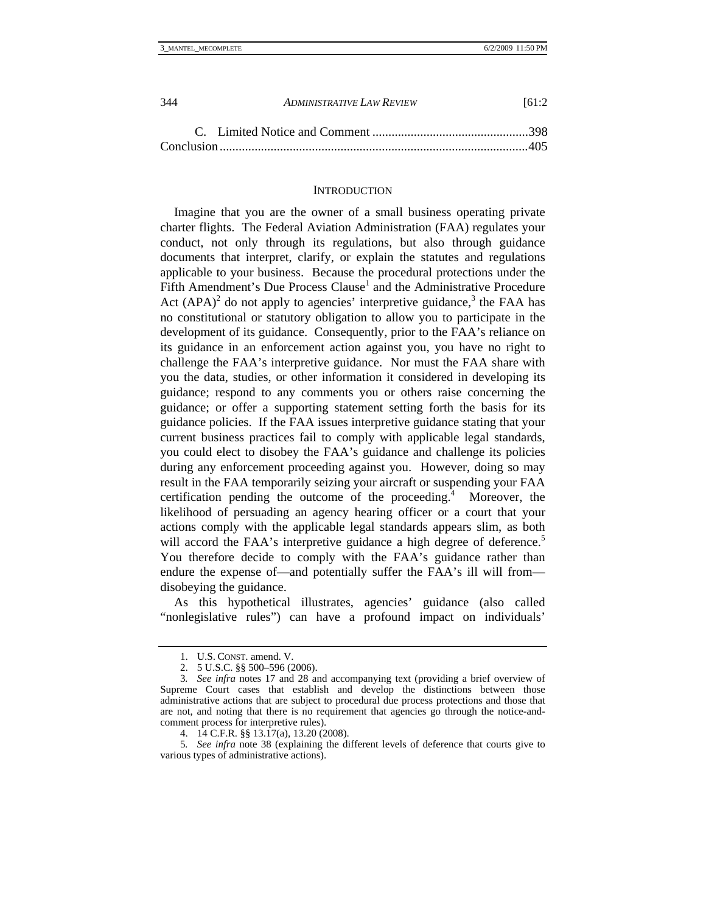C. Limited Notice and Comment .................................................398

Conclusion ................................................................................................405

## INTRODUCTION

Imagine that you are the owner of a small business operating private charter flights. The Federal Aviation Administration (FAA) regulates your conduct, not only through its regulations, but also through guidance documents that interpret, clarify, or explain the statutes and regulations applicable to your business. Because the procedural protections under the Fifth Amendment's Due Process Clause[1] and the Administrative Procedure Act (APA)[2] do not apply to agencies' interpretive guidance,[3] the FAA has no constitutional or statutory obligation to allow you to participate in the development of its guidance. Consequently, prior to the FAA's reliance on its guidance in an enforcement action against you, you have no right to challenge the FAA's interpretive guidance. Nor must the FAA share with you the data, studies, or other information it considered in developing its guidance; respond to any comments you or others raise concerning the guidance; or offer a supporting statement setting forth the basis for its guidance policies. If the FAA issues interpretive guidance stating that your current business practices fail to comply with applicable legal standards, you could elect to disobey the FAA's guidance and challenge its policies during any enforcement proceeding against you. However, doing so may result in the FAA temporarily seizing your aircraft or suspending your FAA certification pending the outcome of the proceeding.[4] Moreover, the likelihood of persuading an agency hearing officer or a court that your actions comply with the applicable legal standards appears slim, as both will accord the FAA's interpretive guidance a high degree of deference.[5] You therefore decide to comply with the FAA's guidance rather than endure the expense of—and potentially suffer the FAA's ill will from—disobeying the guidance.

As this hypothetical illustrates, agencies' guidance (also called "nonlegislative rules") can have a profound impact on individuals'

---

1. U.S. CONST. amend. V.

2. 5 U.S.C. §§ 500–596 (2006).

3. *See infra* notes 17 and 28 and accompanying text (providing a brief overview of Supreme Court cases that establish and develop the distinctions between those administrative actions that are subject to procedural due process protections and those that are not, and noting that there is no requirement that agencies go through the notice-and-comment process for interpretive rules).

4. 14 C.F.R. §§ 13.17(a), 13.20 (2008).

5. *See infra* note 38 (explaining the different levels of deference that courts give to various types of administrative actions).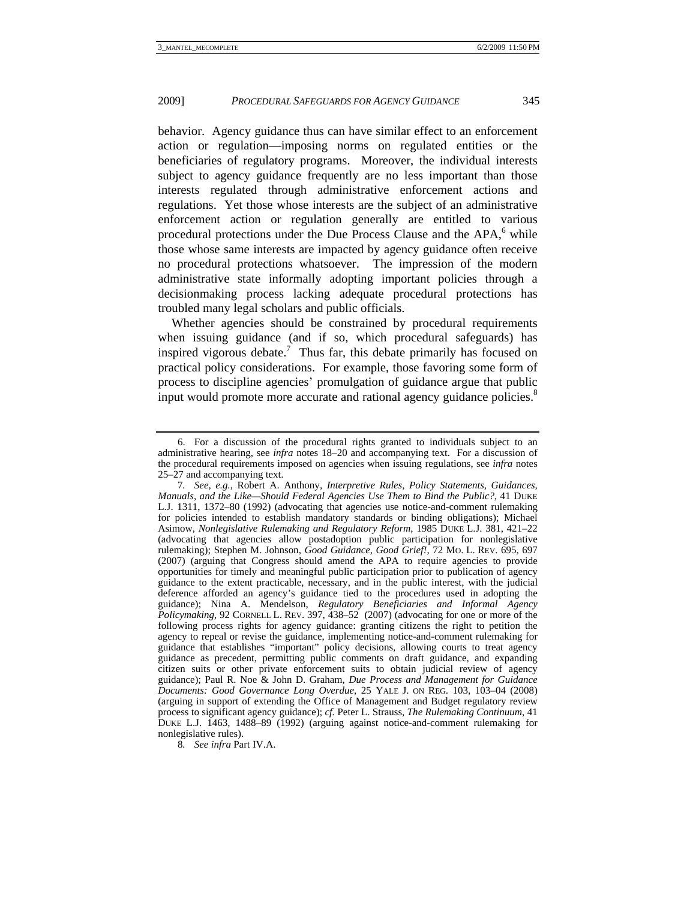behavior. Agency guidance thus can have similar effect to an enforcement action or regulation—imposing norms on regulated entities or the beneficiaries of regulatory programs. Moreover, the individual interests subject to agency guidance frequently are no less important than those interests regulated through administrative enforcement actions and regulations. Yet those whose interests are the subject of an administrative enforcement action or regulation generally are entitled to various procedural protections under the Due Process Clause and the APA,[6] while those whose same interests are impacted by agency guidance often receive no procedural protections whatsoever. The impression of the modern administrative state informally adopting important policies through a decisionmaking process lacking adequate procedural protections has troubled many legal scholars and public officials.

Whether agencies should be constrained by procedural requirements when issuing guidance (and if so, which procedural safeguards) has inspired vigorous debate.[7] Thus far, this debate primarily has focused on practical policy considerations. For example, those favoring some form of process to discipline agencies' promulgation of guidance argue that public input would promote more accurate and rational agency guidance policies.[8]

---

6. For a discussion of the procedural rights granted to individuals subject to an administrative hearing, see *infra* notes 18–20 and accompanying text. For a discussion of the procedural requirements imposed on agencies when issuing regulations, see *infra* notes 25–27 and accompanying text.

7. *See, e.g.*, Robert A. Anthony, *Interpretive Rules, Policy Statements, Guidances, Manuals, and the Like—Should Federal Agencies Use Them to Bind the Public?*, 41 DUKE L.J. 1311, 1372–80 (1992) (advocating that agencies use notice-and-comment rulemaking for policies intended to establish mandatory standards or binding obligations); Michael Asimow, *Nonlegislative Rulemaking and Regulatory Reform*, 1985 DUKE L.J. 381, 421–22 (advocating that agencies allow postadoption public participation for nonlegislative rulemaking); Stephen M. Johnson, *Good Guidance, Good Grief!*, 72 MO. L. REV. 695, 697 (2007) (arguing that Congress should amend the APA to require agencies to provide opportunities for timely and meaningful public participation prior to publication of agency guidance to the extent practicable, necessary, and in the public interest, with the judicial deference afforded an agency's guidance tied to the procedures used in adopting the guidance); Nina A. Mendelson, *Regulatory Beneficiaries and Informal Agency Policymaking*, 92 CORNELL L. REV. 397, 438–52 (2007) (advocating for one or more of the following process rights for agency guidance: granting citizens the right to petition the agency to repeal or revise the guidance, implementing notice-and-comment rulemaking for guidance that establishes "important" policy decisions, allowing courts to treat agency guidance as precedent, permitting public comments on draft guidance, and expanding citizen suits or other private enforcement suits to obtain judicial review of agency guidance); Paul R. Noe & John D. Graham, *Due Process and Management for Guidance Documents: Good Governance Long Overdue*, 25 YALE J. ON REG. 103, 103–04 (2008) (arguing in support of extending the Office of Management and Budget regulatory review process to significant agency guidance); *cf.* Peter L. Strauss, *The Rulemaking Continuum*, 41 DUKE L.J. 1463, 1488–89 (1992) (arguing against notice-and-comment rulemaking for nonlegislative rules).

8. *See infra* Part IV.A.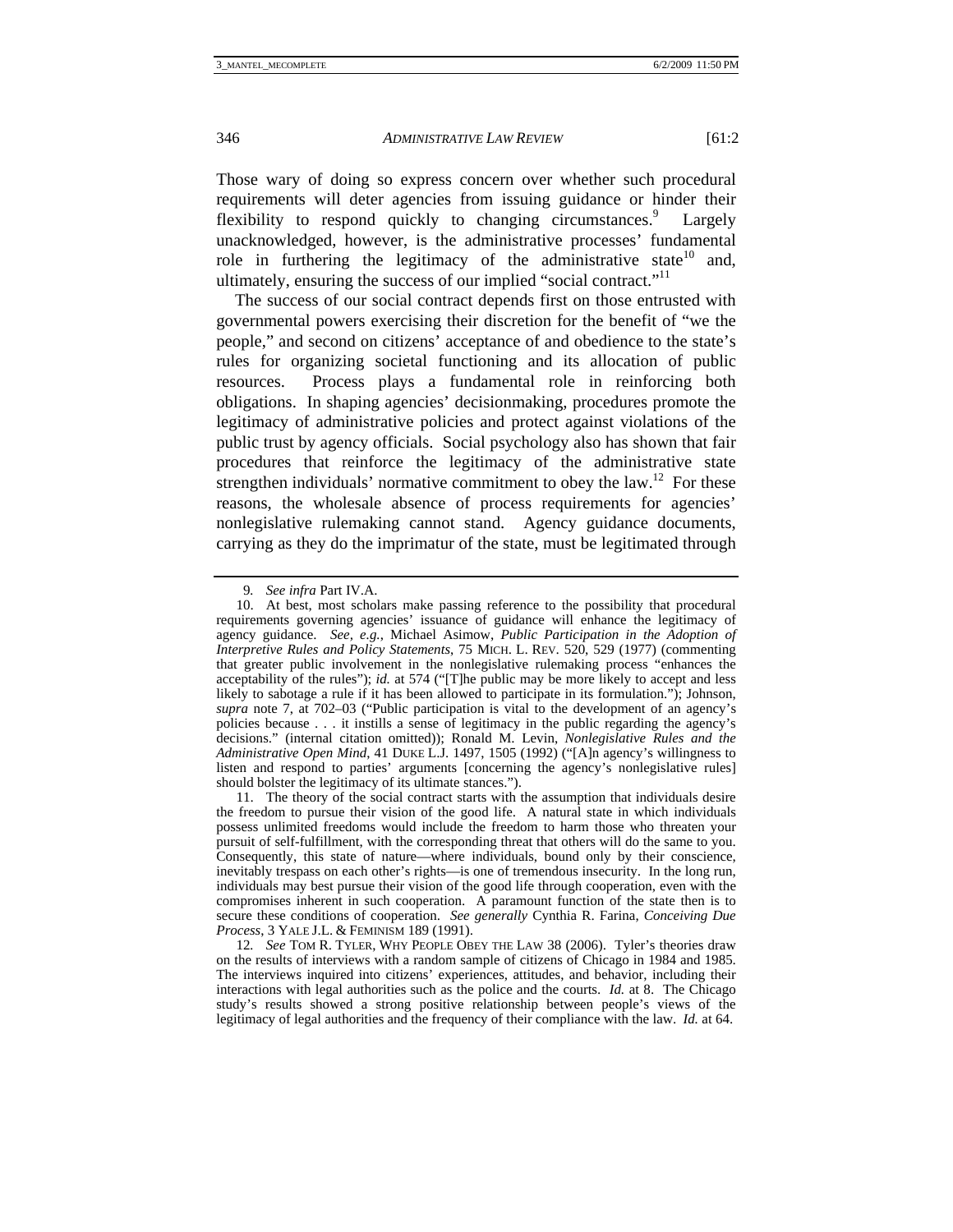Those wary of doing so express concern over whether such procedural requirements will deter agencies from issuing guidance or hinder their flexibility to respond quickly to changing circumstances.[9] Largely unacknowledged, however, is the administrative processes' fundamental role in furthering the legitimacy of the administrative state[10] and, ultimately, ensuring the success of our implied "social contract."[11]

The success of our social contract depends first on those entrusted with governmental powers exercising their discretion for the benefit of "we the people," and second on citizens' acceptance of and obedience to the state's rules for organizing societal functioning and its allocation of public resources. Process plays a fundamental role in reinforcing both obligations. In shaping agencies' decisionmaking, procedures promote the legitimacy of administrative policies and protect against violations of the public trust by agency officials. Social psychology also has shown that fair procedures that reinforce the legitimacy of the administrative state strengthen individuals' normative commitment to obey the law.[12] For these reasons, the wholesale absence of process requirements for agencies' nonlegislative rulemaking cannot stand. Agency guidance documents, carrying as they do the imprimatur of the state, must be legitimated through

---

9. *See infra* Part IV.A.

10. At best, most scholars make passing reference to the possibility that procedural requirements governing agencies' issuance of guidance will enhance the legitimacy of agency guidance. *See, e.g.*, Michael Asimow, *Public Participation in the Adoption of Interpretive Rules and Policy Statements*, 75 MICH. L. REV. 520, 529 (1977) (commenting that greater public involvement in the nonlegislative rulemaking process "enhances the acceptability of the rules"); *id.* at 574 ("[T]he public may be more likely to accept and less likely to sabotage a rule if it has been allowed to participate in its formulation."); Johnson, *supra* note 7, at 702–03 ("Public participation is vital to the development of an agency's policies because . . . it instills a sense of legitimacy in the public regarding the agency's decisions." (internal citation omitted)); Ronald M. Levin, *Nonlegislative Rules and the Administrative Open Mind*, 41 DUKE L.J. 1497, 1505 (1992) ("[A]n agency's willingness to listen and respond to parties' arguments [concerning the agency's nonlegislative rules] should bolster the legitimacy of its ultimate stances.").

11. The theory of the social contract starts with the assumption that individuals desire the freedom to pursue their vision of the good life. A natural state in which individuals possess unlimited freedoms would include the freedom to harm those who threaten your pursuit of self-fulfillment, with the corresponding threat that others will do the same to you. Consequently, this state of nature—where individuals, bound only by their conscience, inevitably trespass on each other's rights—is one of tremendous insecurity. In the long run, individuals may best pursue their vision of the good life through cooperation, even with the compromises inherent in such cooperation. A paramount function of the state then is to secure these conditions of cooperation. *See generally* Cynthia R. Farina, *Conceiving Due Process*, 3 YALE J.L. & FEMINISM 189 (1991).

12. *See* TOM R. TYLER, WHY PEOPLE OBEY THE LAW 38 (2006). Tyler's theories draw on the results of interviews with a random sample of citizens of Chicago in 1984 and 1985. The interviews inquired into citizens' experiences, attitudes, and behavior, including their interactions with legal authorities such as the police and the courts. *Id.* at 8. The Chicago study's results showed a strong positive relationship between people's views of the legitimacy of legal authorities and the frequency of their compliance with the law. *Id.* at 64.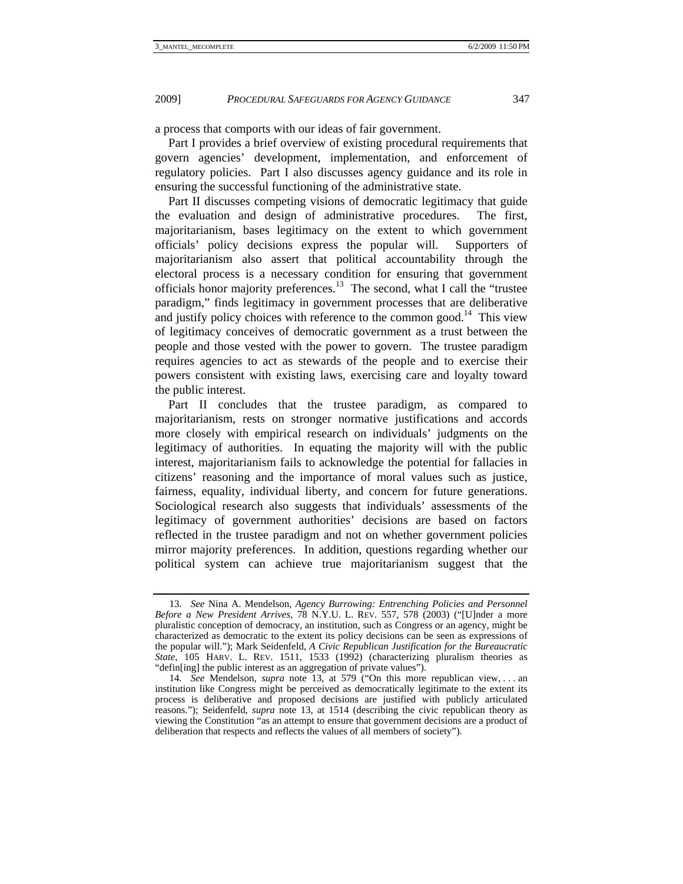a process that comports with our ideas of fair government.

Part I provides a brief overview of existing procedural requirements that govern agencies' development, implementation, and enforcement of regulatory policies. Part I also discusses agency guidance and its role in ensuring the successful functioning of the administrative state.

Part II discusses competing visions of democratic legitimacy that guide the evaluation and design of administrative procedures. The first, majoritarianism, bases legitimacy on the extent to which government officials' policy decisions express the popular will. Supporters of majoritarianism also assert that political accountability through the electoral process is a necessary condition for ensuring that government officials honor majority preferences.[13] The second, what I call the "trustee paradigm," finds legitimacy in government processes that are deliberative and justify policy choices with reference to the common good.[14] This view of legitimacy conceives of democratic government as a trust between the people and those vested with the power to govern. The trustee paradigm requires agencies to act as stewards of the people and to exercise their powers consistent with existing laws, exercising care and loyalty toward the public interest.

Part II concludes that the trustee paradigm, as compared to majoritarianism, rests on stronger normative justifications and accords more closely with empirical research on individuals' judgments on the legitimacy of authorities. In equating the majority will with the public interest, majoritarianism fails to acknowledge the potential for fallacies in citizens' reasoning and the importance of moral values such as justice, fairness, equality, individual liberty, and concern for future generations. Sociological research also suggests that individuals' assessments of the legitimacy of government authorities' decisions are based on factors reflected in the trustee paradigm and not on whether government policies mirror majority preferences. In addition, questions regarding whether our political system can achieve true majoritarianism suggest that the

---

13. *See* Nina A. Mendelson, *Agency Burrowing: Entrenching Policies and Personnel Before a New President Arrives*, 78 N.Y.U. L. REV. 557, 578 (2003) ("[U]nder a more pluralistic conception of democracy, an institution, such as Congress or an agency, might be characterized as democratic to the extent its policy decisions can be seen as expressions of the popular will."); Mark Seidenfeld, *A Civic Republican Justification for the Bureaucratic State*, 105 HARV. L. REV. 1511, 1533 (1992) (characterizing pluralism theories as "defin[ing] the public interest as an aggregation of private values").

14. *See* Mendelson, *supra* note 13, at 579 ("On this more republican view, . . . an institution like Congress might be perceived as democratically legitimate to the extent its process is deliberative and proposed decisions are justified with publicly articulated reasons."); Seidenfeld, *supra* note 13, at 1514 (describing the civic republican theory as viewing the Constitution "as an attempt to ensure that government decisions are a product of deliberation that respects and reflects the values of all members of society").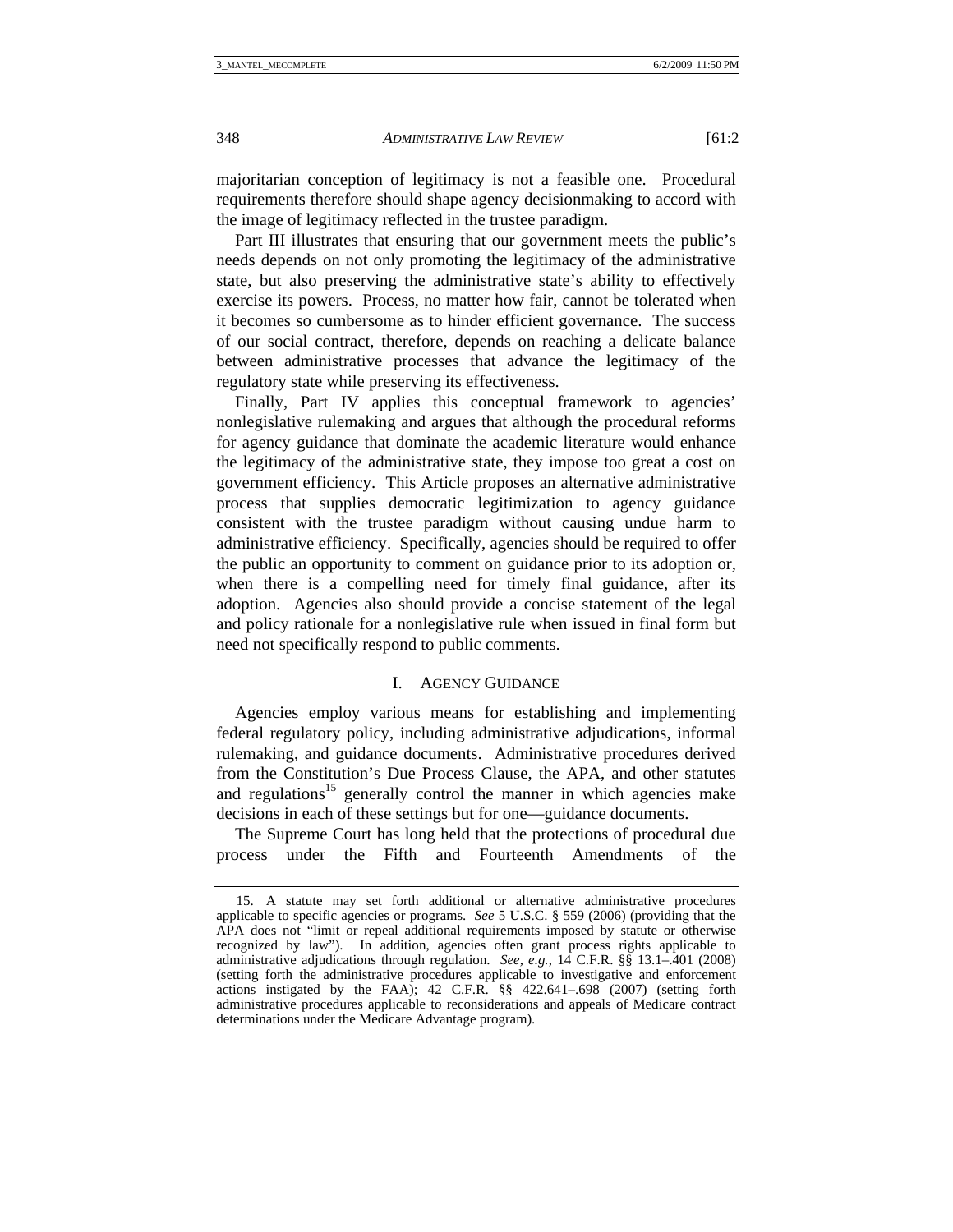majoritarian conception of legitimacy is not a feasible one. Procedural requirements therefore should shape agency decisionmaking to accord with the image of legitimacy reflected in the trustee paradigm.

Part III illustrates that ensuring that our government meets the public's needs depends on not only promoting the legitimacy of the administrative state, but also preserving the administrative state's ability to effectively exercise its powers. Process, no matter how fair, cannot be tolerated when it becomes so cumbersome as to hinder efficient governance. The success of our social contract, therefore, depends on reaching a delicate balance between administrative processes that advance the legitimacy of the regulatory state while preserving its effectiveness.

Finally, Part IV applies this conceptual framework to agencies' nonlegislative rulemaking and argues that although the procedural reforms for agency guidance that dominate the academic literature would enhance the legitimacy of the administrative state, they impose too great a cost on government efficiency. This Article proposes an alternative administrative process that supplies democratic legitimization to agency guidance consistent with the trustee paradigm without causing undue harm to administrative efficiency. Specifically, agencies should be required to offer the public an opportunity to comment on guidance prior to its adoption or, when there is a compelling need for timely final guidance, after its adoption. Agencies also should provide a concise statement of the legal and policy rationale for a nonlegislative rule when issued in final form but need not specifically respond to public comments.

## I. Agency Guidance

Agencies employ various means for establishing and implementing federal regulatory policy, including administrative adjudications, informal rulemaking, and guidance documents. Administrative procedures derived from the Constitution's Due Process Clause, the APA, and other statutes and regulations[15] generally control the manner in which agencies make decisions in each of these settings but for one—guidance documents.

The Supreme Court has long held that the protections of procedural due process under the Fifth and Fourteenth Amendments of the

---

15. A statute may set forth additional or alternative administrative procedures applicable to specific agencies or programs. *See* 5 U.S.C. § 559 (2006) (providing that the APA does not "limit or repeal additional requirements imposed by statute or otherwise recognized by law"). In addition, agencies often grant process rights applicable to administrative adjudications through regulation. *See, e.g.*, 14 C.F.R. §§ 13.1–.401 (2008) (setting forth the administrative procedures applicable to investigative and enforcement actions instigated by the FAA); 42 C.F.R. §§ 422.641–.698 (2007) (setting forth administrative procedures applicable to reconsiderations and appeals of Medicare contract determinations under the Medicare Advantage program).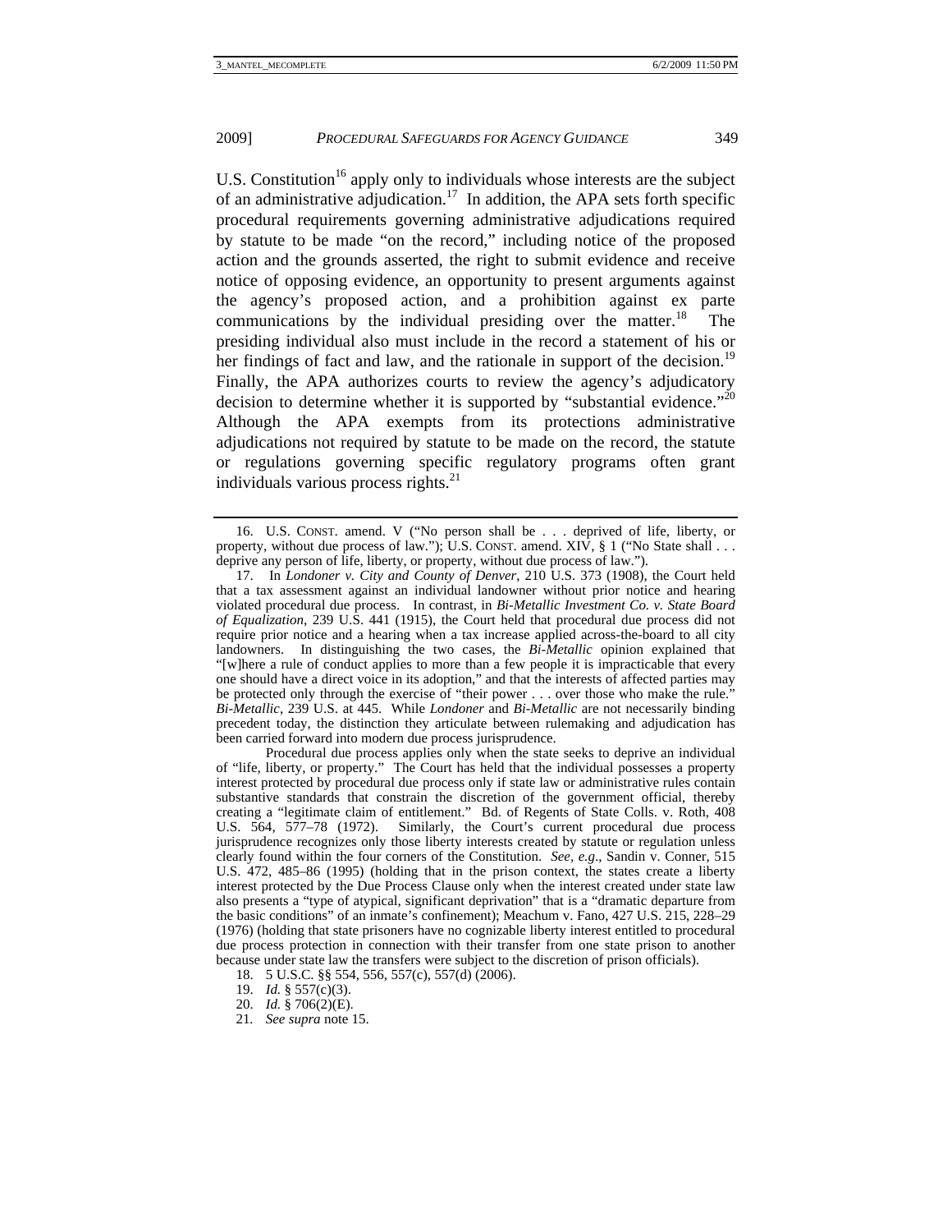U.S. Constitution[16] apply only to individuals whose interests are the subject of an administrative adjudication.[17] In addition, the APA sets forth specific procedural requirements governing administrative adjudications required by statute to be made "on the record," including notice of the proposed action and the grounds asserted, the right to submit evidence and receive notice of opposing evidence, an opportunity to present arguments against the agency's proposed action, and a prohibition against ex parte communications by the individual presiding over the matter.[18] The presiding individual also must include in the record a statement of his or her findings of fact and law, and the rationale in support of the decision.[19] Finally, the APA authorizes courts to review the agency's adjudicatory decision to determine whether it is supported by "substantial evidence."[20] Although the APA exempts from its protections administrative adjudications not required by statute to be made on the record, the statute or regulations governing specific regulatory programs often grant individuals various process rights.[21]

---

16. U.S. CONST. amend. V ("No person shall be . . . deprived of life, liberty, or property, without due process of law."); U.S. CONST. amend. XIV, § 1 ("No State shall . . . deprive any person of life, liberty, or property, without due process of law.").

17. In *Londoner v. City and County of Denver*, 210 U.S. 373 (1908), the Court held that a tax assessment against an individual landowner without prior notice and hearing violated procedural due process. In contrast, in *Bi-Metallic Investment Co. v. State Board of Equalization*, 239 U.S. 441 (1915), the Court held that procedural due process did not require prior notice and a hearing when a tax increase applied across-the-board to all city landowners. In distinguishing the two cases, the *Bi-Metallic* opinion explained that "[w]here a rule of conduct applies to more than a few people it is impracticable that every one should have a direct voice in its adoption," and that the interests of affected parties may be protected only through the exercise of "their power . . . over those who make the rule." *Bi-Metallic*, 239 U.S. at 445. While *Londoner* and *Bi-Metallic* are not necessarily binding precedent today, the distinction they articulate between rulemaking and adjudication has been carried forward into modern due process jurisprudence.

Procedural due process applies only when the state seeks to deprive an individual of "life, liberty, or property." The Court has held that the individual possesses a property interest protected by procedural due process only if state law or administrative rules contain substantive standards that constrain the discretion of the government official, thereby creating a "legitimate claim of entitlement." Bd. of Regents of State Colls. v. Roth, 408 U.S. 564, 577–78 (1972). Similarly, the Court's current procedural due process jurisprudence recognizes only those liberty interests created by statute or regulation unless clearly found within the four corners of the Constitution. *See, e.g.*, Sandin v. Conner, 515 U.S. 472, 485–86 (1995) (holding that in the prison context, the states create a liberty interest protected by the Due Process Clause only when the interest created under state law also presents a "type of atypical, significant deprivation" that is a "dramatic departure from the basic conditions" of an inmate's confinement); Meachum v. Fano, 427 U.S. 215, 228–29 (1976) (holding that state prisoners have no cognizable liberty interest entitled to procedural due process protection in connection with their transfer from one state prison to another because under state law the transfers were subject to the discretion of prison officials).

18. 5 U.S.C. §§ 554, 556, 557(c), 557(d) (2006).

19. *Id.* § 557(c)(3).

20. *Id.* § 706(2)(E).

21. *See supra* note 15.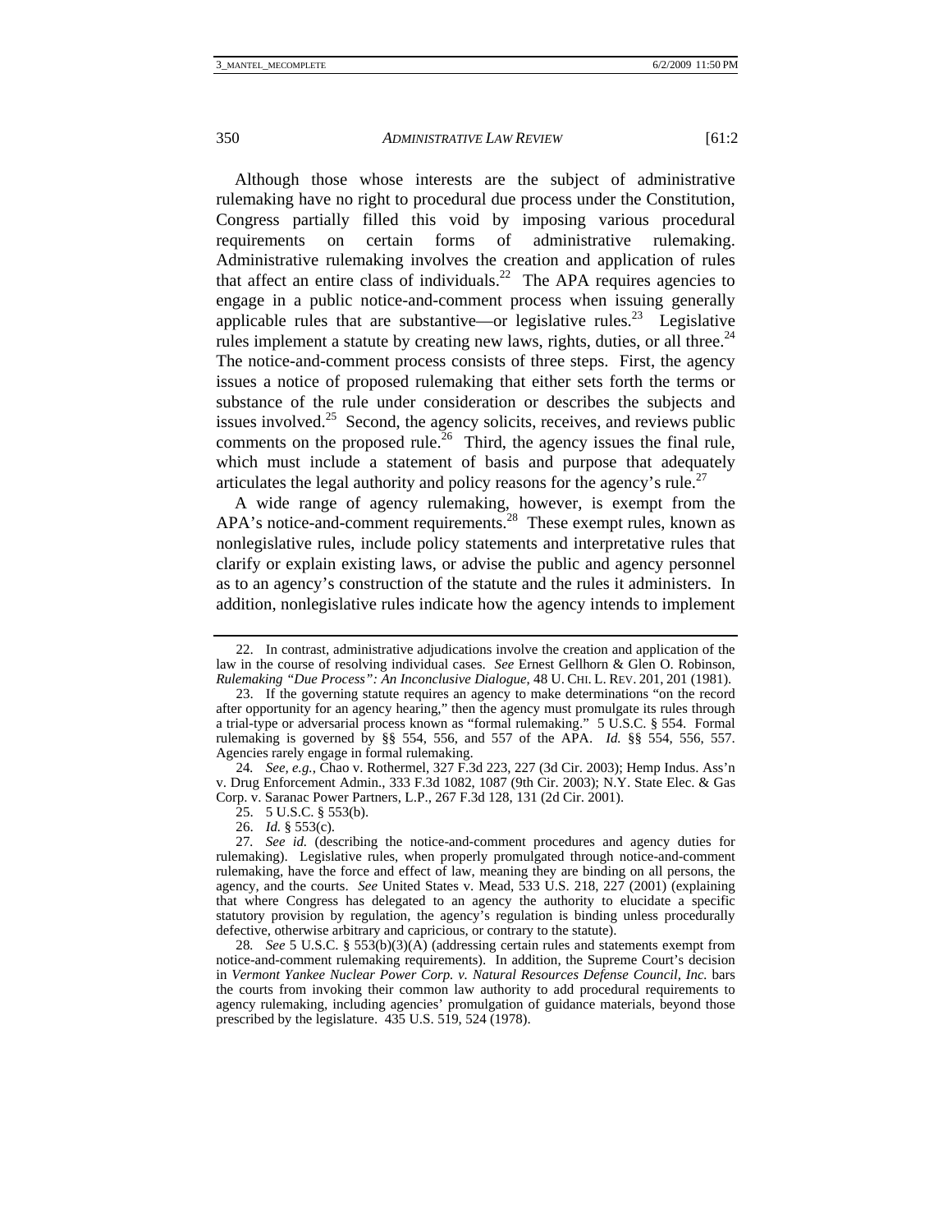Although those whose interests are the subject of administrative rulemaking have no right to procedural due process under the Constitution, Congress partially filled this void by imposing various procedural requirements on certain forms of administrative rulemaking. Administrative rulemaking involves the creation and application of rules that affect an entire class of individuals.[22] The APA requires agencies to engage in a public notice-and-comment process when issuing generally applicable rules that are substantive—or legislative rules.[23] Legislative rules implement a statute by creating new laws, rights, duties, or all three.[24] The notice-and-comment process consists of three steps. First, the agency issues a notice of proposed rulemaking that either sets forth the terms or substance of the rule under consideration or describes the subjects and issues involved.[25] Second, the agency solicits, receives, and reviews public comments on the proposed rule.[26] Third, the agency issues the final rule, which must include a statement of basis and purpose that adequately articulates the legal authority and policy reasons for the agency's rule.[27]

A wide range of agency rulemaking, however, is exempt from the APA's notice-and-comment requirements.[28] These exempt rules, known as nonlegislative rules, include policy statements and interpretative rules that clarify or explain existing laws, or advise the public and agency personnel as to an agency's construction of the statute and the rules it administers. In addition, nonlegislative rules indicate how the agency intends to implement

---

22. In contrast, administrative adjudications involve the creation and application of the law in the course of resolving individual cases. *See* Ernest Gellhorn & Glen O. Robinson, *Rulemaking "Due Process": An Inconclusive Dialogue*, 48 U. CHI. L. REV. 201, 201 (1981).

23. If the governing statute requires an agency to make determinations "on the record after opportunity for an agency hearing," then the agency must promulgate its rules through a trial-type or adversarial process known as "formal rulemaking." 5 U.S.C. § 554. Formal rulemaking is governed by §§ 554, 556, and 557 of the APA. *Id.* §§ 554, 556, 557. Agencies rarely engage in formal rulemaking.

24. *See, e.g.*, Chao v. Rothermel, 327 F.3d 223, 227 (3d Cir. 2003); Hemp Indus. Ass'n v. Drug Enforcement Admin., 333 F.3d 1082, 1087 (9th Cir. 2003); N.Y. State Elec. & Gas Corp. v. Saranac Power Partners, L.P., 267 F.3d 128, 131 (2d Cir. 2001).

25. 5 U.S.C. § 553(b).

26. *Id.* § 553(c).

27. *See id.* (describing the notice-and-comment procedures and agency duties for rulemaking). Legislative rules, when properly promulgated through notice-and-comment rulemaking, have the force and effect of law, meaning they are binding on all persons, the agency, and the courts. *See* United States v. Mead, 533 U.S. 218, 227 (2001) (explaining that where Congress has delegated to an agency the authority to elucidate a specific statutory provision by regulation, the agency's regulation is binding unless procedurally defective, otherwise arbitrary and capricious, or contrary to the statute).

28. *See* 5 U.S.C. § 553(b)(3)(A) (addressing certain rules and statements exempt from notice-and-comment rulemaking requirements). In addition, the Supreme Court's decision in *Vermont Yankee Nuclear Power Corp. v. Natural Resources Defense Council, Inc.* bars the courts from invoking their common law authority to add procedural requirements to agency rulemaking, including agencies' promulgation of guidance materials, beyond those prescribed by the legislature. 435 U.S. 519, 524 (1978).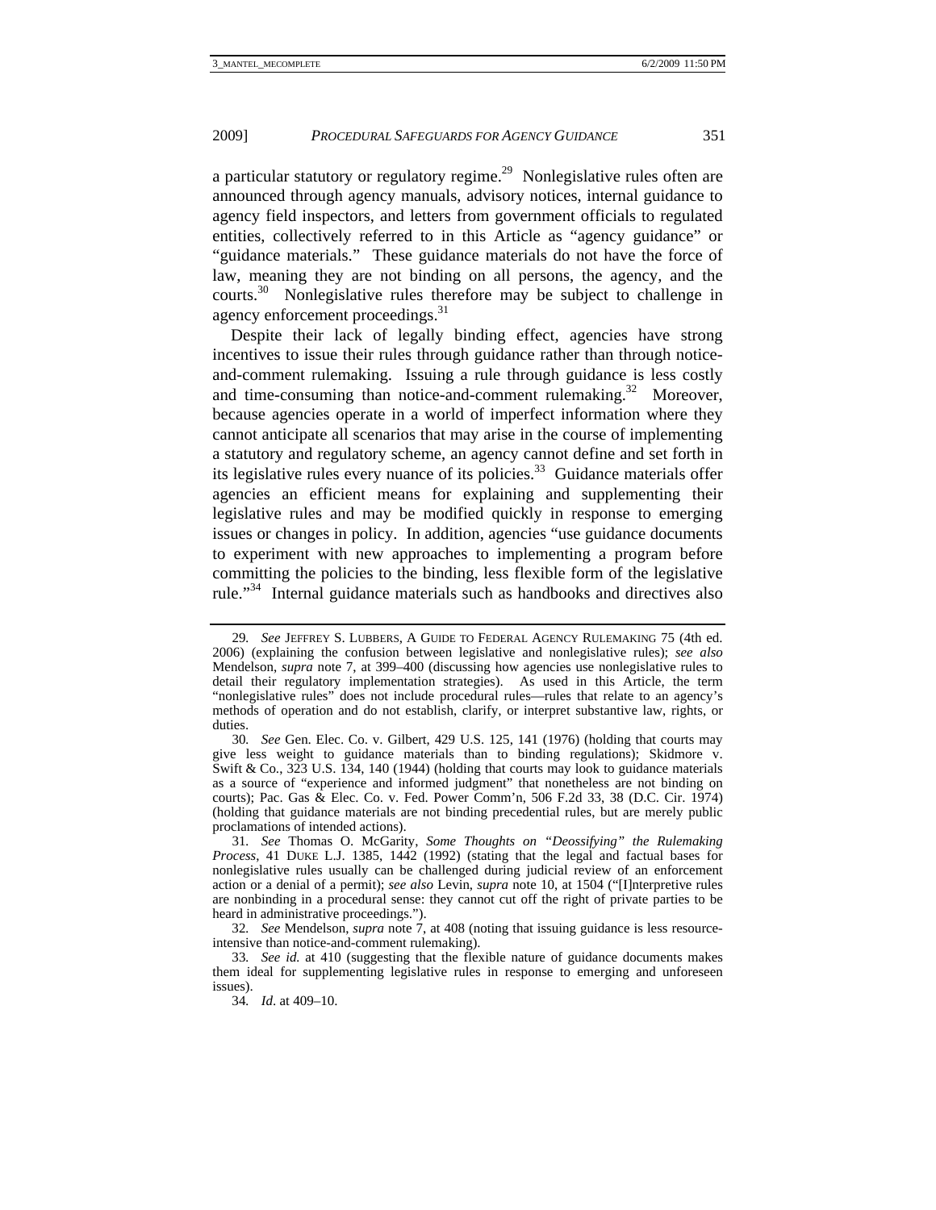a particular statutory or regulatory regime.[29] Nonlegislative rules often are announced through agency manuals, advisory notices, internal guidance to agency field inspectors, and letters from government officials to regulated entities, collectively referred to in this Article as "agency guidance" or "guidance materials." These guidance materials do not have the force of law, meaning they are not binding on all persons, the agency, and the courts.[30] Nonlegislative rules therefore may be subject to challenge in agency enforcement proceedings.[31]

Despite their lack of legally binding effect, agencies have strong incentives to issue their rules through guidance rather than through notice-and-comment rulemaking. Issuing a rule through guidance is less costly and time-consuming than notice-and-comment rulemaking.[32] Moreover, because agencies operate in a world of imperfect information where they cannot anticipate all scenarios that may arise in the course of implementing a statutory and regulatory scheme, an agency cannot define and set forth in its legislative rules every nuance of its policies.[33] Guidance materials offer agencies an efficient means for explaining and supplementing their legislative rules and may be modified quickly in response to emerging issues or changes in policy. In addition, agencies "use guidance documents to experiment with new approaches to implementing a program before committing the policies to the binding, less flexible form of the legislative rule."[34] Internal guidance materials such as handbooks and directives also

---

29. *See* JEFFREY S. LUBBERS, A GUIDE TO FEDERAL AGENCY RULEMAKING 75 (4th ed. 2006) (explaining the confusion between legislative and nonlegislative rules); *see also* Mendelson, *supra* note 7, at 399–400 (discussing how agencies use nonlegislative rules to detail their regulatory implementation strategies). As used in this Article, the term "nonlegislative rules" does not include procedural rules—rules that relate to an agency's methods of operation and do not establish, clarify, or interpret substantive law, rights, or duties.

30. *See* Gen. Elec. Co. v. Gilbert, 429 U.S. 125, 141 (1976) (holding that courts may give less weight to guidance materials than to binding regulations); Skidmore v. Swift & Co., 323 U.S. 134, 140 (1944) (holding that courts may look to guidance materials as a source of "experience and informed judgment" that nonetheless are not binding on courts); Pac. Gas & Elec. Co. v. Fed. Power Comm'n, 506 F.2d 33, 38 (D.C. Cir. 1974) (holding that guidance materials are not binding precedential rules, but are merely public proclamations of intended actions).

31. *See* Thomas O. McGarity, *Some Thoughts on "Deossifying" the Rulemaking Process*, 41 DUKE L.J. 1385, 1442 (1992) (stating that the legal and factual bases for nonlegislative rules usually can be challenged during judicial review of an enforcement action or a denial of a permit); *see also* Levin, *supra* note 10, at 1504 ("[I]nterpretive rules are nonbinding in a procedural sense: they cannot cut off the right of private parties to be heard in administrative proceedings.").

32. *See* Mendelson, *supra* note 7, at 408 (noting that issuing guidance is less resource-intensive than notice-and-comment rulemaking).

33. *See id.* at 410 (suggesting that the flexible nature of guidance documents makes them ideal for supplementing legislative rules in response to emerging and unforeseen issues).

34. *Id*. at 409–10.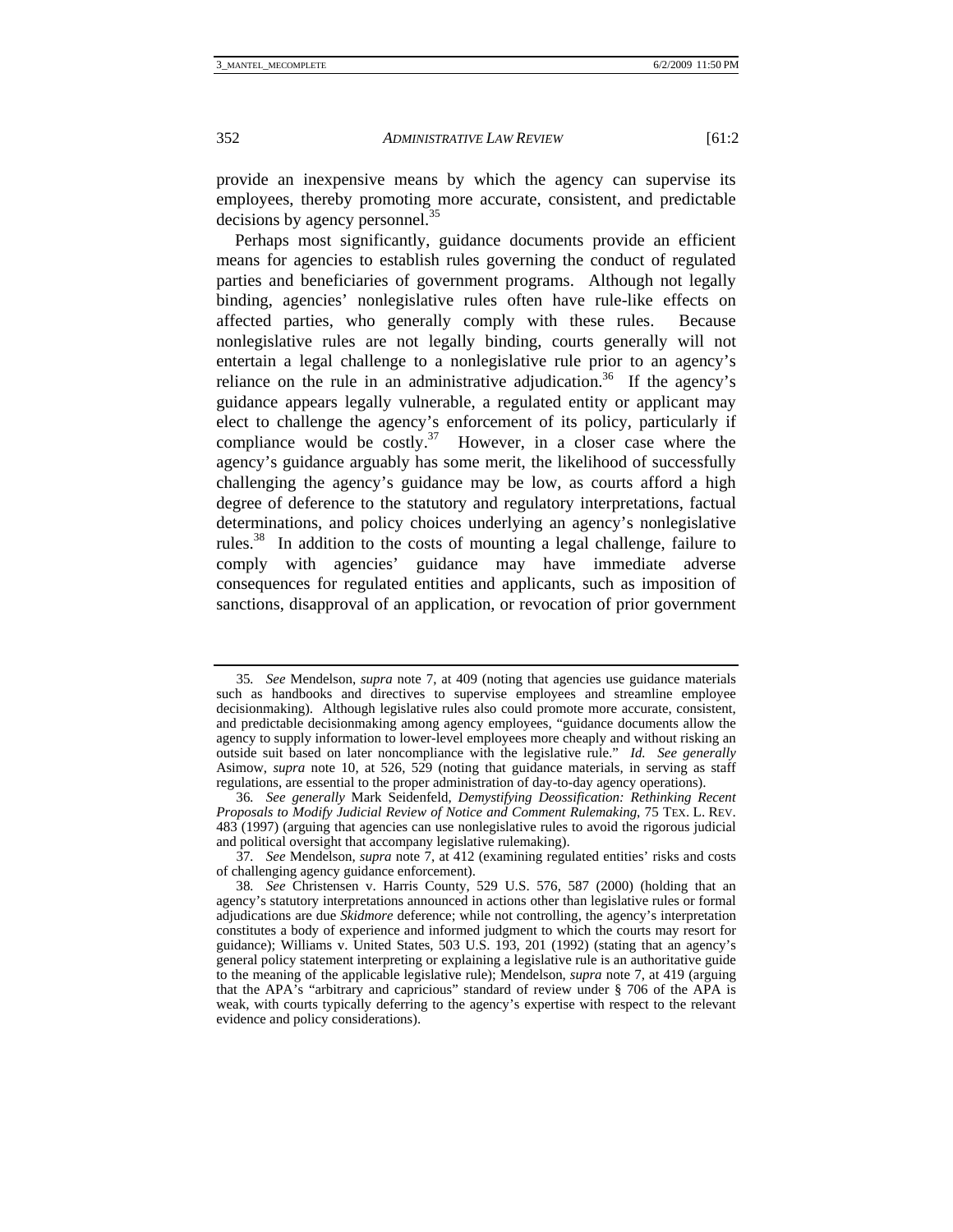provide an inexpensive means by which the agency can supervise its employees, thereby promoting more accurate, consistent, and predictable decisions by agency personnel.[35]

Perhaps most significantly, guidance documents provide an efficient means for agencies to establish rules governing the conduct of regulated parties and beneficiaries of government programs. Although not legally binding, agencies' nonlegislative rules often have rule-like effects on affected parties, who generally comply with these rules. Because nonlegislative rules are not legally binding, courts generally will not entertain a legal challenge to a nonlegislative rule prior to an agency's reliance on the rule in an administrative adjudication.[36] If the agency's guidance appears legally vulnerable, a regulated entity or applicant may elect to challenge the agency's enforcement of its policy, particularly if compliance would be costly.[37] However, in a closer case where the agency's guidance arguably has some merit, the likelihood of successfully challenging the agency's guidance may be low, as courts afford a high degree of deference to the statutory and regulatory interpretations, factual determinations, and policy choices underlying an agency's nonlegislative rules.[38] In addition to the costs of mounting a legal challenge, failure to comply with agencies' guidance may have immediate adverse consequences for regulated entities and applicants, such as imposition of sanctions, disapproval of an application, or revocation of prior government

---

35. *See* Mendelson, *supra* note 7, at 409 (noting that agencies use guidance materials such as handbooks and directives to supervise employees and streamline employee decisionmaking). Although legislative rules also could promote more accurate, consistent, and predictable decisionmaking among agency employees, "guidance documents allow the agency to supply information to lower-level employees more cheaply and without risking an outside suit based on later noncompliance with the legislative rule." *Id. See generally* Asimow, *supra* note 10, at 526, 529 (noting that guidance materials, in serving as staff regulations, are essential to the proper administration of day-to-day agency operations).

36. *See generally* Mark Seidenfeld, *Demystifying Deossification: Rethinking Recent Proposals to Modify Judicial Review of Notice and Comment Rulemaking*, 75 TEX. L. REV. 483 (1997) (arguing that agencies can use nonlegislative rules to avoid the rigorous judicial and political oversight that accompany legislative rulemaking).

37. *See* Mendelson, *supra* note 7, at 412 (examining regulated entities' risks and costs of challenging agency guidance enforcement).

38. *See* Christensen v. Harris County, 529 U.S. 576, 587 (2000) (holding that an agency's statutory interpretations announced in actions other than legislative rules or formal adjudications are due *Skidmore* deference; while not controlling, the agency's interpretation constitutes a body of experience and informed judgment to which the courts may resort for guidance); Williams v. United States, 503 U.S. 193, 201 (1992) (stating that an agency's general policy statement interpreting or explaining a legislative rule is an authoritative guide to the meaning of the applicable legislative rule); Mendelson, *supra* note 7, at 419 (arguing that the APA's "arbitrary and capricious" standard of review under § 706 of the APA is weak, with courts typically deferring to the agency's expertise with respect to the relevant evidence and policy considerations).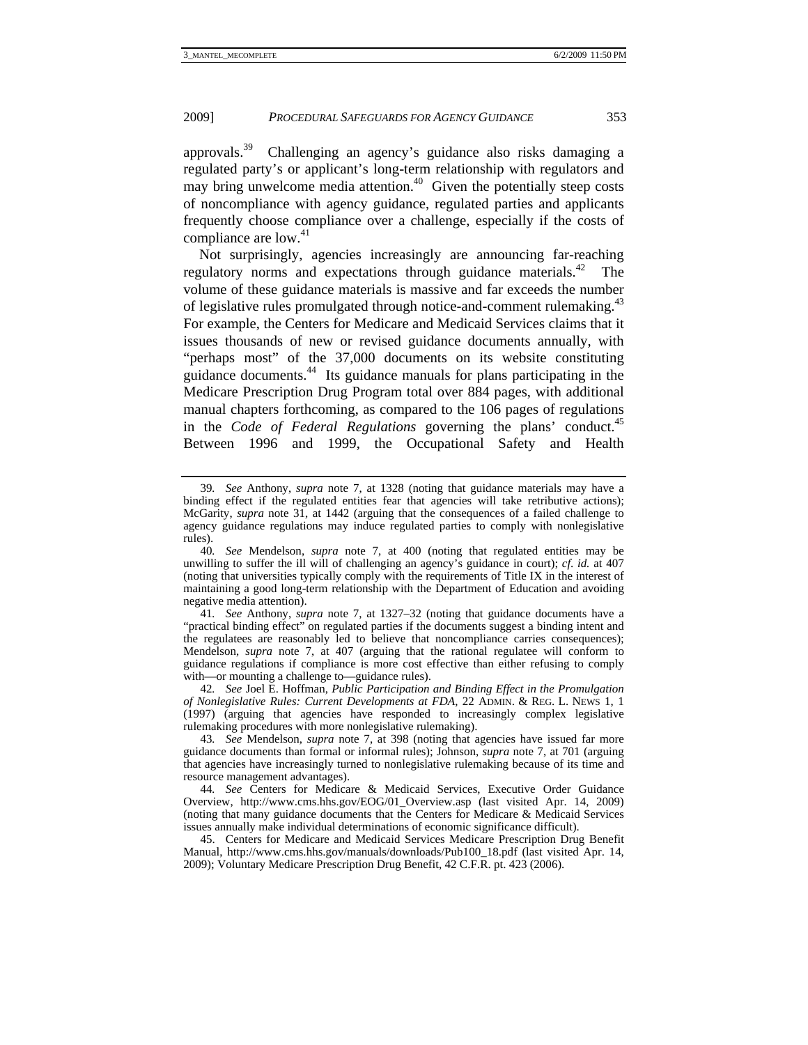approvals.[39] Challenging an agency's guidance also risks damaging a regulated party's or applicant's long-term relationship with regulators and may bring unwelcome media attention.[40] Given the potentially steep costs of noncompliance with agency guidance, regulated parties and applicants frequently choose compliance over a challenge, especially if the costs of compliance are low.[41]

Not surprisingly, agencies increasingly are announcing far-reaching regulatory norms and expectations through guidance materials.[42] The volume of these guidance materials is massive and far exceeds the number of legislative rules promulgated through notice-and-comment rulemaking.[43] For example, the Centers for Medicare and Medicaid Services claims that it issues thousands of new or revised guidance documents annually, with "perhaps most" of the 37,000 documents on its website constituting guidance documents.[44] Its guidance manuals for plans participating in the Medicare Prescription Drug Program total over 884 pages, with additional manual chapters forthcoming, as compared to the 106 pages of regulations in the *Code of Federal Regulations* governing the plans' conduct.[45] Between 1996 and 1999, the Occupational Safety and Health

---

39. *See* Anthony, *supra* note 7, at 1328 (noting that guidance materials may have a binding effect if the regulated entities fear that agencies will take retributive actions); McGarity, *supra* note 31, at 1442 (arguing that the consequences of a failed challenge to agency guidance regulations may induce regulated parties to comply with nonlegislative rules).

40. *See* Mendelson, *supra* note 7, at 400 (noting that regulated entities may be unwilling to suffer the ill will of challenging an agency's guidance in court); *cf. id.* at 407 (noting that universities typically comply with the requirements of Title IX in the interest of maintaining a good long-term relationship with the Department of Education and avoiding negative media attention).

41. *See* Anthony, *supra* note 7, at 1327–32 (noting that guidance documents have a "practical binding effect" on regulated parties if the documents suggest a binding intent and the regulatees are reasonably led to believe that noncompliance carries consequences); Mendelson, *supra* note 7, at 407 (arguing that the rational regulatee will conform to guidance regulations if compliance is more cost effective than either refusing to comply with—or mounting a challenge to—guidance rules).

42. *See* Joel E. Hoffman, *Public Participation and Binding Effect in the Promulgation of Nonlegislative Rules: Current Developments at FDA*, 22 ADMIN. & REG. L. NEWS 1, 1 (1997) (arguing that agencies have responded to increasingly complex legislative rulemaking procedures with more nonlegislative rulemaking).

43. *See* Mendelson, *supra* note 7, at 398 (noting that agencies have issued far more guidance documents than formal or informal rules); Johnson, *supra* note 7, at 701 (arguing that agencies have increasingly turned to nonlegislative rulemaking because of its time and resource management advantages).

44. *See* Centers for Medicare & Medicaid Services, Executive Order Guidance Overview, http://www.cms.hhs.gov/EOG/01_Overview.asp (last visited Apr. 14, 2009) (noting that many guidance documents that the Centers for Medicare & Medicaid Services issues annually make individual determinations of economic significance difficult).

45. Centers for Medicare and Medicaid Services Medicare Prescription Drug Benefit Manual, http://www.cms.hhs.gov/manuals/downloads/Pub100_18.pdf (last visited Apr. 14, 2009); Voluntary Medicare Prescription Drug Benefit, 42 C.F.R. pt. 423 (2006).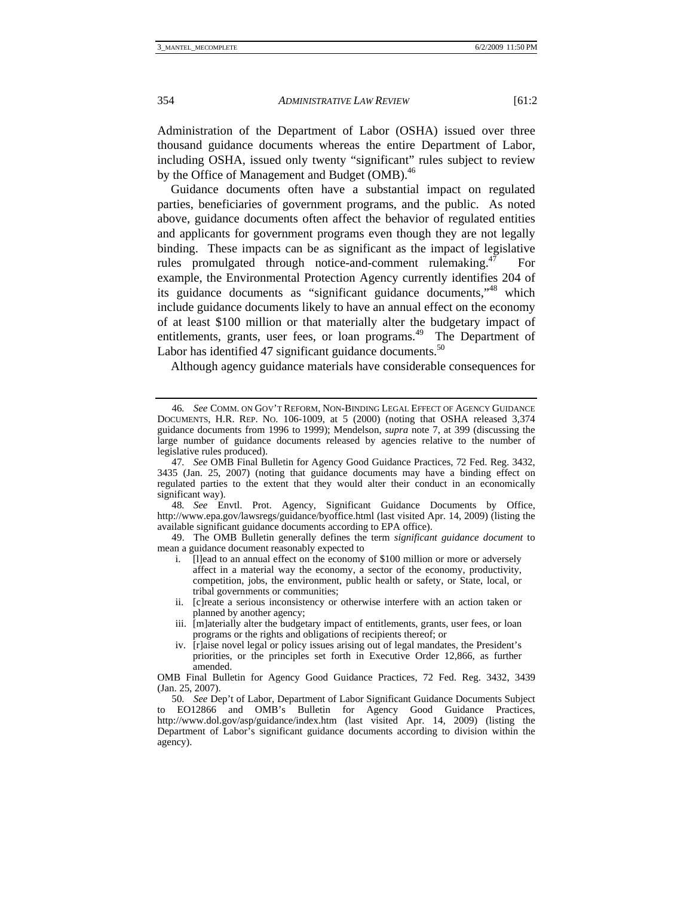Administration of the Department of Labor (OSHA) issued over three thousand guidance documents whereas the entire Department of Labor, including OSHA, issued only twenty "significant" rules subject to review by the Office of Management and Budget (OMB).[46]

Guidance documents often have a substantial impact on regulated parties, beneficiaries of government programs, and the public. As noted above, guidance documents often affect the behavior of regulated entities and applicants for government programs even though they are not legally binding. These impacts can be as significant as the impact of legislative rules promulgated through notice-and-comment rulemaking.[47] For example, the Environmental Protection Agency currently identifies 204 of its guidance documents as "significant guidance documents,"[48] which include guidance documents likely to have an annual effect on the economy of at least $100 million or that materially alter the budgetary impact of entitlements, grants, user fees, or loan programs.[49] The Department of Labor has identified 47 significant guidance documents.[50]

Although agency guidance materials have considerable consequences for

---

46. *See* COMM. ON GOV'T REFORM, NON-BINDING LEGAL EFFECT OF AGENCY GUIDANCE DOCUMENTS, H.R. REP. NO. 106-1009, at 5 (2000) (noting that OSHA released 3,374 guidance documents from 1996 to 1999); Mendelson, *supra* note 7, at 399 (discussing the large number of guidance documents released by agencies relative to the number of legislative rules produced).

47. *See* OMB Final Bulletin for Agency Good Guidance Practices, 72 Fed. Reg. 3432, 3435 (Jan. 25, 2007) (noting that guidance documents may have a binding effect on regulated parties to the extent that they would alter their conduct in an economically significant way).

48. *See* Envtl. Prot. Agency, Significant Guidance Documents by Office, http://www.epa.gov/lawsregs/guidance/byoffice.html (last visited Apr. 14, 2009) (listing the available significant guidance documents according to EPA office).

49. The OMB Bulletin generally defines the term *significant guidance document* to mean a guidance document reasonably expected to

i. [l]ead to an annual effect on the economy of $100 million or more or adversely affect in a material way the economy, a sector of the economy, productivity, competition, jobs, the environment, public health or safety, or State, local, or tribal governments or communities;

ii. [c]reate a serious inconsistency or otherwise interfere with an action taken or planned by another agency;

iii. [m]aterially alter the budgetary impact of entitlements, grants, user fees, or loan programs or the rights and obligations of recipients thereof; or

iv. [r]aise novel legal or policy issues arising out of legal mandates, the President's priorities, or the principles set forth in Executive Order 12,866, as further amended.

OMB Final Bulletin for Agency Good Guidance Practices, 72 Fed. Reg. 3432, 3439 (Jan. 25, 2007).

50. *See* Dep't of Labor, Department of Labor Significant Guidance Documents Subject to EO12866 and OMB's Bulletin for Agency Good Guidance Practices, http://www.dol.gov/asp/guidance/index.htm (last visited Apr. 14, 2009) (listing the Department of Labor's significant guidance documents according to division within the agency).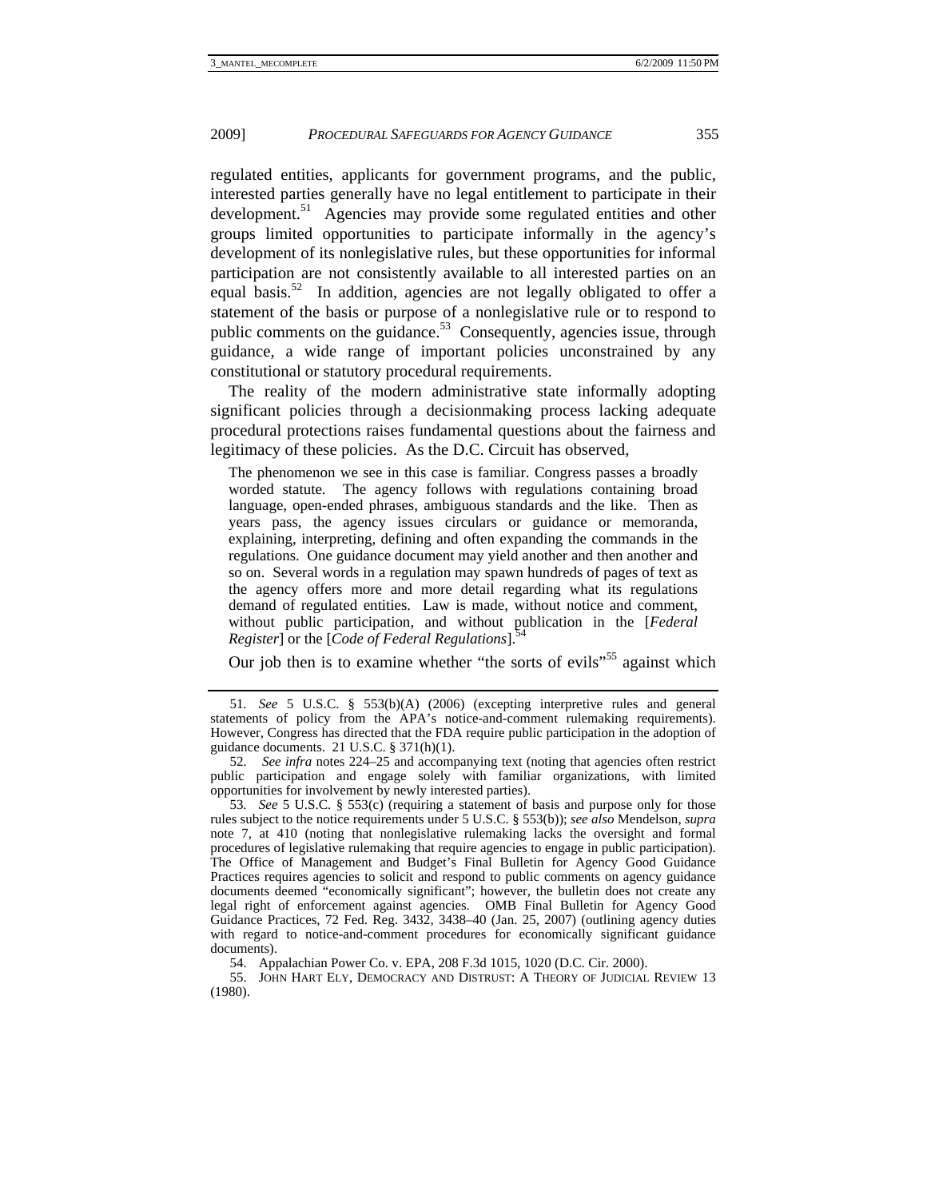regulated entities, applicants for government programs, and the public, interested parties generally have no legal entitlement to participate in their development.[51] Agencies may provide some regulated entities and other groups limited opportunities to participate informally in the agency's development of its nonlegislative rules, but these opportunities for informal participation are not consistently available to all interested parties on an equal basis.[52] In addition, agencies are not legally obligated to offer a statement of the basis or purpose of a nonlegislative rule or to respond to public comments on the guidance.[53] Consequently, agencies issue, through guidance, a wide range of important policies unconstrained by any constitutional or statutory procedural requirements.

The reality of the modern administrative state informally adopting significant policies through a decisionmaking process lacking adequate procedural protections raises fundamental questions about the fairness and legitimacy of these policies. As the D.C. Circuit has observed,

> The phenomenon we see in this case is familiar. Congress passes a broadly worded statute. The agency follows with regulations containing broad language, open-ended phrases, ambiguous standards and the like. Then as years pass, the agency issues circulars or guidance or memoranda, explaining, interpreting, defining and often expanding the commands in the regulations. One guidance document may yield another and then another and so on. Several words in a regulation may spawn hundreds of pages of text as the agency offers more and more detail regarding what its regulations demand of regulated entities. Law is made, without notice and comment, without public participation, and without publication in the [*Federal Register*] or the [*Code of Federal Regulations*].[54]

Our job then is to examine whether "the sorts of evils"[55] against which

---

51. *See* 5 U.S.C. § 553(b)(A) (2006) (excepting interpretive rules and general statements of policy from the APA's notice-and-comment rulemaking requirements). However, Congress has directed that the FDA require public participation in the adoption of guidance documents. 21 U.S.C. § 371(h)(1).

52. *See infra* notes 224–25 and accompanying text (noting that agencies often restrict public participation and engage solely with familiar organizations, with limited opportunities for involvement by newly interested parties).

53. *See* 5 U.S.C. § 553(c) (requiring a statement of basis and purpose only for those rules subject to the notice requirements under 5 U.S.C. § 553(b)); *see also* Mendelson, *supra* note 7, at 410 (noting that nonlegislative rulemaking lacks the oversight and formal procedures of legislative rulemaking that require agencies to engage in public participation). The Office of Management and Budget's Final Bulletin for Agency Good Guidance Practices requires agencies to solicit and respond to public comments on agency guidance documents deemed "economically significant"; however, the bulletin does not create any legal right of enforcement against agencies. OMB Final Bulletin for Agency Good Guidance Practices, 72 Fed. Reg. 3432, 3438–40 (Jan. 25, 2007) (outlining agency duties with regard to notice-and-comment procedures for economically significant guidance documents).

54. Appalachian Power Co. v. EPA, 208 F.3d 1015, 1020 (D.C. Cir. 2000).

55. JOHN HART ELY, DEMOCRACY AND DISTRUST: A THEORY OF JUDICIAL REVIEW 13 (1980).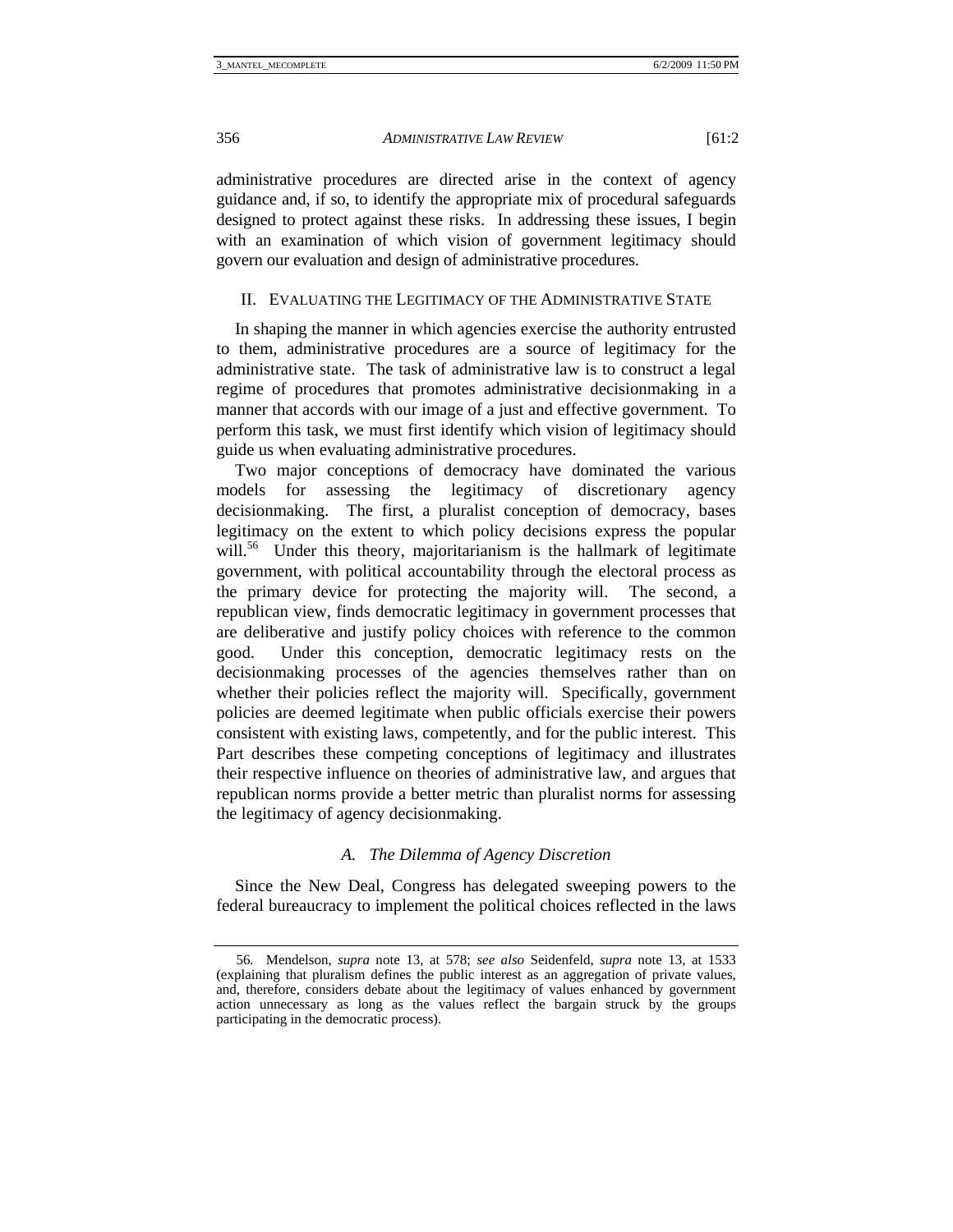administrative procedures are directed arise in the context of agency guidance and, if so, to identify the appropriate mix of procedural safeguards designed to protect against these risks. In addressing these issues, I begin with an examination of which vision of government legitimacy should govern our evaluation and design of administrative procedures.

## II. EVALUATING THE LEGITIMACY OF THE ADMINISTRATIVE STATE

In shaping the manner in which agencies exercise the authority entrusted to them, administrative procedures are a source of legitimacy for the administrative state. The task of administrative law is to construct a legal regime of procedures that promotes administrative decisionmaking in a manner that accords with our image of a just and effective government. To perform this task, we must first identify which vision of legitimacy should guide us when evaluating administrative procedures.

Two major conceptions of democracy have dominated the various models for assessing the legitimacy of discretionary agency decisionmaking. The first, a pluralist conception of democracy, bases legitimacy on the extent to which policy decisions express the popular will.[56] Under this theory, majoritarianism is the hallmark of legitimate government, with political accountability through the electoral process as the primary device for protecting the majority will. The second, a republican view, finds democratic legitimacy in government processes that are deliberative and justify policy choices with reference to the common good. Under this conception, democratic legitimacy rests on the decisionmaking processes of the agencies themselves rather than on whether their policies reflect the majority will. Specifically, government policies are deemed legitimate when public officials exercise their powers consistent with existing laws, competently, and for the public interest. This Part describes these competing conceptions of legitimacy and illustrates their respective influence on theories of administrative law, and argues that republican norms provide a better metric than pluralist norms for assessing the legitimacy of agency decisionmaking.

### *A. The Dilemma of Agency Discretion*

Since the New Deal, Congress has delegated sweeping powers to the federal bureaucracy to implement the political choices reflected in the laws

---

56. Mendelson, *supra* note 13, at 578; *see also* Seidenfeld, *supra* note 13, at 1533 (explaining that pluralism defines the public interest as an aggregation of private values, and, therefore, considers debate about the legitimacy of values enhanced by government action unnecessary as long as the values reflect the bargain struck by the groups participating in the democratic process).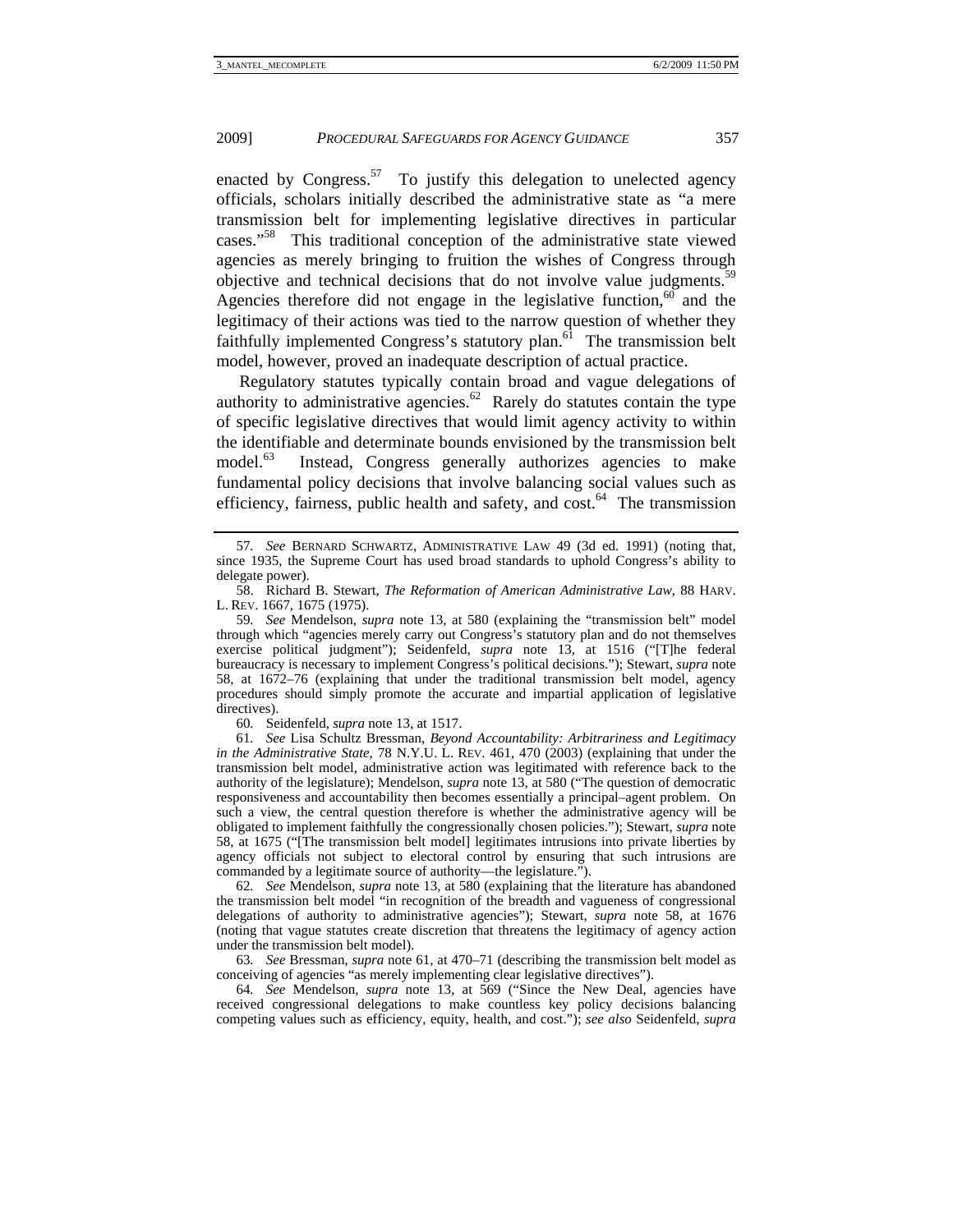enacted by Congress.[57] To justify this delegation to unelected agency officials, scholars initially described the administrative state as "a mere transmission belt for implementing legislative directives in particular cases."[58] This traditional conception of the administrative state viewed agencies as merely bringing to fruition the wishes of Congress through objective and technical decisions that do not involve value judgments.[59] Agencies therefore did not engage in the legislative function,[60] and the legitimacy of their actions was tied to the narrow question of whether they faithfully implemented Congress's statutory plan.[61] The transmission belt model, however, proved an inadequate description of actual practice.

Regulatory statutes typically contain broad and vague delegations of authority to administrative agencies.[62] Rarely do statutes contain the type of specific legislative directives that would limit agency activity to within the identifiable and determinate bounds envisioned by the transmission belt model.[63] Instead, Congress generally authorizes agencies to make fundamental policy decisions that involve balancing social values such as efficiency, fairness, public health and safety, and cost.[64] The transmission

---

57. *See* BERNARD SCHWARTZ, ADMINISTRATIVE LAW 49 (3d ed. 1991) (noting that, since 1935, the Supreme Court has used broad standards to uphold Congress's ability to delegate power).

58. Richard B. Stewart, *The Reformation of American Administrative Law*, 88 HARV. L. REV. 1667, 1675 (1975).

59. *See* Mendelson, *supra* note 13, at 580 (explaining the "transmission belt" model through which "agencies merely carry out Congress's statutory plan and do not themselves exercise political judgment"); Seidenfeld, *supra* note 13, at 1516 ("[T]he federal bureaucracy is necessary to implement Congress's political decisions."); Stewart, *supra* note 58, at 1672–76 (explaining that under the traditional transmission belt model, agency procedures should simply promote the accurate and impartial application of legislative directives).

60. Seidenfeld, *supra* note 13, at 1517.

61. *See* Lisa Schultz Bressman, *Beyond Accountability: Arbitrariness and Legitimacy in the Administrative State*, 78 N.Y.U. L. REV. 461, 470 (2003) (explaining that under the transmission belt model, administrative action was legitimated with reference back to the authority of the legislature); Mendelson, *supra* note 13, at 580 ("The question of democratic responsiveness and accountability then becomes essentially a principal–agent problem. On such a view, the central question therefore is whether the administrative agency will be obligated to implement faithfully the congressionally chosen policies."); Stewart, *supra* note 58, at 1675 ("[The transmission belt model] legitimates intrusions into private liberties by agency officials not subject to electoral control by ensuring that such intrusions are commanded by a legitimate source of authority—the legislature.").

62. *See* Mendelson, *supra* note 13, at 580 (explaining that the literature has abandoned the transmission belt model "in recognition of the breadth and vagueness of congressional delegations of authority to administrative agencies"); Stewart, *supra* note 58, at 1676 (noting that vague statutes create discretion that threatens the legitimacy of agency action under the transmission belt model).

63. *See* Bressman, *supra* note 61, at 470–71 (describing the transmission belt model as conceiving of agencies "as merely implementing clear legislative directives").

64. *See* Mendelson, *supra* note 13, at 569 ("Since the New Deal, agencies have received congressional delegations to make countless key policy decisions balancing competing values such as efficiency, equity, health, and cost."); *see also* Seidenfeld, *supra*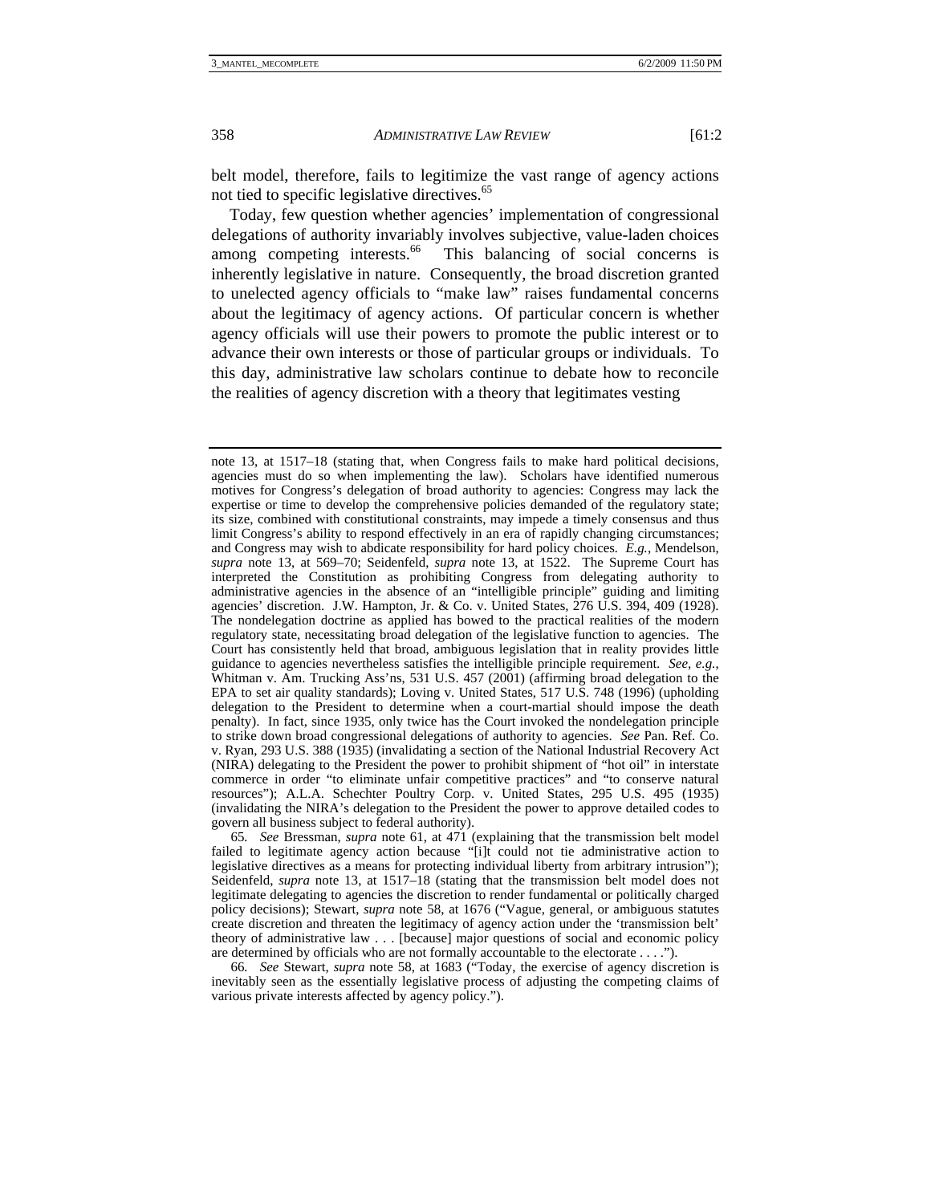belt model, therefore, fails to legitimize the vast range of agency actions not tied to specific legislative directives.[65]

Today, few question whether agencies' implementation of congressional delegations of authority invariably involves subjective, value-laden choices among competing interests.[66] This balancing of social concerns is inherently legislative in nature. Consequently, the broad discretion granted to unelected agency officials to "make law" raises fundamental concerns about the legitimacy of agency actions. Of particular concern is whether agency officials will use their powers to promote the public interest or to advance their own interests or those of particular groups or individuals. To this day, administrative law scholars continue to debate how to reconcile the realities of agency discretion with a theory that legitimates vesting

---

note 13, at 1517–18 (stating that, when Congress fails to make hard political decisions, agencies must do so when implementing the law). Scholars have identified numerous motives for Congress's delegation of broad authority to agencies: Congress may lack the expertise or time to develop the comprehensive policies demanded of the regulatory state; its size, combined with constitutional constraints, may impede a timely consensus and thus limit Congress's ability to respond effectively in an era of rapidly changing circumstances; and Congress may wish to abdicate responsibility for hard policy choices. *E.g.*, Mendelson, *supra* note 13, at 569–70; Seidenfeld, *supra* note 13, at 1522. The Supreme Court has interpreted the Constitution as prohibiting Congress from delegating authority to administrative agencies in the absence of an "intelligible principle" guiding and limiting agencies' discretion. J.W. Hampton, Jr. & Co. v. United States, 276 U.S. 394, 409 (1928). The nondelegation doctrine as applied has bowed to the practical realities of the modern regulatory state, necessitating broad delegation of the legislative function to agencies. The Court has consistently held that broad, ambiguous legislation that in reality provides little guidance to agencies nevertheless satisfies the intelligible principle requirement. *See, e.g.*, Whitman v. Am. Trucking Ass'ns, 531 U.S. 457 (2001) (affirming broad delegation to the EPA to set air quality standards); Loving v. United States, 517 U.S. 748 (1996) (upholding delegation to the President to determine when a court-martial should impose the death penalty). In fact, since 1935, only twice has the Court invoked the nondelegation principle to strike down broad congressional delegations of authority to agencies. *See* Pan. Ref. Co. v. Ryan, 293 U.S. 388 (1935) (invalidating a section of the National Industrial Recovery Act (NIRA) delegating to the President the power to prohibit shipment of "hot oil" in interstate commerce in order "to eliminate unfair competitive practices" and "to conserve natural resources"); A.L.A. Schechter Poultry Corp. v. United States, 295 U.S. 495 (1935) (invalidating the NIRA's delegation to the President the power to approve detailed codes to govern all business subject to federal authority).

65. *See* Bressman, *supra* note 61, at 471 (explaining that the transmission belt model failed to legitimate agency action because "[i]t could not tie administrative action to legislative directives as a means for protecting individual liberty from arbitrary intrusion"); Seidenfeld, *supra* note 13, at 1517–18 (stating that the transmission belt model does not legitimate delegating to agencies the discretion to render fundamental or politically charged policy decisions); Stewart, *supra* note 58, at 1676 ("Vague, general, or ambiguous statutes create discretion and threaten the legitimacy of agency action under the 'transmission belt' theory of administrative law . . . [because] major questions of social and economic policy are determined by officials who are not formally accountable to the electorate . . . .").

66. *See* Stewart, *supra* note 58, at 1683 ("Today, the exercise of agency discretion is inevitably seen as the essentially legislative process of adjusting the competing claims of various private interests affected by agency policy.").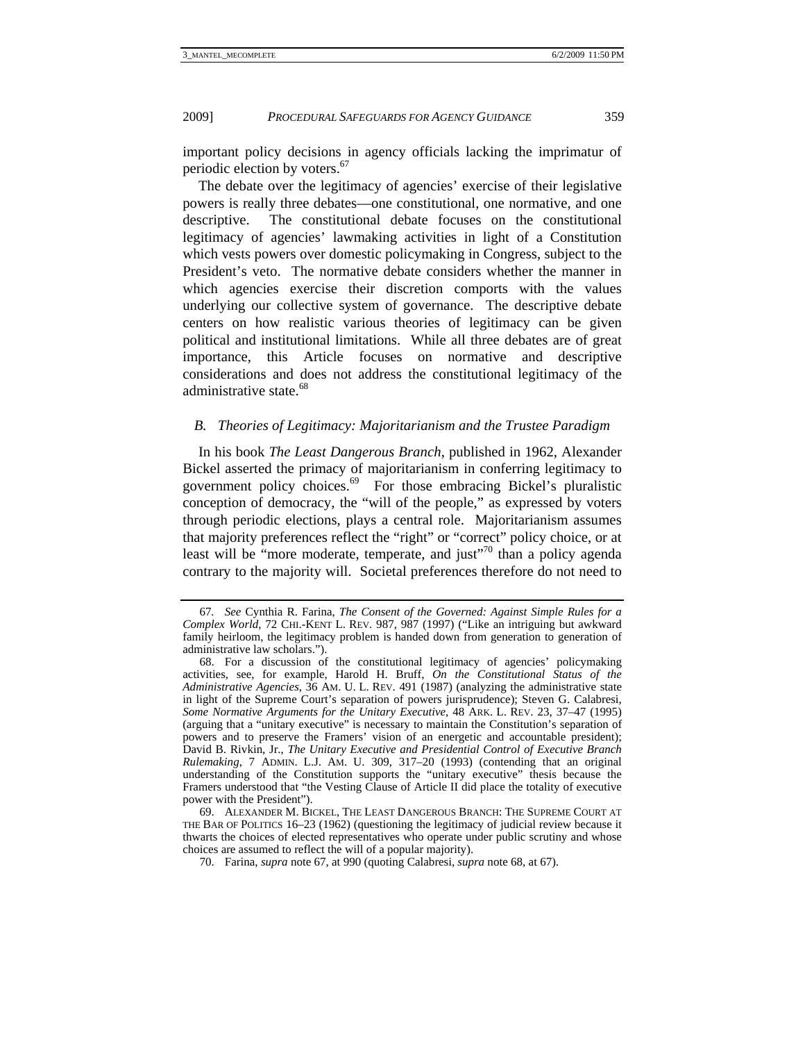important policy decisions in agency officials lacking the imprimatur of periodic election by voters.[67]

The debate over the legitimacy of agencies' exercise of their legislative powers is really three debates—one constitutional, one normative, and one descriptive. The constitutional debate focuses on the constitutional legitimacy of agencies' lawmaking activities in light of a Constitution which vests powers over domestic policymaking in Congress, subject to the President's veto. The normative debate considers whether the manner in which agencies exercise their discretion comports with the values underlying our collective system of governance. The descriptive debate centers on how realistic various theories of legitimacy can be given political and institutional limitations. While all three debates are of great importance, this Article focuses on normative and descriptive considerations and does not address the constitutional legitimacy of the administrative state.[68]

### *B. Theories of Legitimacy: Majoritarianism and the Trustee Paradigm*

In his book *The Least Dangerous Branch*, published in 1962, Alexander Bickel asserted the primacy of majoritarianism in conferring legitimacy to government policy choices.[69] For those embracing Bickel's pluralistic conception of democracy, the "will of the people," as expressed by voters through periodic elections, plays a central role. Majoritarianism assumes that majority preferences reflect the "right" or "correct" policy choice, or at least will be "more moderate, temperate, and just"[70] than a policy agenda contrary to the majority will. Societal preferences therefore do not need to

---

67. *See* Cynthia R. Farina, *The Consent of the Governed: Against Simple Rules for a Complex World*, 72 CHI.-KENT L. REV. 987, 987 (1997) ("Like an intriguing but awkward family heirloom, the legitimacy problem is handed down from generation to generation of administrative law scholars.").

68. For a discussion of the constitutional legitimacy of agencies' policymaking activities, see, for example, Harold H. Bruff, *On the Constitutional Status of the Administrative Agencies*, 36 AM. U. L. REV. 491 (1987) (analyzing the administrative state in light of the Supreme Court's separation of powers jurisprudence); Steven G. Calabresi, *Some Normative Arguments for the Unitary Executive*, 48 ARK. L. REV. 23, 37–47 (1995) (arguing that a "unitary executive" is necessary to maintain the Constitution's separation of powers and to preserve the Framers' vision of an energetic and accountable president); David B. Rivkin, Jr., *The Unitary Executive and Presidential Control of Executive Branch Rulemaking*, 7 ADMIN. L.J. AM. U. 309, 317–20 (1993) (contending that an original understanding of the Constitution supports the "unitary executive" thesis because the Framers understood that "the Vesting Clause of Article II did place the totality of executive power with the President").

69. ALEXANDER M. BICKEL, THE LEAST DANGEROUS BRANCH: THE SUPREME COURT AT THE BAR OF POLITICS 16–23 (1962) (questioning the legitimacy of judicial review because it thwarts the choices of elected representatives who operate under public scrutiny and whose choices are assumed to reflect the will of a popular majority).

70. Farina, *supra* note 67, at 990 (quoting Calabresi, *supra* note 68, at 67).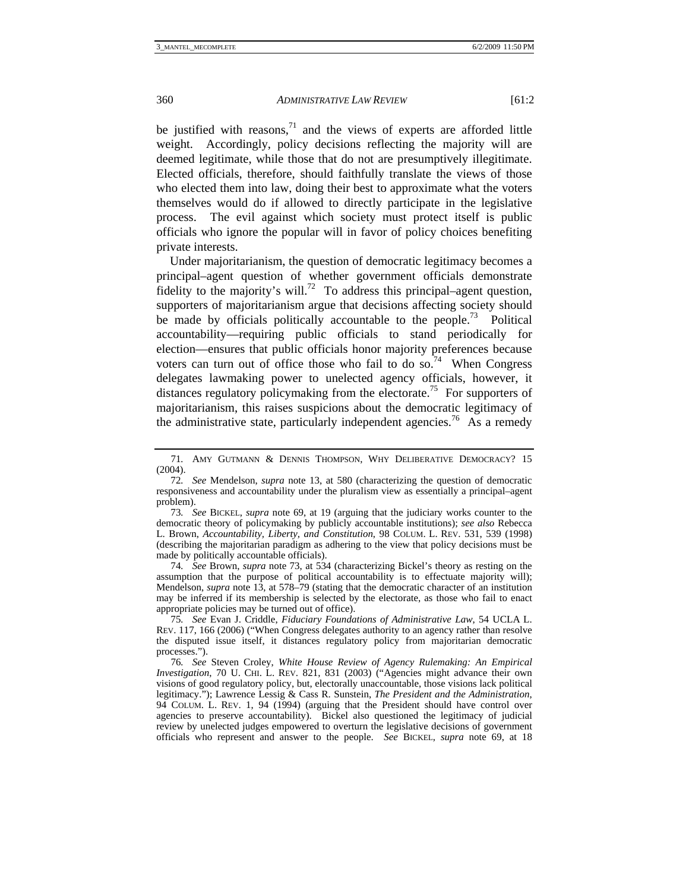be justified with reasons,[71] and the views of experts are afforded little weight. Accordingly, policy decisions reflecting the majority will are deemed legitimate, while those that do not are presumptively illegitimate. Elected officials, therefore, should faithfully translate the views of those who elected them into law, doing their best to approximate what the voters themselves would do if allowed to directly participate in the legislative process. The evil against which society must protect itself is public officials who ignore the popular will in favor of policy choices benefiting private interests.

Under majoritarianism, the question of democratic legitimacy becomes a principal–agent question of whether government officials demonstrate fidelity to the majority's will.[72] To address this principal–agent question, supporters of majoritarianism argue that decisions affecting society should be made by officials politically accountable to the people.[73] Political accountability—requiring public officials to stand periodically for election—ensures that public officials honor majority preferences because voters can turn out of office those who fail to do so.[74] When Congress delegates lawmaking power to unelected agency officials, however, it distances regulatory policymaking from the electorate.[75] For supporters of majoritarianism, this raises suspicions about the democratic legitimacy of the administrative state, particularly independent agencies.[76] As a remedy

---

71. AMY GUTMANN & DENNIS THOMPSON, WHY DELIBERATIVE DEMOCRACY? 15 (2004).

72. *See* Mendelson, *supra* note 13, at 580 (characterizing the question of democratic responsiveness and accountability under the pluralism view as essentially a principal–agent problem).

73. *See* BICKEL, *supra* note 69, at 19 (arguing that the judiciary works counter to the democratic theory of policymaking by publicly accountable institutions); *see also* Rebecca L. Brown, *Accountability, Liberty, and Constitution*, 98 COLUM. L. REV. 531, 539 (1998) (describing the majoritarian paradigm as adhering to the view that policy decisions must be made by politically accountable officials).

74. *See* Brown, *supra* note 73, at 534 (characterizing Bickel's theory as resting on the assumption that the purpose of political accountability is to effectuate majority will); Mendelson, *supra* note 13, at 578–79 (stating that the democratic character of an institution may be inferred if its membership is selected by the electorate, as those who fail to enact appropriate policies may be turned out of office).

75. *See* Evan J. Criddle, *Fiduciary Foundations of Administrative Law*, 54 UCLA L. REV. 117, 166 (2006) ("When Congress delegates authority to an agency rather than resolve the disputed issue itself, it distances regulatory policy from majoritarian democratic processes.").

76. *See* Steven Croley, *White House Review of Agency Rulemaking: An Empirical Investigation*, 70 U. CHI. L. REV. 821, 831 (2003) ("Agencies might advance their own visions of good regulatory policy, but, electorally unaccountable, those visions lack political legitimacy."); Lawrence Lessig & Cass R. Sunstein, *The President and the Administration*, 94 COLUM. L. REV. 1, 94 (1994) (arguing that the President should have control over agencies to preserve accountability). Bickel also questioned the legitimacy of judicial review by unelected judges empowered to overturn the legislative decisions of government officials who represent and answer to the people. *See* BICKEL, *supra* note 69, at 18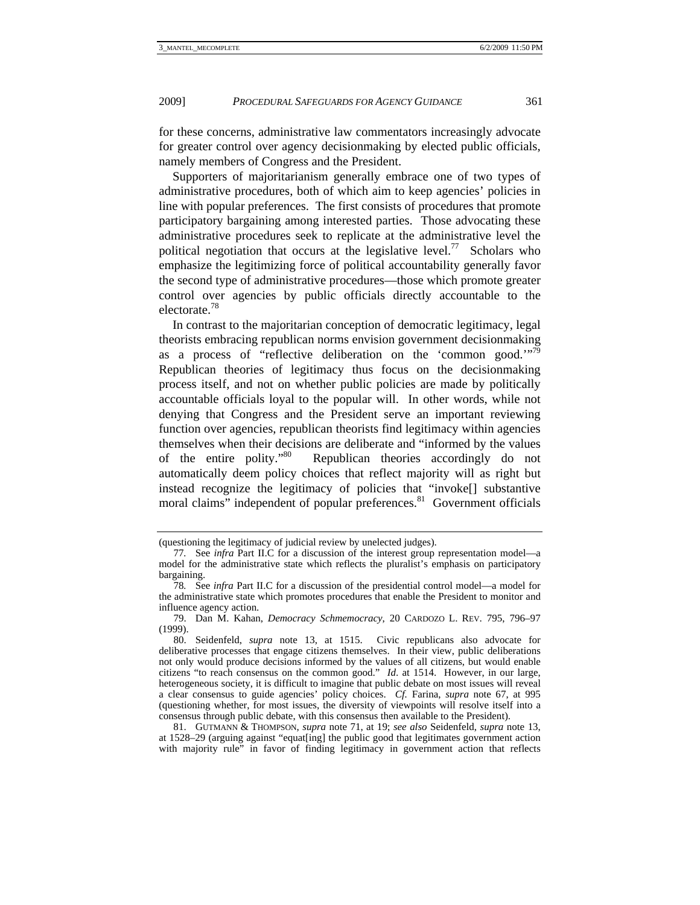for these concerns, administrative law commentators increasingly advocate for greater control over agency decisionmaking by elected public officials, namely members of Congress and the President.

Supporters of majoritarianism generally embrace one of two types of administrative procedures, both of which aim to keep agencies' policies in line with popular preferences. The first consists of procedures that promote participatory bargaining among interested parties. Those advocating these administrative procedures seek to replicate at the administrative level the political negotiation that occurs at the legislative level.[77] Scholars who emphasize the legitimizing force of political accountability generally favor the second type of administrative procedures—those which promote greater control over agencies by public officials directly accountable to the electorate.[78]

In contrast to the majoritarian conception of democratic legitimacy, legal theorists embracing republican norms envision government decisionmaking as a process of "reflective deliberation on the 'common good.'"[79] Republican theories of legitimacy thus focus on the decisionmaking process itself, and not on whether public policies are made by politically accountable officials loyal to the popular will. In other words, while not denying that Congress and the President serve an important reviewing function over agencies, republican theorists find legitimacy within agencies themselves when their decisions are deliberate and "informed by the values of the entire polity."[80] Republican theories accordingly do not automatically deem policy choices that reflect majority will as right but instead recognize the legitimacy of policies that "invoke[] substantive moral claims" independent of popular preferences.[81] Government officials

---

(questioning the legitimacy of judicial review by unelected judges).

77. See *infra* Part II.C for a discussion of the interest group representation model—a model for the administrative state which reflects the pluralist's emphasis on participatory bargaining.

78. See *infra* Part II.C for a discussion of the presidential control model—a model for the administrative state which promotes procedures that enable the President to monitor and influence agency action.

79. Dan M. Kahan, *Democracy Schmemocracy*, 20 CARDOZO L. REV. 795, 796–97 (1999).

80. Seidenfeld, *supra* note 13, at 1515. Civic republicans also advocate for deliberative processes that engage citizens themselves. In their view, public deliberations not only would produce decisions informed by the values of all citizens, but would enable citizens "to reach consensus on the common good." *Id*. at 1514. However, in our large, heterogeneous society, it is difficult to imagine that public debate on most issues will reveal a clear consensus to guide agencies' policy choices. *Cf.* Farina, *supra* note 67, at 995 (questioning whether, for most issues, the diversity of viewpoints will resolve itself into a consensus through public debate, with this consensus then available to the President).

81. GUTMANN & THOMPSON, *supra* note 71, at 19; *see also* Seidenfeld, *supra* note 13, at 1528–29 (arguing against "equat[ing] the public good that legitimates government action with majority rule" in favor of finding legitimacy in government action that reflects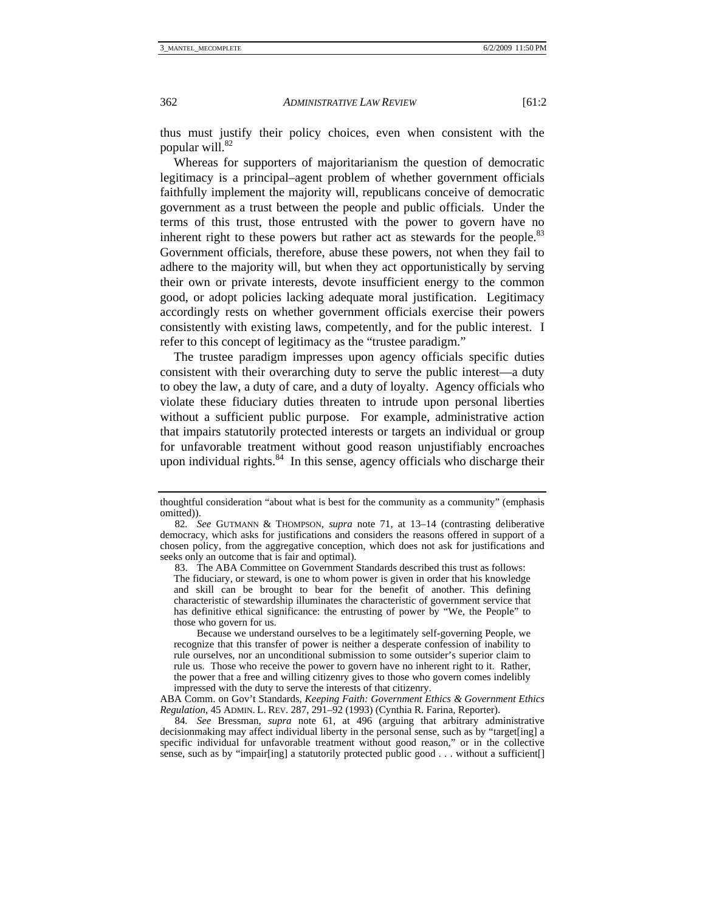thus must justify their policy choices, even when consistent with the popular will.[82]

Whereas for supporters of majoritarianism the question of democratic legitimacy is a principal–agent problem of whether government officials faithfully implement the majority will, republicans conceive of democratic government as a trust between the people and public officials. Under the terms of this trust, those entrusted with the power to govern have no inherent right to these powers but rather act as stewards for the people.[83] Government officials, therefore, abuse these powers, not when they fail to adhere to the majority will, but when they act opportunistically by serving their own or private interests, devote insufficient energy to the common good, or adopt policies lacking adequate moral justification. Legitimacy accordingly rests on whether government officials exercise their powers consistently with existing laws, competently, and for the public interest. I refer to this concept of legitimacy as the "trustee paradigm."

The trustee paradigm impresses upon agency officials specific duties consistent with their overarching duty to serve the public interest—a duty to obey the law, a duty of care, and a duty of loyalty. Agency officials who violate these fiduciary duties threaten to intrude upon personal liberties without a sufficient public purpose. For example, administrative action that impairs statutorily protected interests or targets an individual or group for unfavorable treatment without good reason unjustifiably encroaches upon individual rights.[84] In this sense, agency officials who discharge their

---

thoughtful consideration "about what is best for the community as a community" (emphasis omitted)).

82. *See* GUTMANN & THOMPSON, *supra* note 71, at 13–14 (contrasting deliberative democracy, which asks for justifications and considers the reasons offered in support of a chosen policy, from the aggregative conception, which does not ask for justifications and seeks only an outcome that is fair and optimal).

83. The ABA Committee on Government Standards described this trust as follows:

> The fiduciary, or steward, is one to whom power is given in order that his knowledge and skill can be brought to bear for the benefit of another. This defining characteristic of stewardship illuminates the characteristic of government service that has definitive ethical significance: the entrusting of power by "We, the People" to those who govern for us.
>
> Because we understand ourselves to be a legitimately self-governing People, we recognize that this transfer of power is neither a desperate confession of inability to rule ourselves, nor an unconditional submission to some outsider's superior claim to rule us. Those who receive the power to govern have no inherent right to it. Rather, the power that a free and willing citizenry gives to those who govern comes indelibly impressed with the duty to serve the interests of that citizenry.

ABA Comm. on Gov't Standards, *Keeping Faith: Government Ethics & Government Ethics Regulation*, 45 ADMIN. L. REV. 287, 291–92 (1993) (Cynthia R. Farina, Reporter).

84. *See* Bressman, *supra* note 61, at 496 (arguing that arbitrary administrative decisionmaking may affect individual liberty in the personal sense, such as by "target[ing] a specific individual for unfavorable treatment without good reason," or in the collective sense, such as by "impair[ing] a statutorily protected public good . . . without a sufficient[]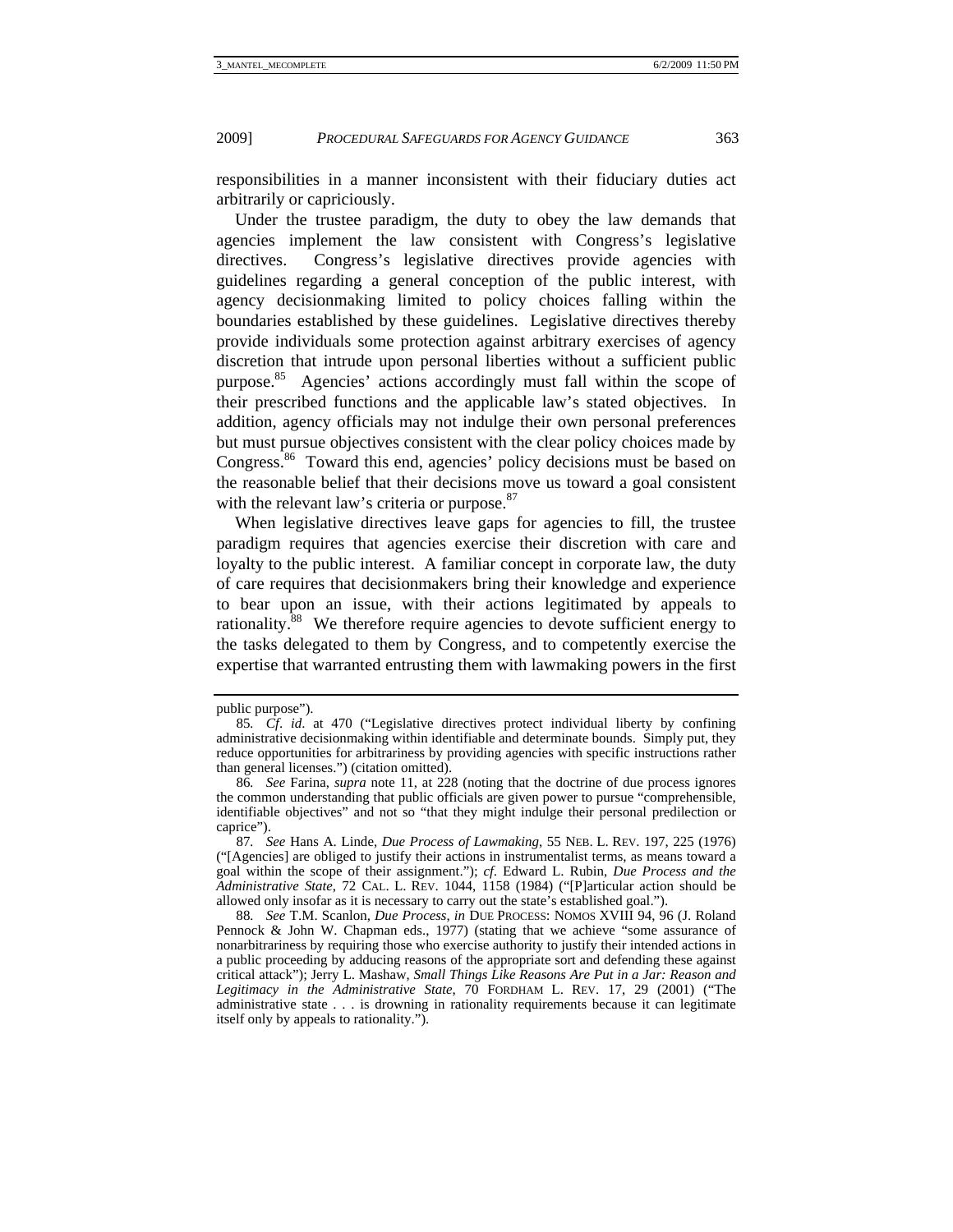responsibilities in a manner inconsistent with their fiduciary duties act arbitrarily or capriciously.

Under the trustee paradigm, the duty to obey the law demands that agencies implement the law consistent with Congress's legislative directives. Congress's legislative directives provide agencies with guidelines regarding a general conception of the public interest, with agency decisionmaking limited to policy choices falling within the boundaries established by these guidelines. Legislative directives thereby provide individuals some protection against arbitrary exercises of agency discretion that intrude upon personal liberties without a sufficient public purpose.[85] Agencies' actions accordingly must fall within the scope of their prescribed functions and the applicable law's stated objectives. In addition, agency officials may not indulge their own personal preferences but must pursue objectives consistent with the clear policy choices made by Congress.[86] Toward this end, agencies' policy decisions must be based on the reasonable belief that their decisions move us toward a goal consistent with the relevant law's criteria or purpose.[87]

When legislative directives leave gaps for agencies to fill, the trustee paradigm requires that agencies exercise their discretion with care and loyalty to the public interest. A familiar concept in corporate law, the duty of care requires that decisionmakers bring their knowledge and experience to bear upon an issue, with their actions legitimated by appeals to rationality.[88] We therefore require agencies to devote sufficient energy to the tasks delegated to them by Congress, and to competently exercise the expertise that warranted entrusting them with lawmaking powers in the first

---

public purpose").

85. *Cf. id.* at 470 ("Legislative directives protect individual liberty by confining administrative decisionmaking within identifiable and determinate bounds. Simply put, they reduce opportunities for arbitrariness by providing agencies with specific instructions rather than general licenses.") (citation omitted).

86. *See* Farina, *supra* note 11, at 228 (noting that the doctrine of due process ignores the common understanding that public officials are given power to pursue "comprehensible, identifiable objectives" and not so "that they might indulge their personal predilection or caprice").

87. *See* Hans A. Linde, *Due Process of Lawmaking*, 55 NEB. L. REV. 197, 225 (1976) ("[Agencies] are obliged to justify their actions in instrumentalist terms, as means toward a goal within the scope of their assignment."); *cf.* Edward L. Rubin, *Due Process and the Administrative State*, 72 CAL. L. REV. 1044, 1158 (1984) ("[P]articular action should be allowed only insofar as it is necessary to carry out the state's established goal.").

88. *See* T.M. Scanlon, *Due Process*, *in* DUE PROCESS: NOMOS XVIII 94, 96 (J. Roland Pennock & John W. Chapman eds., 1977) (stating that we achieve "some assurance of nonarbitrariness by requiring those who exercise authority to justify their intended actions in a public proceeding by adducing reasons of the appropriate sort and defending these against critical attack"); Jerry L. Mashaw, *Small Things Like Reasons Are Put in a Jar: Reason and Legitimacy in the Administrative State*, 70 FORDHAM L. REV. 17, 29 (2001) ("The administrative state . . . is drowning in rationality requirements because it can legitimate itself only by appeals to rationality.").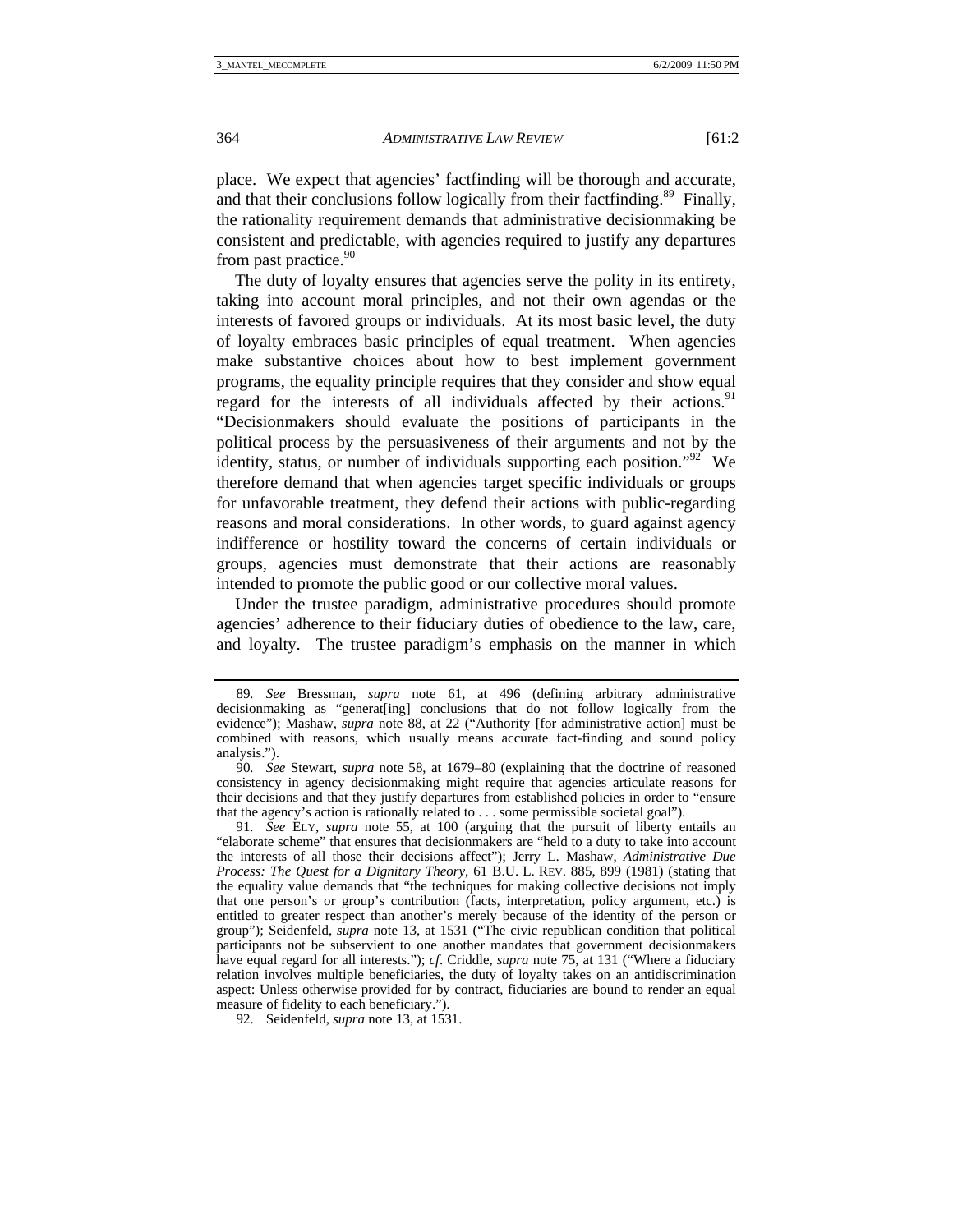place. We expect that agencies' factfinding will be thorough and accurate, and that their conclusions follow logically from their factfinding.[89] Finally, the rationality requirement demands that administrative decisionmaking be consistent and predictable, with agencies required to justify any departures from past practice.[90]

The duty of loyalty ensures that agencies serve the polity in its entirety, taking into account moral principles, and not their own agendas or the interests of favored groups or individuals. At its most basic level, the duty of loyalty embraces basic principles of equal treatment. When agencies make substantive choices about how to best implement government programs, the equality principle requires that they consider and show equal regard for the interests of all individuals affected by their actions.[91] "Decisionmakers should evaluate the positions of participants in the political process by the persuasiveness of their arguments and not by the identity, status, or number of individuals supporting each position."[92] We therefore demand that when agencies target specific individuals or groups for unfavorable treatment, they defend their actions with public-regarding reasons and moral considerations. In other words, to guard against agency indifference or hostility toward the concerns of certain individuals or groups, agencies must demonstrate that their actions are reasonably intended to promote the public good or our collective moral values.

Under the trustee paradigm, administrative procedures should promote agencies' adherence to their fiduciary duties of obedience to the law, care, and loyalty. The trustee paradigm's emphasis on the manner in which

---

89. *See* Bressman, *supra* note 61, at 496 (defining arbitrary administrative decisionmaking as "generat[ing] conclusions that do not follow logically from the evidence"); Mashaw, *supra* note 88, at 22 ("Authority [for administrative action] must be combined with reasons, which usually means accurate fact-finding and sound policy analysis.").

90. *See* Stewart, *supra* note 58, at 1679–80 (explaining that the doctrine of reasoned consistency in agency decisionmaking might require that agencies articulate reasons for their decisions and that they justify departures from established policies in order to "ensure that the agency's action is rationally related to . . . some permissible societal goal").

91. *See* ELY, *supra* note 55, at 100 (arguing that the pursuit of liberty entails an "elaborate scheme" that ensures that decisionmakers are "held to a duty to take into account the interests of all those their decisions affect"); Jerry L. Mashaw, *Administrative Due Process: The Quest for a Dignitary Theory*, 61 B.U. L. REV. 885, 899 (1981) (stating that the equality value demands that "the techniques for making collective decisions not imply that one person's or group's contribution (facts, interpretation, policy argument, etc.) is entitled to greater respect than another's merely because of the identity of the person or group"); Seidenfeld, *supra* note 13, at 1531 ("The civic republican condition that political participants not be subservient to one another mandates that government decisionmakers have equal regard for all interests."); *cf*. Criddle, *supra* note 75, at 131 ("Where a fiduciary relation involves multiple beneficiaries, the duty of loyalty takes on an antidiscrimination aspect: Unless otherwise provided for by contract, fiduciaries are bound to render an equal measure of fidelity to each beneficiary.").

92. Seidenfeld, *supra* note 13, at 1531.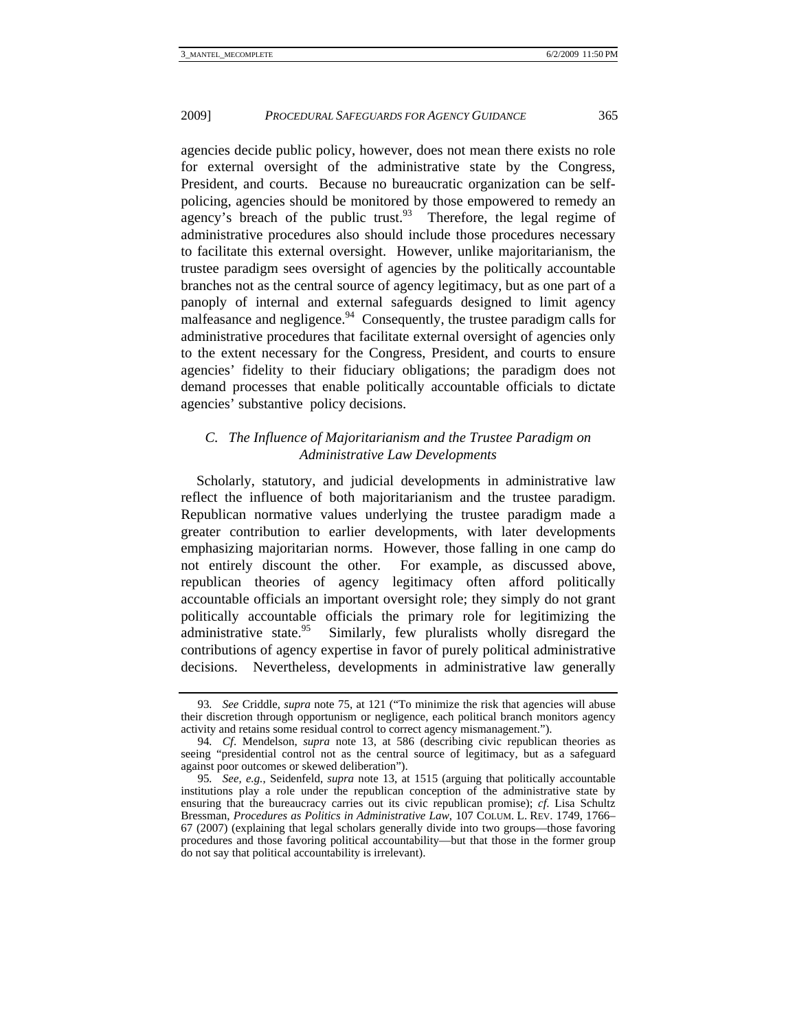agencies decide public policy, however, does not mean there exists no role for external oversight of the administrative state by the Congress, President, and courts. Because no bureaucratic organization can be self-policing, agencies should be monitored by those empowered to remedy an agency's breach of the public trust.[93] Therefore, the legal regime of administrative procedures also should include those procedures necessary to facilitate this external oversight. However, unlike majoritarianism, the trustee paradigm sees oversight of agencies by the politically accountable branches not as the central source of agency legitimacy, but as one part of a panoply of internal and external safeguards designed to limit agency malfeasance and negligence.[94] Consequently, the trustee paradigm calls for administrative procedures that facilitate external oversight of agencies only to the extent necessary for the Congress, President, and courts to ensure agencies' fidelity to their fiduciary obligations; the paradigm does not demand processes that enable politically accountable officials to dictate agencies' substantive policy decisions.

### *C. The Influence of Majoritarianism and the Trustee Paradigm on Administrative Law Developments*

Scholarly, statutory, and judicial developments in administrative law reflect the influence of both majoritarianism and the trustee paradigm. Republican normative values underlying the trustee paradigm made a greater contribution to earlier developments, with later developments emphasizing majoritarian norms. However, those falling in one camp do not entirely discount the other. For example, as discussed above, republican theories of agency legitimacy often afford politically accountable officials an important oversight role; they simply do not grant politically accountable officials the primary role for legitimizing the administrative state.[95] Similarly, few pluralists wholly disregard the contributions of agency expertise in favor of purely political administrative decisions. Nevertheless, developments in administrative law generally

---

93. *See* Criddle, *supra* note 75, at 121 ("To minimize the risk that agencies will abuse their discretion through opportunism or negligence, each political branch monitors agency activity and retains some residual control to correct agency mismanagement.").

94. *Cf.* Mendelson, *supra* note 13, at 586 (describing civic republican theories as seeing "presidential control not as the central source of legitimacy, but as a safeguard against poor outcomes or skewed deliberation").

95. *See, e.g.*, Seidenfeld, *supra* note 13, at 1515 (arguing that politically accountable institutions play a role under the republican conception of the administrative state by ensuring that the bureaucracy carries out its civic republican promise); *cf.* Lisa Schultz Bressman, *Procedures as Politics in Administrative Law*, 107 COLUM. L. REV. 1749, 1766–67 (2007) (explaining that legal scholars generally divide into two groups—those favoring procedures and those favoring political accountability—but that those in the former group do not say that political accountability is irrelevant).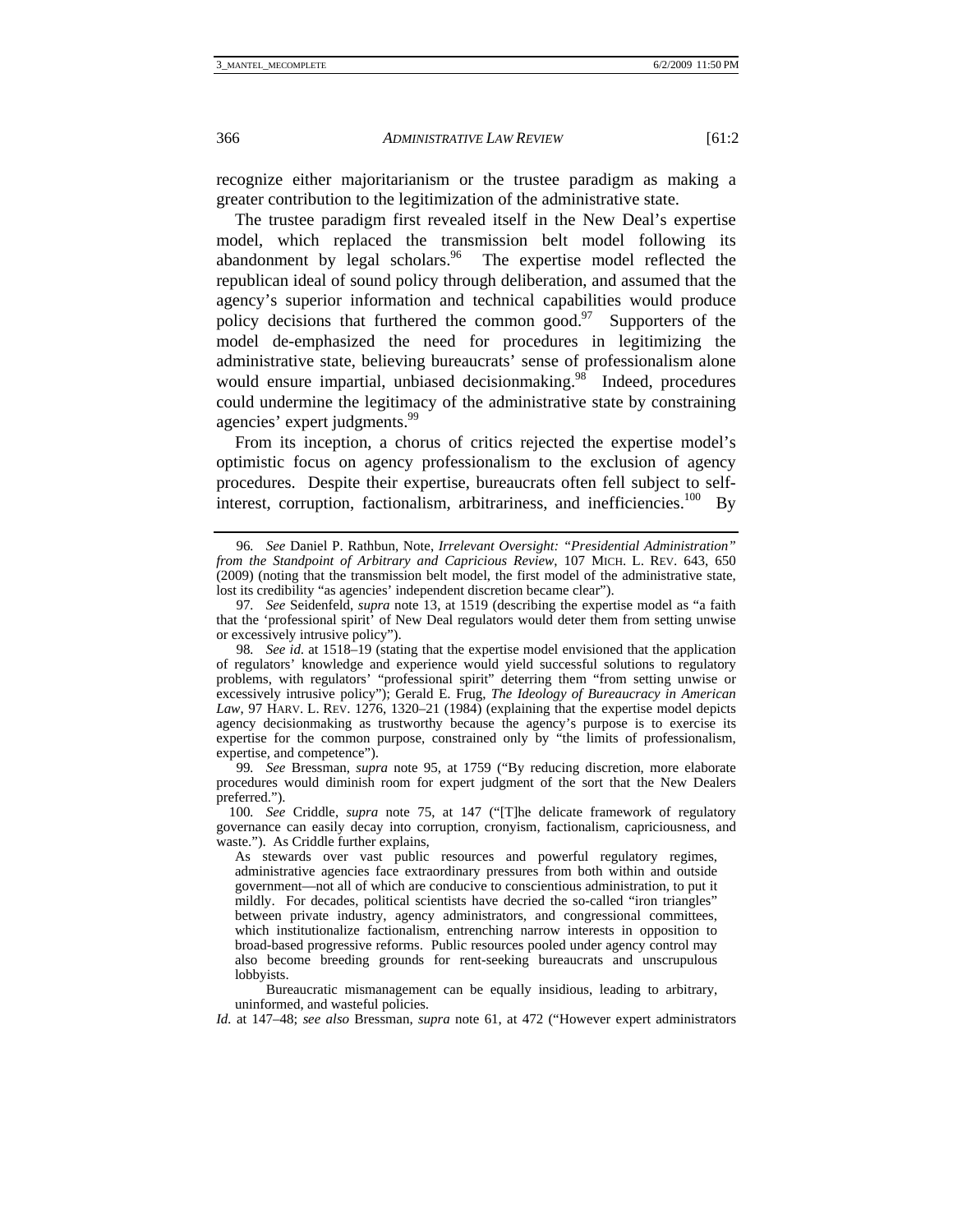recognize either majoritarianism or the trustee paradigm as making a greater contribution to the legitimization of the administrative state.

The trustee paradigm first revealed itself in the New Deal's expertise model, which replaced the transmission belt model following its abandonment by legal scholars.[96] The expertise model reflected the republican ideal of sound policy through deliberation, and assumed that the agency's superior information and technical capabilities would produce policy decisions that furthered the common good.[97] Supporters of the model de-emphasized the need for procedures in legitimizing the administrative state, believing bureaucrats' sense of professionalism alone would ensure impartial, unbiased decisionmaking.[98] Indeed, procedures could undermine the legitimacy of the administrative state by constraining agencies' expert judgments.[99]

From its inception, a chorus of critics rejected the expertise model's optimistic focus on agency professionalism to the exclusion of agency procedures. Despite their expertise, bureaucrats often fell subject to self-interest, corruption, factionalism, arbitrariness, and inefficiencies.[100] By

---

96. *See* Daniel P. Rathbun, Note, *Irrelevant Oversight: "Presidential Administration" from the Standpoint of Arbitrary and Capricious Review*, 107 MICH. L. REV. 643, 650 (2009) (noting that the transmission belt model, the first model of the administrative state, lost its credibility "as agencies' independent discretion became clear").

97. *See* Seidenfeld, *supra* note 13, at 1519 (describing the expertise model as "a faith that the 'professional spirit' of New Deal regulators would deter them from setting unwise or excessively intrusive policy").

98. *See id.* at 1518–19 (stating that the expertise model envisioned that the application of regulators' knowledge and experience would yield successful solutions to regulatory problems, with regulators' "professional spirit" deterring them "from setting unwise or excessively intrusive policy"); Gerald E. Frug, *The Ideology of Bureaucracy in American Law*, 97 HARV. L. REV. 1276, 1320–21 (1984) (explaining that the expertise model depicts agency decisionmaking as trustworthy because the agency's purpose is to exercise its expertise for the common purpose, constrained only by "the limits of professionalism, expertise, and competence").

99. *See* Bressman, *supra* note 95, at 1759 ("By reducing discretion, more elaborate procedures would diminish room for expert judgment of the sort that the New Dealers preferred.").

100. *See* Criddle, *supra* note 75, at 147 ("[T]he delicate framework of regulatory governance can easily decay into corruption, cronyism, factionalism, capriciousness, and waste."). As Criddle further explains,

> As stewards over vast public resources and powerful regulatory regimes, administrative agencies face extraordinary pressures from both within and outside government—not all of which are conducive to conscientious administration, to put it mildly. For decades, political scientists have decried the so-called "iron triangles" between private industry, agency administrators, and congressional committees, which institutionalize factionalism, entrenching narrow interests in opposition to broad-based progressive reforms. Public resources pooled under agency control may also become breeding grounds for rent-seeking bureaucrats and unscrupulous lobbyists.
>
> Bureaucratic mismanagement can be equally insidious, leading to arbitrary, uninformed, and wasteful policies.

*Id.* at 147–48; *see also* Bressman, *supra* note 61, at 472 ("However expert administrators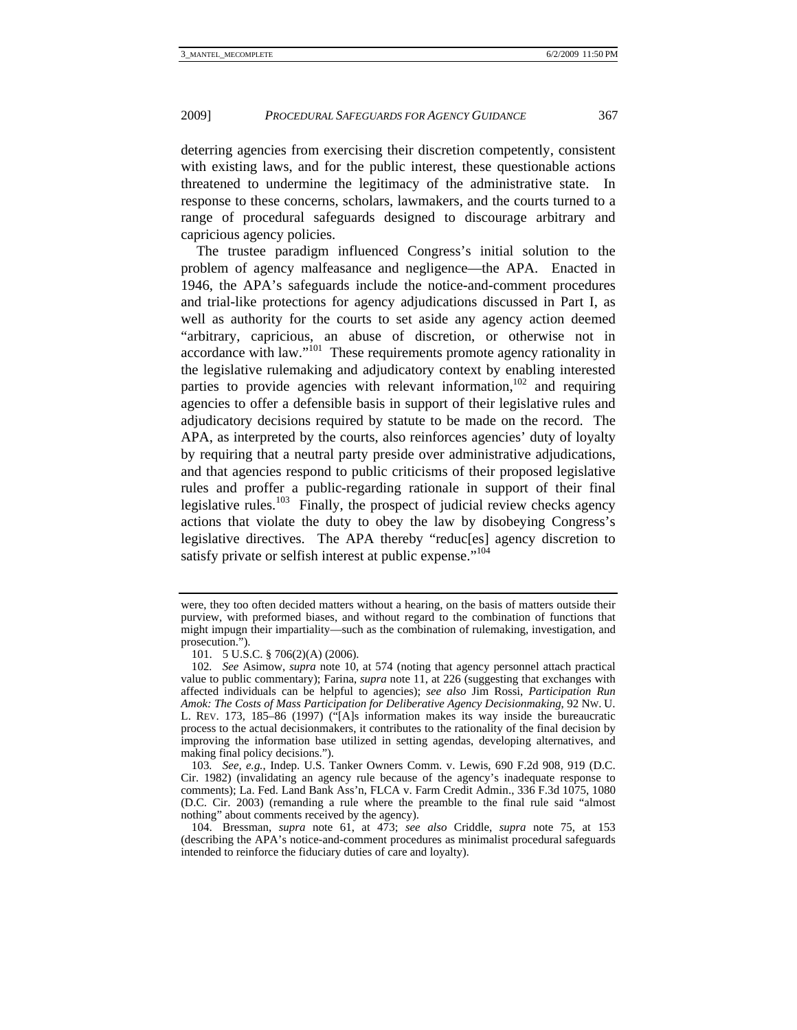deterring agencies from exercising their discretion competently, consistent with existing laws, and for the public interest, these questionable actions threatened to undermine the legitimacy of the administrative state. In response to these concerns, scholars, lawmakers, and the courts turned to a range of procedural safeguards designed to discourage arbitrary and capricious agency policies.

The trustee paradigm influenced Congress's initial solution to the problem of agency malfeasance and negligence—the APA. Enacted in 1946, the APA's safeguards include the notice-and-comment procedures and trial-like protections for agency adjudications discussed in Part I, as well as authority for the courts to set aside any agency action deemed "arbitrary, capricious, an abuse of discretion, or otherwise not in accordance with law."[101] These requirements promote agency rationality in the legislative rulemaking and adjudicatory context by enabling interested parties to provide agencies with relevant information,[102] and requiring agencies to offer a defensible basis in support of their legislative rules and adjudicatory decisions required by statute to be made on the record. The APA, as interpreted by the courts, also reinforces agencies' duty of loyalty by requiring that a neutral party preside over administrative adjudications, and that agencies respond to public criticisms of their proposed legislative rules and proffer a public-regarding rationale in support of their final legislative rules.[103] Finally, the prospect of judicial review checks agency actions that violate the duty to obey the law by disobeying Congress's legislative directives. The APA thereby "reduc[es] agency discretion to satisfy private or selfish interest at public expense."[104]

---

were, they too often decided matters without a hearing, on the basis of matters outside their purview, with preformed biases, and without regard to the combination of functions that might impugn their impartiality—such as the combination of rulemaking, investigation, and prosecution.").

101. 5 U.S.C. § 706(2)(A) (2006).

102. *See* Asimow, *supra* note 10, at 574 (noting that agency personnel attach practical value to public commentary); Farina, *supra* note 11, at 226 (suggesting that exchanges with affected individuals can be helpful to agencies); *see also* Jim Rossi, *Participation Run Amok: The Costs of Mass Participation for Deliberative Agency Decisionmaking*, 92 NW. U. L. REV. 173, 185–86 (1997) ("[A]s information makes its way inside the bureaucratic process to the actual decisionmakers, it contributes to the rationality of the final decision by improving the information base utilized in setting agendas, developing alternatives, and making final policy decisions.").

103. *See, e.g.*, Indep. U.S. Tanker Owners Comm. v. Lewis, 690 F.2d 908, 919 (D.C. Cir. 1982) (invalidating an agency rule because of the agency's inadequate response to comments); La. Fed. Land Bank Ass'n, FLCA v. Farm Credit Admin., 336 F.3d 1075, 1080 (D.C. Cir. 2003) (remanding a rule where the preamble to the final rule said "almost nothing" about comments received by the agency).

104. Bressman, *supra* note 61, at 473; *see also* Criddle, *supra* note 75, at 153 (describing the APA's notice-and-comment procedures as minimalist procedural safeguards intended to reinforce the fiduciary duties of care and loyalty).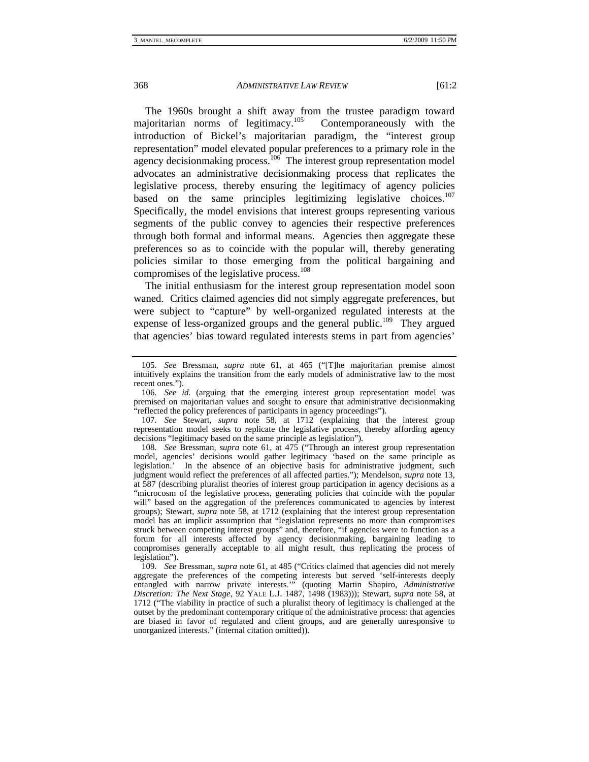The 1960s brought a shift away from the trustee paradigm toward majoritarian norms of legitimacy.[105] Contemporaneously with the introduction of Bickel's majoritarian paradigm, the "interest group representation" model elevated popular preferences to a primary role in the agency decisionmaking process.[106] The interest group representation model advocates an administrative decisionmaking process that replicates the legislative process, thereby ensuring the legitimacy of agency policies based on the same principles legitimizing legislative choices.[107] Specifically, the model envisions that interest groups representing various segments of the public convey to agencies their respective preferences through both formal and informal means. Agencies then aggregate these preferences so as to coincide with the popular will, thereby generating policies similar to those emerging from the political bargaining and compromises of the legislative process.[108]

The initial enthusiasm for the interest group representation model soon waned. Critics claimed agencies did not simply aggregate preferences, but were subject to "capture" by well-organized regulated interests at the expense of less-organized groups and the general public.[109] They argued that agencies' bias toward regulated interests stems in part from agencies'

---

105. *See* Bressman, *supra* note 61, at 465 ("[T]he majoritarian premise almost intuitively explains the transition from the early models of administrative law to the most recent ones.").

106. *See id.* (arguing that the emerging interest group representation model was premised on majoritarian values and sought to ensure that administrative decisionmaking "reflected the policy preferences of participants in agency proceedings").

107. *See* Stewart, *supra* note 58, at 1712 (explaining that the interest group representation model seeks to replicate the legislative process, thereby affording agency decisions "legitimacy based on the same principle as legislation").

108. *See* Bressman, *supra* note 61, at 475 ("Through an interest group representation model, agencies' decisions would gather legitimacy 'based on the same principle as legislation.' In the absence of an objective basis for administrative judgment, such judgment would reflect the preferences of all affected parties."); Mendelson, *supra* note 13, at 587 (describing pluralist theories of interest group participation in agency decisions as a "microcosm of the legislative process, generating policies that coincide with the popular will" based on the aggregation of the preferences communicated to agencies by interest groups); Stewart, *supra* note 58, at 1712 (explaining that the interest group representation model has an implicit assumption that "legislation represents no more than compromises struck between competing interest groups" and, therefore, "if agencies were to function as a forum for all interests affected by agency decisionmaking, bargaining leading to compromises generally acceptable to all might result, thus replicating the process of legislation").

109. *See* Bressman, *supra* note 61, at 485 ("Critics claimed that agencies did not merely aggregate the preferences of the competing interests but served 'self-interests deeply entangled with narrow private interests.'" (quoting Martin Shapiro, *Administrative Discretion: The Next Stage*, 92 YALE L.J. 1487, 1498 (1983))); Stewart, *supra* note 58, at 1712 ("The viability in practice of such a pluralist theory of legitimacy is challenged at the outset by the predominant contemporary critique of the administrative process: that agencies are biased in favor of regulated and client groups, and are generally unresponsive to unorganized interests." (internal citation omitted)).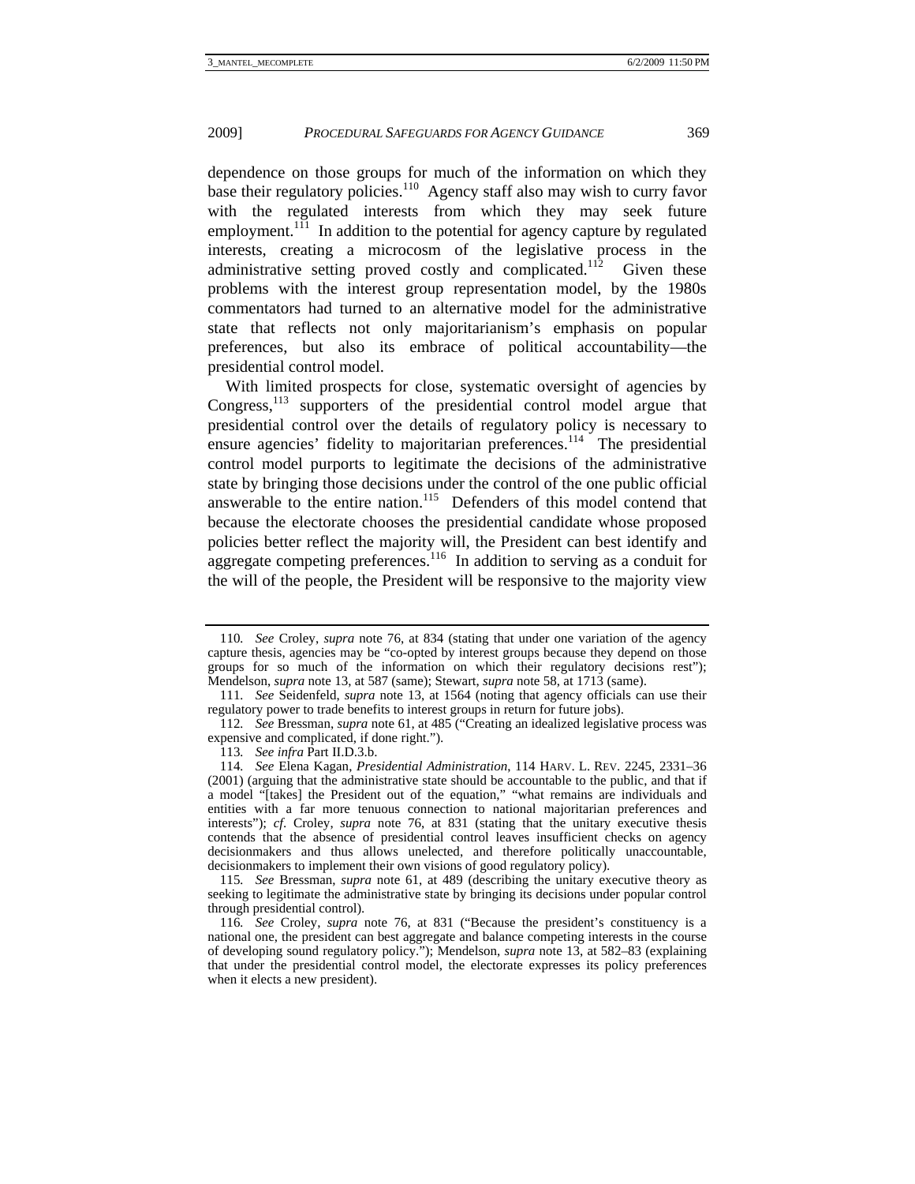dependence on those groups for much of the information on which they base their regulatory policies.[110] Agency staff also may wish to curry favor with the regulated interests from which they may seek future employment.[111] In addition to the potential for agency capture by regulated interests, creating a microcosm of the legislative process in the administrative setting proved costly and complicated.[112] Given these problems with the interest group representation model, by the 1980s commentators had turned to an alternative model for the administrative state that reflects not only majoritarianism's emphasis on popular preferences, but also its embrace of political accountability—the presidential control model.

With limited prospects for close, systematic oversight of agencies by Congress,[113] supporters of the presidential control model argue that presidential control over the details of regulatory policy is necessary to ensure agencies' fidelity to majoritarian preferences.[114] The presidential control model purports to legitimate the decisions of the administrative state by bringing those decisions under the control of the one public official answerable to the entire nation.[115] Defenders of this model contend that because the electorate chooses the presidential candidate whose proposed policies better reflect the majority will, the President can best identify and aggregate competing preferences.[116] In addition to serving as a conduit for the will of the people, the President will be responsive to the majority view

---

110. *See* Croley, *supra* note 76, at 834 (stating that under one variation of the agency capture thesis, agencies may be "co-opted by interest groups because they depend on those groups for so much of the information on which their regulatory decisions rest"); Mendelson, *supra* note 13, at 587 (same); Stewart, *supra* note 58, at 1713 (same).

111. *See* Seidenfeld, *supra* note 13, at 1564 (noting that agency officials can use their regulatory power to trade benefits to interest groups in return for future jobs).

112. *See* Bressman, *supra* note 61, at 485 ("Creating an idealized legislative process was expensive and complicated, if done right.").

113. *See infra* Part II.D.3.b.

114. *See* Elena Kagan, *Presidential Administration*, 114 HARV. L. REV. 2245, 2331–36 (2001) (arguing that the administrative state should be accountable to the public, and that if a model "[takes] the President out of the equation," "what remains are individuals and entities with a far more tenuous connection to national majoritarian preferences and interests"); *cf.* Croley, *supra* note 76, at 831 (stating that the unitary executive thesis contends that the absence of presidential control leaves insufficient checks on agency decisionmakers and thus allows unelected, and therefore politically unaccountable, decisionmakers to implement their own visions of good regulatory policy).

115. *See* Bressman, *supra* note 61, at 489 (describing the unitary executive theory as seeking to legitimate the administrative state by bringing its decisions under popular control through presidential control).

116. *See* Croley, *supra* note 76, at 831 ("Because the president's constituency is a national one, the president can best aggregate and balance competing interests in the course of developing sound regulatory policy."); Mendelson, *supra* note 13, at 582–83 (explaining that under the presidential control model, the electorate expresses its policy preferences when it elects a new president).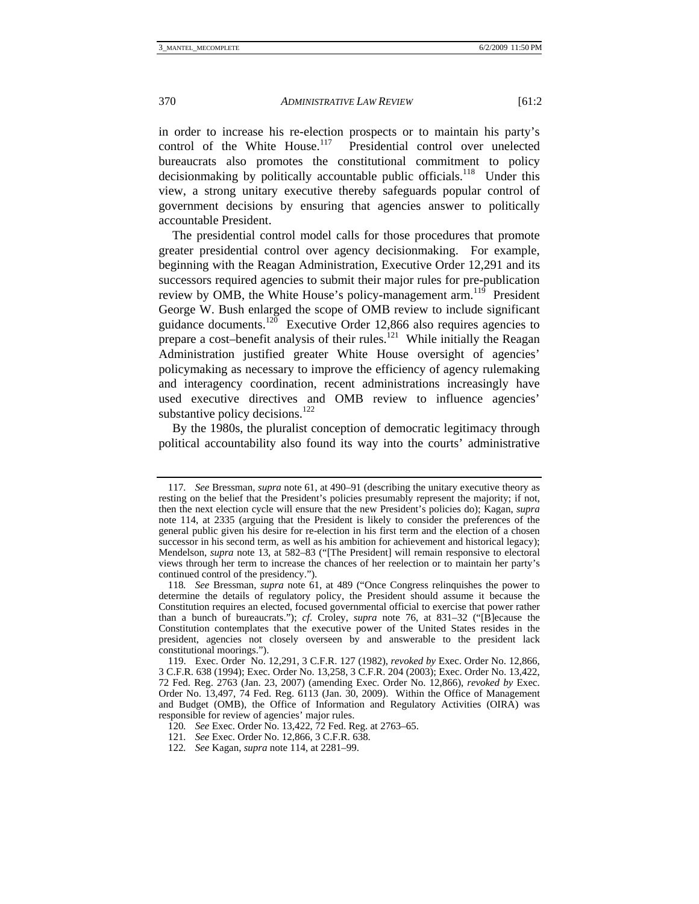in order to increase his re-election prospects or to maintain his party's control of the White House.[117] Presidential control over unelected bureaucrats also promotes the constitutional commitment to policy decisionmaking by politically accountable public officials.[118] Under this view, a strong unitary executive thereby safeguards popular control of government decisions by ensuring that agencies answer to politically accountable President.

The presidential control model calls for those procedures that promote greater presidential control over agency decisionmaking. For example, beginning with the Reagan Administration, Executive Order 12,291 and its successors required agencies to submit their major rules for pre-publication review by OMB, the White House's policy-management arm.[119] President George W. Bush enlarged the scope of OMB review to include significant guidance documents.[120] Executive Order 12,866 also requires agencies to prepare a cost–benefit analysis of their rules.[121] While initially the Reagan Administration justified greater White House oversight of agencies' policymaking as necessary to improve the efficiency of agency rulemaking and interagency coordination, recent administrations increasingly have used executive directives and OMB review to influence agencies' substantive policy decisions.[122]

By the 1980s, the pluralist conception of democratic legitimacy through political accountability also found its way into the courts' administrative

---

117. *See* Bressman, *supra* note 61, at 490–91 (describing the unitary executive theory as resting on the belief that the President's policies presumably represent the majority; if not, then the next election cycle will ensure that the new President's policies do); Kagan, *supra* note 114, at 2335 (arguing that the President is likely to consider the preferences of the general public given his desire for re-election in his first term and the election of a chosen successor in his second term, as well as his ambition for achievement and historical legacy); Mendelson, *supra* note 13, at 582–83 ("[The President] will remain responsive to electoral views through her term to increase the chances of her reelection or to maintain her party's continued control of the presidency.").

118. *See* Bressman, *supra* note 61, at 489 ("Once Congress relinquishes the power to determine the details of regulatory policy, the President should assume it because the Constitution requires an elected, focused governmental official to exercise that power rather than a bunch of bureaucrats."); *cf.* Croley, *supra* note 76, at 831–32 ("[B]ecause the Constitution contemplates that the executive power of the United States resides in the president, agencies not closely overseen by and answerable to the president lack constitutional moorings.").

119. Exec. Order No. 12,291, 3 C.F.R. 127 (1982), *revoked by* Exec. Order No. 12,866, 3 C.F.R. 638 (1994); Exec. Order No. 13,258, 3 C.F.R. 204 (2003); Exec. Order No. 13,422, 72 Fed. Reg. 2763 (Jan. 23, 2007) (amending Exec. Order No. 12,866), *revoked by* Exec. Order No. 13,497, 74 Fed. Reg. 6113 (Jan. 30, 2009). Within the Office of Management and Budget (OMB), the Office of Information and Regulatory Activities (OIRA) was responsible for review of agencies' major rules.

120. *See* Exec. Order No. 13,422, 72 Fed. Reg. at 2763–65.

121. *See* Exec. Order No. 12,866, 3 C.F.R. 638.

122. *See* Kagan, *supra* note 114, at 2281–99.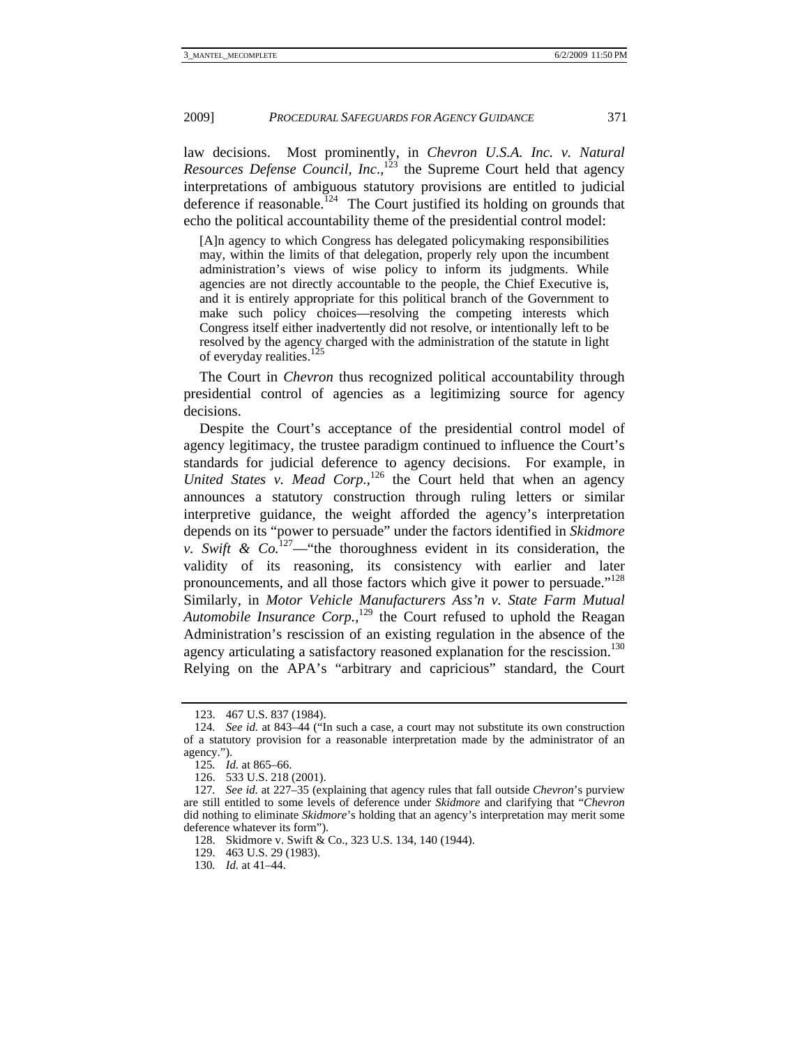law decisions. Most prominently, in *Chevron U.S.A. Inc. v. Natural Resources Defense Council, Inc.*,[123] the Supreme Court held that agency interpretations of ambiguous statutory provisions are entitled to judicial deference if reasonable.[124] The Court justified its holding on grounds that echo the political accountability theme of the presidential control model:

> [A]n agency to which Congress has delegated policymaking responsibilities may, within the limits of that delegation, properly rely upon the incumbent administration's views of wise policy to inform its judgments. While agencies are not directly accountable to the people, the Chief Executive is, and it is entirely appropriate for this political branch of the Government to make such policy choices—resolving the competing interests which Congress itself either inadvertently did not resolve, or intentionally left to be resolved by the agency charged with the administration of the statute in light of everyday realities.[125]

The Court in *Chevron* thus recognized political accountability through presidential control of agencies as a legitimizing source for agency decisions.

Despite the Court's acceptance of the presidential control model of agency legitimacy, the trustee paradigm continued to influence the Court's standards for judicial deference to agency decisions. For example, in *United States v. Mead Corp.*,[126] the Court held that when an agency announces a statutory construction through ruling letters or similar interpretive guidance, the weight afforded the agency's interpretation depends on its "power to persuade" under the factors identified in *Skidmore v. Swift & Co.*[127]—"the thoroughness evident in its consideration, the validity of its reasoning, its consistency with earlier and later pronouncements, and all those factors which give it power to persuade."[128] Similarly, in *Motor Vehicle Manufacturers Ass'n v. State Farm Mutual Automobile Insurance Corp.*,[129] the Court refused to uphold the Reagan Administration's rescission of an existing regulation in the absence of the agency articulating a satisfactory reasoned explanation for the rescission.[130] Relying on the APA's "arbitrary and capricious" standard, the Court

---

123. 467 U.S. 837 (1984).

124. *See id.* at 843–44 ("In such a case, a court may not substitute its own construction of a statutory provision for a reasonable interpretation made by the administrator of an agency.").

125. *Id.* at 865–66.

126. 533 U.S. 218 (2001).

127. *See id.* at 227–35 (explaining that agency rules that fall outside *Chevron*'s purview are still entitled to some levels of deference under *Skidmore* and clarifying that "*Chevron* did nothing to eliminate *Skidmore*'s holding that an agency's interpretation may merit some deference whatever its form").

128. Skidmore v. Swift & Co., 323 U.S. 134, 140 (1944).

129. 463 U.S. 29 (1983).

130. *Id.* at 41–44.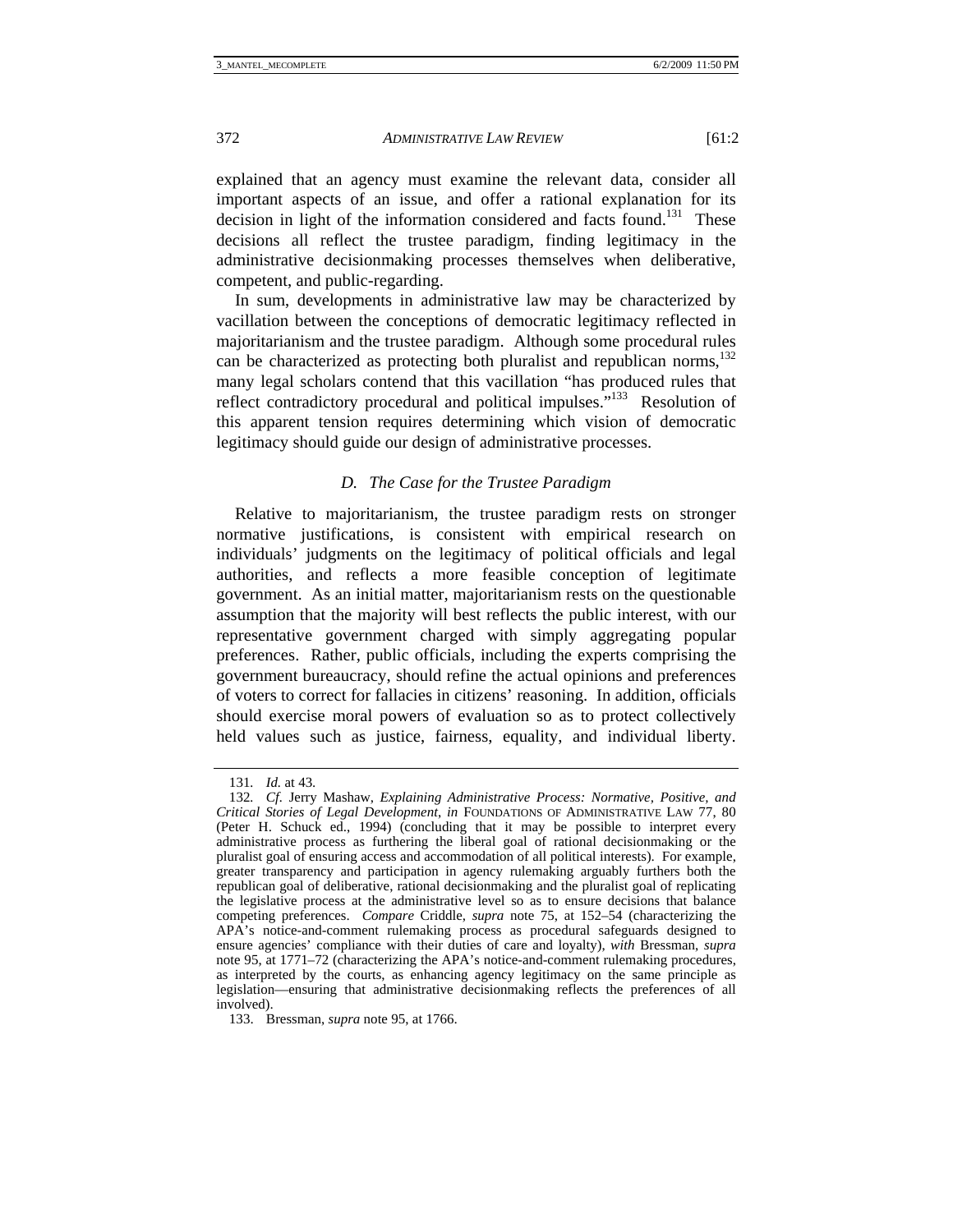explained that an agency must examine the relevant data, consider all important aspects of an issue, and offer a rational explanation for its decision in light of the information considered and facts found.[131] These decisions all reflect the trustee paradigm, finding legitimacy in the administrative decisionmaking processes themselves when deliberative, competent, and public-regarding.

In sum, developments in administrative law may be characterized by vacillation between the conceptions of democratic legitimacy reflected in majoritarianism and the trustee paradigm. Although some procedural rules can be characterized as protecting both pluralist and republican norms,[132] many legal scholars contend that this vacillation "has produced rules that reflect contradictory procedural and political impulses."[133] Resolution of this apparent tension requires determining which vision of democratic legitimacy should guide our design of administrative processes.

### *D. The Case for the Trustee Paradigm*

Relative to majoritarianism, the trustee paradigm rests on stronger normative justifications, is consistent with empirical research on individuals' judgments on the legitimacy of political officials and legal authorities, and reflects a more feasible conception of legitimate government. As an initial matter, majoritarianism rests on the questionable assumption that the majority will best reflects the public interest, with our representative government charged with simply aggregating popular preferences. Rather, public officials, including the experts comprising the government bureaucracy, should refine the actual opinions and preferences of voters to correct for fallacies in citizens' reasoning. In addition, officials should exercise moral powers of evaluation so as to protect collectively held values such as justice, fairness, equality, and individual liberty.

---

131. *Id.* at 43.

132. *Cf.* Jerry Mashaw, *Explaining Administrative Process: Normative, Positive, and Critical Stories of Legal Development*, *in* FOUNDATIONS OF ADMINISTRATIVE LAW 77, 80 (Peter H. Schuck ed., 1994) (concluding that it may be possible to interpret every administrative process as furthering the liberal goal of rational decisionmaking or the pluralist goal of ensuring access and accommodation of all political interests). For example, greater transparency and participation in agency rulemaking arguably furthers both the republican goal of deliberative, rational decisionmaking and the pluralist goal of replicating the legislative process at the administrative level so as to ensure decisions that balance competing preferences. *Compare* Criddle, *supra* note 75, at 152–54 (characterizing the APA's notice-and-comment rulemaking process as procedural safeguards designed to ensure agencies' compliance with their duties of care and loyalty), *with* Bressman, *supra* note 95, at 1771–72 (characterizing the APA's notice-and-comment rulemaking procedures, as interpreted by the courts, as enhancing agency legitimacy on the same principle as legislation—ensuring that administrative decisionmaking reflects the preferences of all involved).

133. Bressman, *supra* note 95, at 1766.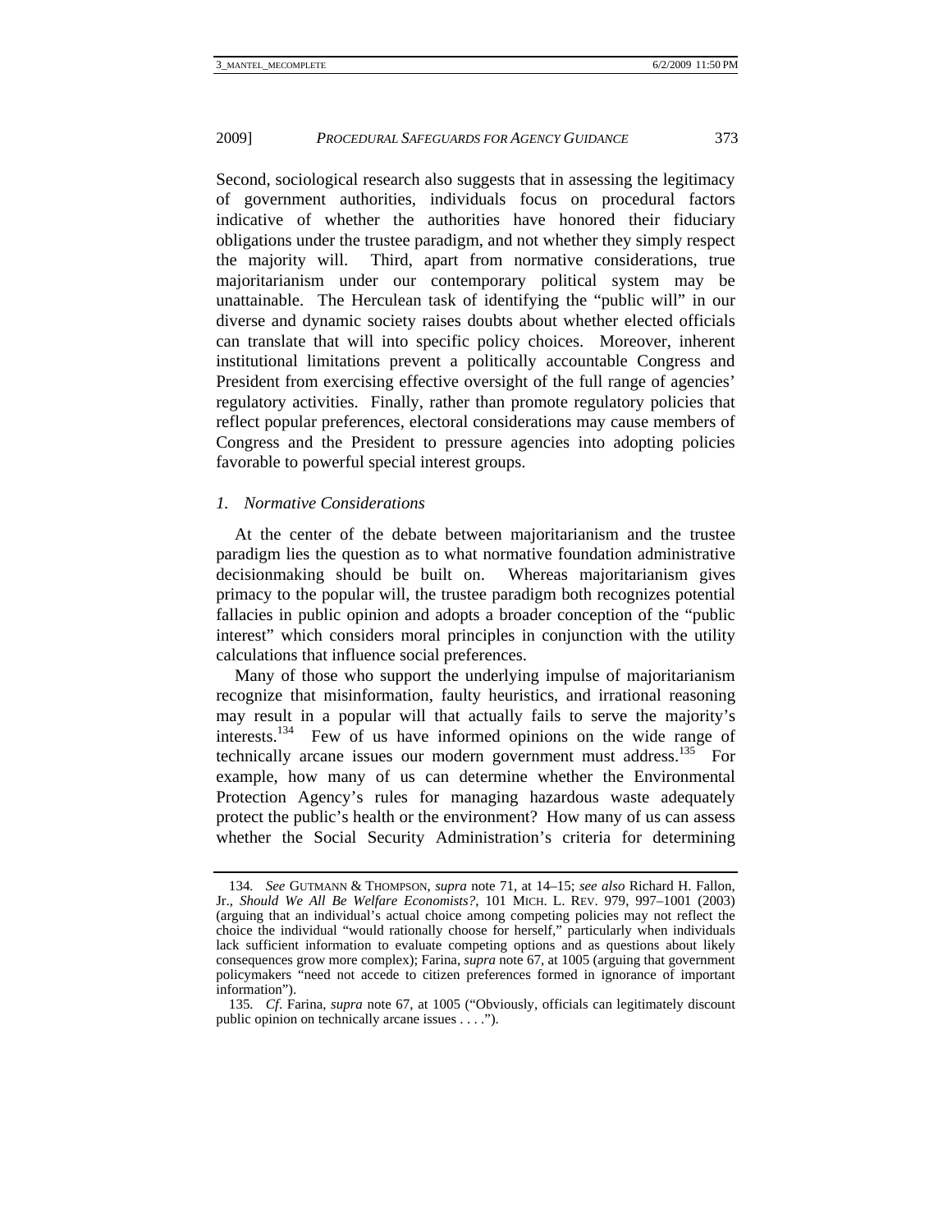Second, sociological research also suggests that in assessing the legitimacy of government authorities, individuals focus on procedural factors indicative of whether the authorities have honored their fiduciary obligations under the trustee paradigm, and not whether they simply respect the majority will. Third, apart from normative considerations, true majoritarianism under our contemporary political system may be unattainable. The Herculean task of identifying the "public will" in our diverse and dynamic society raises doubts about whether elected officials can translate that will into specific policy choices. Moreover, inherent institutional limitations prevent a politically accountable Congress and President from exercising effective oversight of the full range of agencies' regulatory activities. Finally, rather than promote regulatory policies that reflect popular preferences, electoral considerations may cause members of Congress and the President to pressure agencies into adopting policies favorable to powerful special interest groups.

### *1. Normative Considerations*

At the center of the debate between majoritarianism and the trustee paradigm lies the question as to what normative foundation administrative decisionmaking should be built on. Whereas majoritarianism gives primacy to the popular will, the trustee paradigm both recognizes potential fallacies in public opinion and adopts a broader conception of the "public interest" which considers moral principles in conjunction with the utility calculations that influence social preferences.

Many of those who support the underlying impulse of majoritarianism recognize that misinformation, faulty heuristics, and irrational reasoning may result in a popular will that actually fails to serve the majority's interests.[134] Few of us have informed opinions on the wide range of technically arcane issues our modern government must address.[135] For example, how many of us can determine whether the Environmental Protection Agency's rules for managing hazardous waste adequately protect the public's health or the environment? How many of us can assess whether the Social Security Administration's criteria for determining

---

134. *See* GUTMANN & THOMPSON, *supra* note 71, at 14–15; *see also* Richard H. Fallon, Jr., *Should We All Be Welfare Economists?*, 101 MICH. L. REV. 979, 997–1001 (2003) (arguing that an individual's actual choice among competing policies may not reflect the choice the individual "would rationally choose for herself," particularly when individuals lack sufficient information to evaluate competing options and as questions about likely consequences grow more complex); Farina, *supra* note 67, at 1005 (arguing that government policymakers "need not accede to citizen preferences formed in ignorance of important information").

135. *Cf*. Farina, *supra* note 67, at 1005 ("Obviously, officials can legitimately discount public opinion on technically arcane issues . . . .").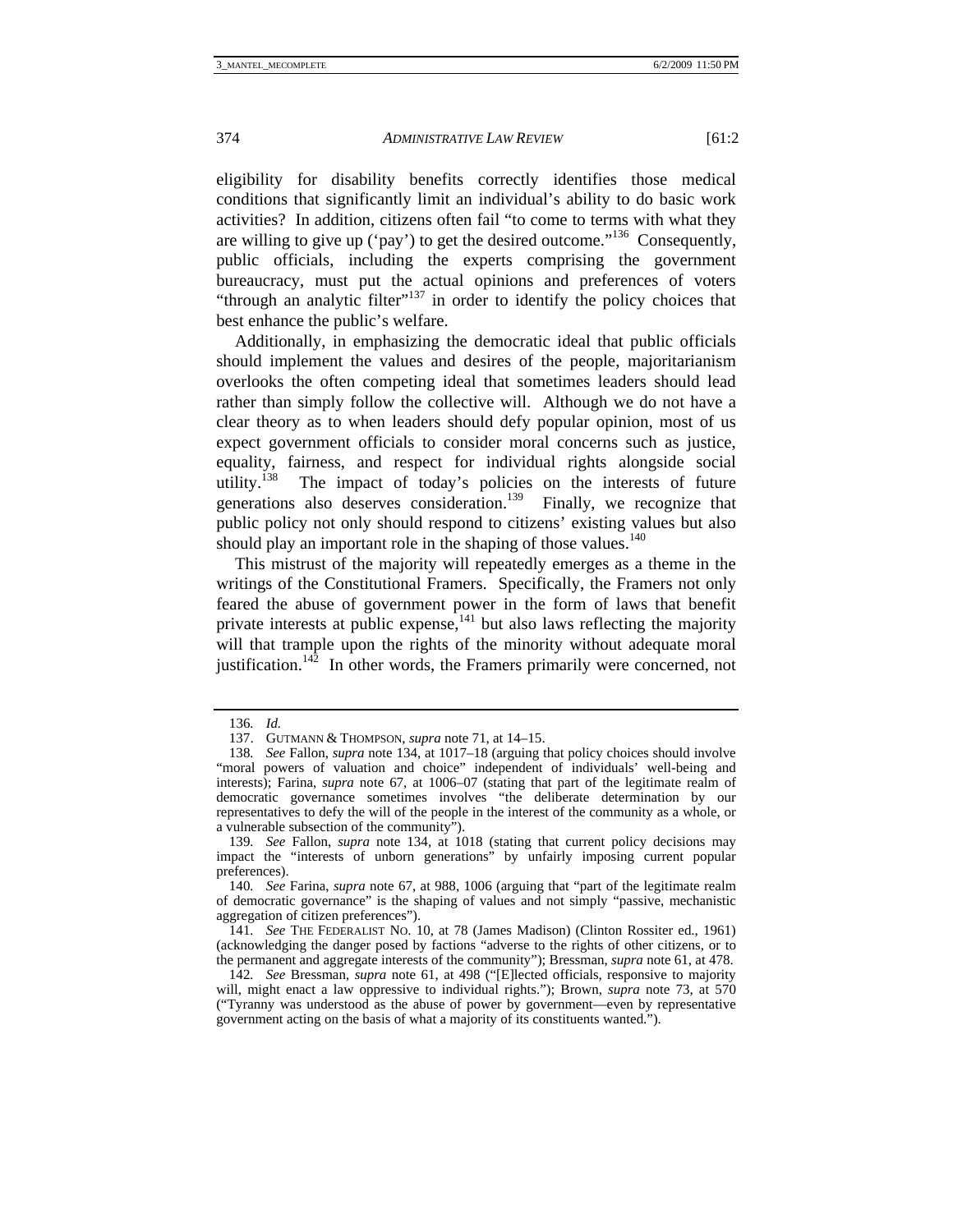eligibility for disability benefits correctly identifies those medical conditions that significantly limit an individual's ability to do basic work activities? In addition, citizens often fail "to come to terms with what they are willing to give up ('pay') to get the desired outcome."[136] Consequently, public officials, including the experts comprising the government bureaucracy, must put the actual opinions and preferences of voters "through an analytic filter"[137] in order to identify the policy choices that best enhance the public's welfare.

Additionally, in emphasizing the democratic ideal that public officials should implement the values and desires of the people, majoritarianism overlooks the often competing ideal that sometimes leaders should lead rather than simply follow the collective will. Although we do not have a clear theory as to when leaders should defy popular opinion, most of us expect government officials to consider moral concerns such as justice, equality, fairness, and respect for individual rights alongside social utility.[138] The impact of today's policies on the interests of future generations also deserves consideration.[139] Finally, we recognize that public policy not only should respond to citizens' existing values but also should play an important role in the shaping of those values.[140]

This mistrust of the majority will repeatedly emerges as a theme in the writings of the Constitutional Framers. Specifically, the Framers not only feared the abuse of government power in the form of laws that benefit private interests at public expense,[141] but also laws reflecting the majority will that trample upon the rights of the minority without adequate moral justification.[142] In other words, the Framers primarily were concerned, not

---

136. *Id.*

137. GUTMANN & THOMPSON, *supra* note 71, at 14–15.

138. *See* Fallon, *supra* note 134, at 1017–18 (arguing that policy choices should involve "moral powers of valuation and choice" independent of individuals' well-being and interests); Farina, *supra* note 67, at 1006–07 (stating that part of the legitimate realm of democratic governance sometimes involves "the deliberate determination by our representatives to defy the will of the people in the interest of the community as a whole, or a vulnerable subsection of the community").

139. *See* Fallon, *supra* note 134, at 1018 (stating that current policy decisions may impact the "interests of unborn generations" by unfairly imposing current popular preferences).

140. *See* Farina, *supra* note 67, at 988, 1006 (arguing that "part of the legitimate realm of democratic governance" is the shaping of values and not simply "passive, mechanistic aggregation of citizen preferences").

141. *See* THE FEDERALIST NO. 10, at 78 (James Madison) (Clinton Rossiter ed., 1961) (acknowledging the danger posed by factions "adverse to the rights of other citizens, or to the permanent and aggregate interests of the community"); Bressman, *supra* note 61, at 478.

142. *See* Bressman, *supra* note 61, at 498 ("[E]lected officials, responsive to majority will, might enact a law oppressive to individual rights."); Brown, *supra* note 73, at 570 ("Tyranny was understood as the abuse of power by government—even by representative government acting on the basis of what a majority of its constituents wanted.").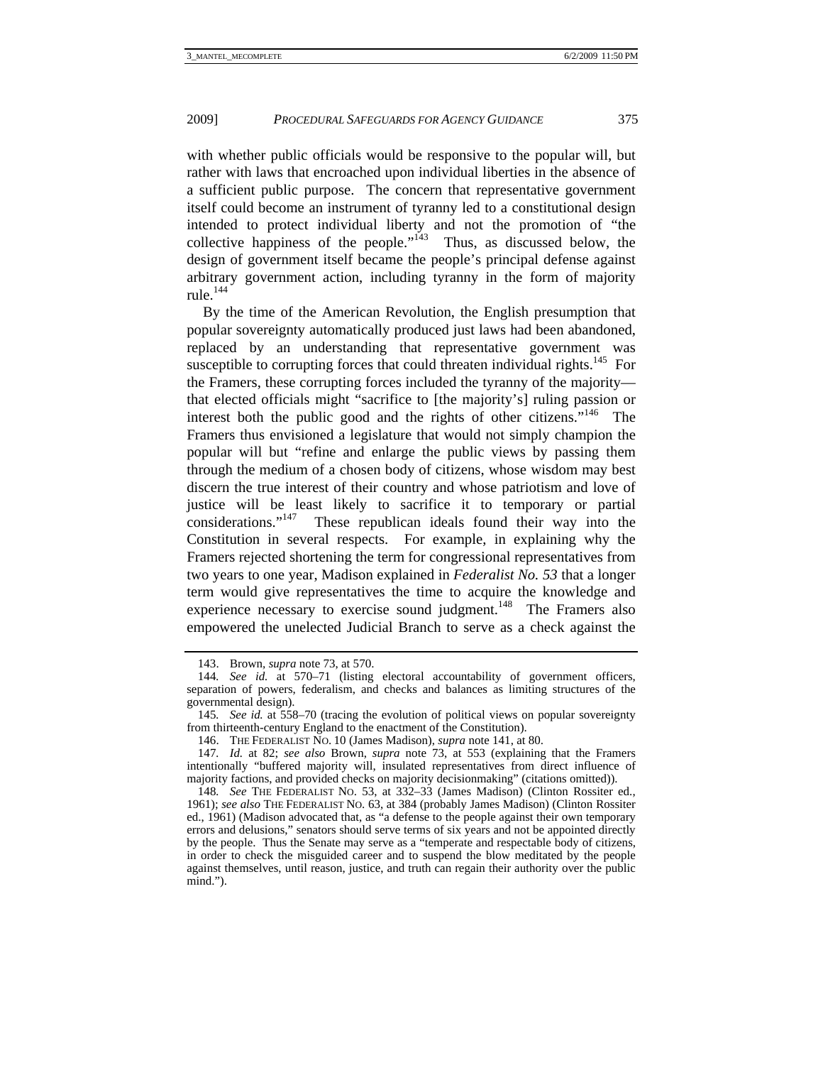with whether public officials would be responsive to the popular will, but rather with laws that encroached upon individual liberties in the absence of a sufficient public purpose. The concern that representative government itself could become an instrument of tyranny led to a constitutional design intended to protect individual liberty and not the promotion of "the collective happiness of the people."[143] Thus, as discussed below, the design of government itself became the people's principal defense against arbitrary government action, including tyranny in the form of majority rule.[144]

By the time of the American Revolution, the English presumption that popular sovereignty automatically produced just laws had been abandoned, replaced by an understanding that representative government was susceptible to corrupting forces that could threaten individual rights.[145] For the Framers, these corrupting forces included the tyranny of the majority—that elected officials might "sacrifice to [the majority's] ruling passion or interest both the public good and the rights of other citizens."[146] The Framers thus envisioned a legislature that would not simply champion the popular will but "refine and enlarge the public views by passing them through the medium of a chosen body of citizens, whose wisdom may best discern the true interest of their country and whose patriotism and love of justice will be least likely to sacrifice it to temporary or partial considerations."[147] These republican ideals found their way into the Constitution in several respects. For example, in explaining why the Framers rejected shortening the term for congressional representatives from two years to one year, Madison explained in *Federalist No. 53* that a longer term would give representatives the time to acquire the knowledge and experience necessary to exercise sound judgment.[148] The Framers also empowered the unelected Judicial Branch to serve as a check against the

---

143. Brown, *supra* note 73, at 570.

144. *See id.* at 570–71 (listing electoral accountability of government officers, separation of powers, federalism, and checks and balances as limiting structures of the governmental design).

145. *See id.* at 558–70 (tracing the evolution of political views on popular sovereignty from thirteenth-century England to the enactment of the Constitution).

146. THE FEDERALIST NO. 10 (James Madison), *supra* note 141, at 80.

147. *Id.* at 82; *see also* Brown, *supra* note 73, at 553 (explaining that the Framers intentionally "buffered majority will, insulated representatives from direct influence of majority factions, and provided checks on majority decisionmaking" (citations omitted)).

148. *See* THE FEDERALIST NO. 53, at 332–33 (James Madison) (Clinton Rossiter ed., 1961); *see also* THE FEDERALIST NO. 63, at 384 (probably James Madison) (Clinton Rossiter ed., 1961) (Madison advocated that, as "a defense to the people against their own temporary errors and delusions," senators should serve terms of six years and not be appointed directly by the people. Thus the Senate may serve as a "temperate and respectable body of citizens, in order to check the misguided career and to suspend the blow meditated by the people against themselves, until reason, justice, and truth can regain their authority over the public mind.").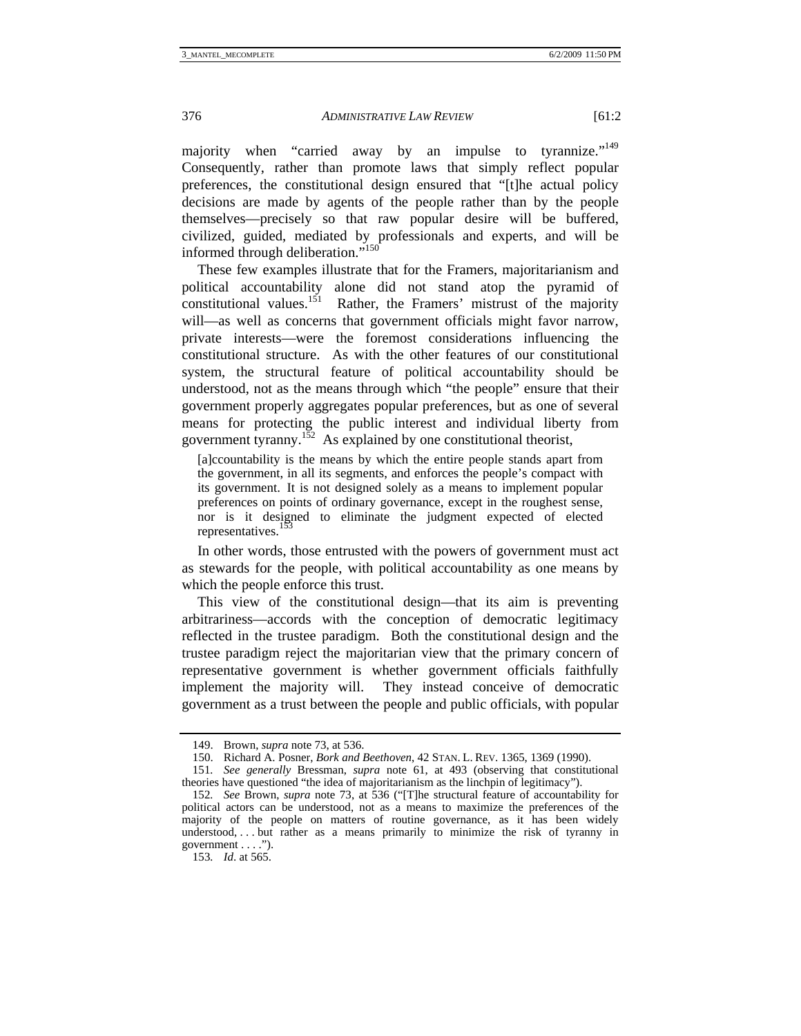majority when "carried away by an impulse to tyrannize."[149] Consequently, rather than promote laws that simply reflect popular preferences, the constitutional design ensured that "[t]he actual policy decisions are made by agents of the people rather than by the people themselves—precisely so that raw popular desire will be buffered, civilized, guided, mediated by professionals and experts, and will be informed through deliberation."[150]

These few examples illustrate that for the Framers, majoritarianism and political accountability alone did not stand atop the pyramid of constitutional values.[151] Rather, the Framers' mistrust of the majority will—as well as concerns that government officials might favor narrow, private interests—were the foremost considerations influencing the constitutional structure. As with the other features of our constitutional system, the structural feature of political accountability should be understood, not as the means through which "the people" ensure that their government properly aggregates popular preferences, but as one of several means for protecting the public interest and individual liberty from government tyranny.[152] As explained by one constitutional theorist,

> [a]ccountability is the means by which the entire people stands apart from the government, in all its segments, and enforces the people's compact with its government. It is not designed solely as a means to implement popular preferences on points of ordinary governance, except in the roughest sense, nor is it designed to eliminate the judgment expected of elected representatives.[153]

In other words, those entrusted with the powers of government must act as stewards for the people, with political accountability as one means by which the people enforce this trust.

This view of the constitutional design—that its aim is preventing arbitrariness—accords with the conception of democratic legitimacy reflected in the trustee paradigm. Both the constitutional design and the trustee paradigm reject the majoritarian view that the primary concern of representative government is whether government officials faithfully implement the majority will. They instead conceive of democratic government as a trust between the people and public officials, with popular

---

149. Brown, *supra* note 73, at 536.

150. Richard A. Posner, *Bork and Beethoven*, 42 STAN. L. REV. 1365, 1369 (1990).

151. *See generally* Bressman, *supra* note 61, at 493 (observing that constitutional theories have questioned "the idea of majoritarianism as the linchpin of legitimacy").

152. *See* Brown, *supra* note 73, at 536 ("[T]he structural feature of accountability for political actors can be understood, not as a means to maximize the preferences of the majority of the people on matters of routine governance, as it has been widely understood, . . . but rather as a means primarily to minimize the risk of tyranny in government . . . .").

153. *Id*. at 565.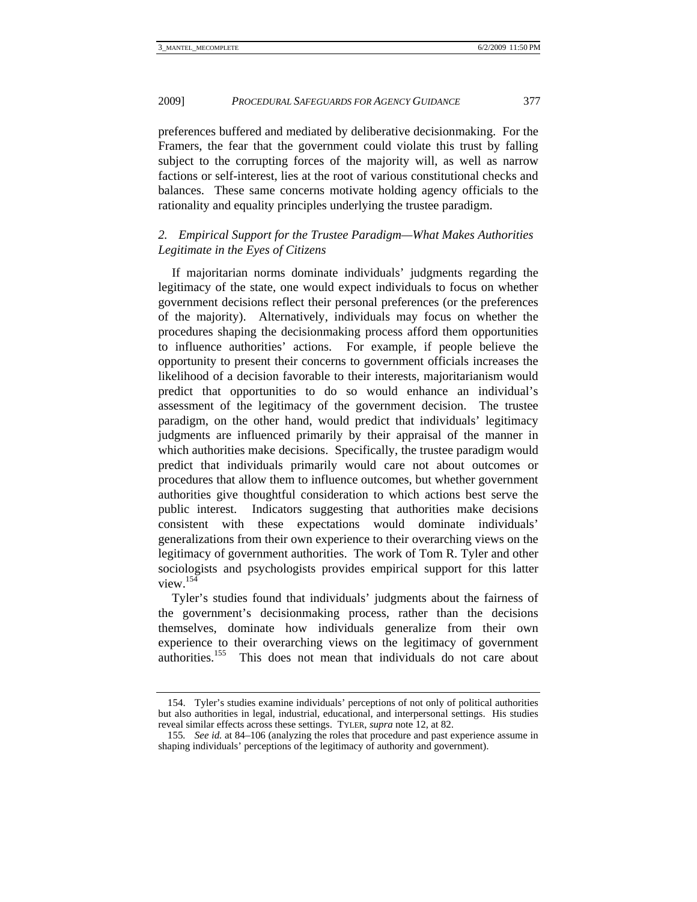preferences buffered and mediated by deliberative decisionmaking. For the Framers, the fear that the government could violate this trust by falling subject to the corrupting forces of the majority will, as well as narrow factions or self-interest, lies at the root of various constitutional checks and balances. These same concerns motivate holding agency officials to the rationality and equality principles underlying the trustee paradigm.

### *2. Empirical Support for the Trustee Paradigm—What Makes Authorities Legitimate in the Eyes of Citizens*

If majoritarian norms dominate individuals' judgments regarding the legitimacy of the state, one would expect individuals to focus on whether government decisions reflect their personal preferences (or the preferences of the majority). Alternatively, individuals may focus on whether the procedures shaping the decisionmaking process afford them opportunities to influence authorities' actions. For example, if people believe the opportunity to present their concerns to government officials increases the likelihood of a decision favorable to their interests, majoritarianism would predict that opportunities to do so would enhance an individual's assessment of the legitimacy of the government decision. The trustee paradigm, on the other hand, would predict that individuals' legitimacy judgments are influenced primarily by their appraisal of the manner in which authorities make decisions. Specifically, the trustee paradigm would predict that individuals primarily would care not about outcomes or procedures that allow them to influence outcomes, but whether government authorities give thoughtful consideration to which actions best serve the public interest. Indicators suggesting that authorities make decisions consistent with these expectations would dominate individuals' generalizations from their own experience to their overarching views on the legitimacy of government authorities. The work of Tom R. Tyler and other sociologists and psychologists provides empirical support for this latter view.[154]

Tyler's studies found that individuals' judgments about the fairness of the government's decisionmaking process, rather than the decisions themselves, dominate how individuals generalize from their own experience to their overarching views on the legitimacy of government authorities.[155] This does not mean that individuals do not care about

---

154. Tyler's studies examine individuals' perceptions of not only of political authorities but also authorities in legal, industrial, educational, and interpersonal settings. His studies reveal similar effects across these settings. TYLER, *supra* note 12, at 82.

155. *See id.* at 84–106 (analyzing the roles that procedure and past experience assume in shaping individuals' perceptions of the legitimacy of authority and government).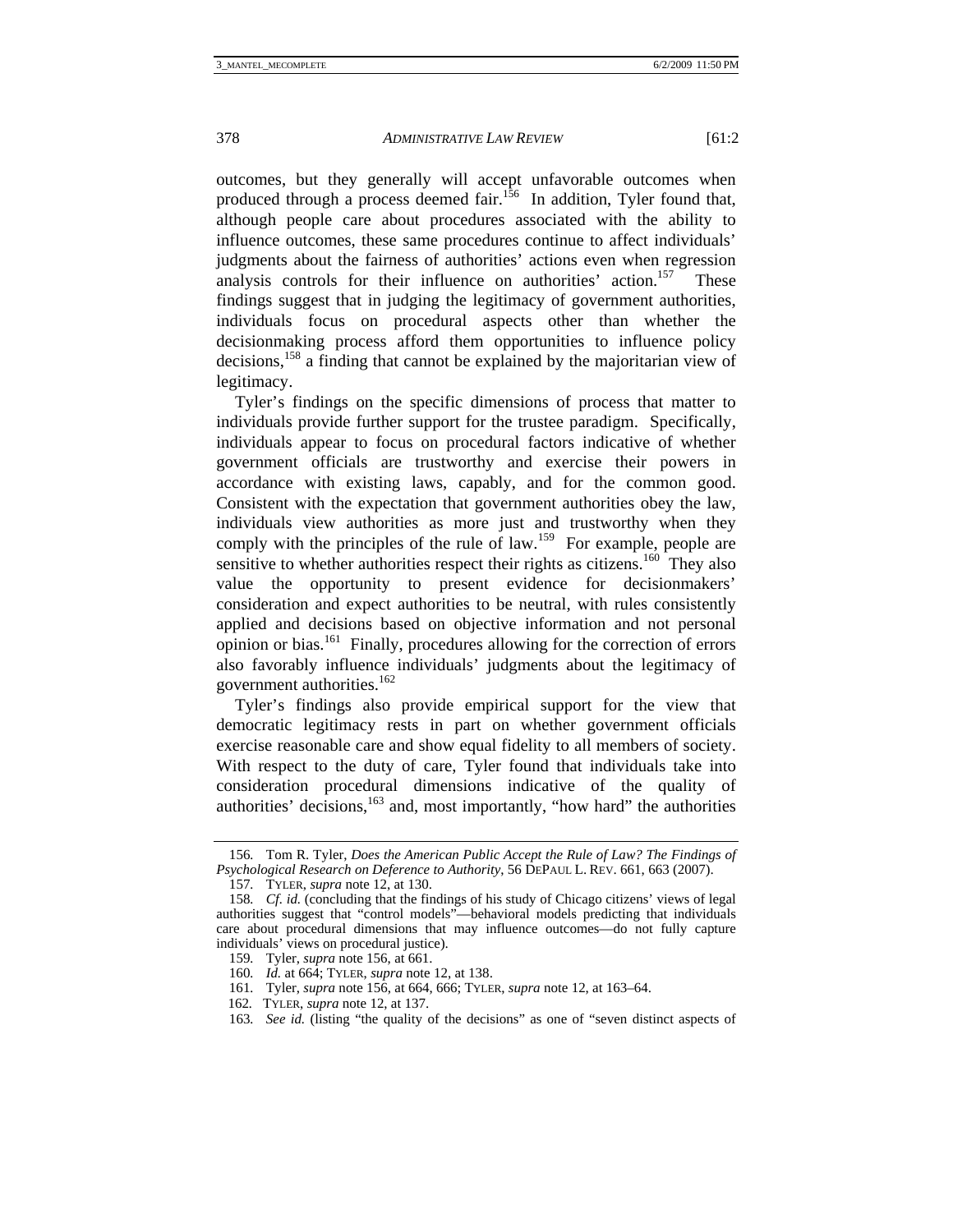outcomes, but they generally will accept unfavorable outcomes when produced through a process deemed fair.[156] In addition, Tyler found that, although people care about procedures associated with the ability to influence outcomes, these same procedures continue to affect individuals' judgments about the fairness of authorities' actions even when regression analysis controls for their influence on authorities' action.[157] These findings suggest that in judging the legitimacy of government authorities, individuals focus on procedural aspects other than whether the decisionmaking process afford them opportunities to influence policy decisions,[158] a finding that cannot be explained by the majoritarian view of legitimacy.

Tyler's findings on the specific dimensions of process that matter to individuals provide further support for the trustee paradigm. Specifically, individuals appear to focus on procedural factors indicative of whether government officials are trustworthy and exercise their powers in accordance with existing laws, capably, and for the common good. Consistent with the expectation that government authorities obey the law, individuals view authorities as more just and trustworthy when they comply with the principles of the rule of law.[159] For example, people are sensitive to whether authorities respect their rights as citizens.[160] They also value the opportunity to present evidence for decisionmakers' consideration and expect authorities to be neutral, with rules consistently applied and decisions based on objective information and not personal opinion or bias.[161] Finally, procedures allowing for the correction of errors also favorably influence individuals' judgments about the legitimacy of government authorities.[162]

Tyler's findings also provide empirical support for the view that democratic legitimacy rests in part on whether government officials exercise reasonable care and show equal fidelity to all members of society. With respect to the duty of care, Tyler found that individuals take into consideration procedural dimensions indicative of the quality of authorities' decisions,[163] and, most importantly, "how hard" the authorities

---

156. Tom R. Tyler, *Does the American Public Accept the Rule of Law? The Findings of Psychological Research on Deference to Authority*, 56 DEPAUL L. REV. 661, 663 (2007).

157. TYLER, *supra* note 12, at 130.

158. *Cf. id.* (concluding that the findings of his study of Chicago citizens' views of legal authorities suggest that "control models"—behavioral models predicting that individuals care about procedural dimensions that may influence outcomes—do not fully capture individuals' views on procedural justice).

159. Tyler, *supra* note 156, at 661.

160. *Id.* at 664; TYLER, *supra* note 12, at 138.

161. Tyler, *supra* note 156, at 664, 666; TYLER, *supra* note 12, at 163–64.

162. TYLER, *supra* note 12, at 137.

163. *See id.* (listing "the quality of the decisions" as one of "seven distinct aspects of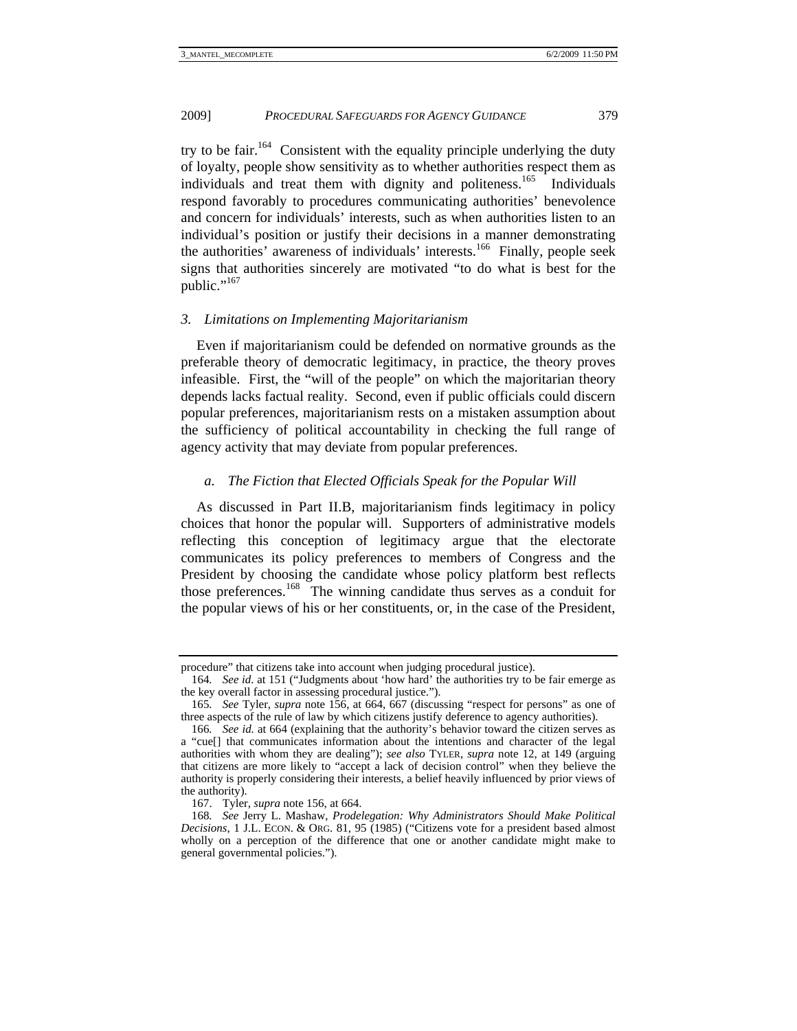try to be fair.[164] Consistent with the equality principle underlying the duty of loyalty, people show sensitivity as to whether authorities respect them as individuals and treat them with dignity and politeness.[165] Individuals respond favorably to procedures communicating authorities' benevolence and concern for individuals' interests, such as when authorities listen to an individual's position or justify their decisions in a manner demonstrating the authorities' awareness of individuals' interests.[166] Finally, people seek signs that authorities sincerely are motivated "to do what is best for the public."[167]

### *3. Limitations on Implementing Majoritarianism*

Even if majoritarianism could be defended on normative grounds as the preferable theory of democratic legitimacy, in practice, the theory proves infeasible. First, the "will of the people" on which the majoritarian theory depends lacks factual reality. Second, even if public officials could discern popular preferences, majoritarianism rests on a mistaken assumption about the sufficiency of political accountability in checking the full range of agency activity that may deviate from popular preferences.

#### *a. The Fiction that Elected Officials Speak for the Popular Will*

As discussed in Part II.B, majoritarianism finds legitimacy in policy choices that honor the popular will. Supporters of administrative models reflecting this conception of legitimacy argue that the electorate communicates its policy preferences to members of Congress and the President by choosing the candidate whose policy platform best reflects those preferences.[168] The winning candidate thus serves as a conduit for the popular views of his or her constituents, or, in the case of the President,

---

procedure" that citizens take into account when judging procedural justice).

164. *See id.* at 151 ("Judgments about 'how hard' the authorities try to be fair emerge as the key overall factor in assessing procedural justice.").

165. *See* Tyler, *supra* note 156, at 664, 667 (discussing "respect for persons" as one of three aspects of the rule of law by which citizens justify deference to agency authorities).

166. *See id.* at 664 (explaining that the authority's behavior toward the citizen serves as a "cue[] that communicates information about the intentions and character of the legal authorities with whom they are dealing"); *see also* TYLER, *supra* note 12, at 149 (arguing that citizens are more likely to "accept a lack of decision control" when they believe the authority is properly considering their interests, a belief heavily influenced by prior views of the authority).

167. Tyler, *supra* note 156, at 664.

168. *See* Jerry L. Mashaw, *Prodelegation: Why Administrators Should Make Political Decisions*, 1 J.L. ECON. & ORG. 81, 95 (1985) ("Citizens vote for a president based almost wholly on a perception of the difference that one or another candidate might make to general governmental policies.").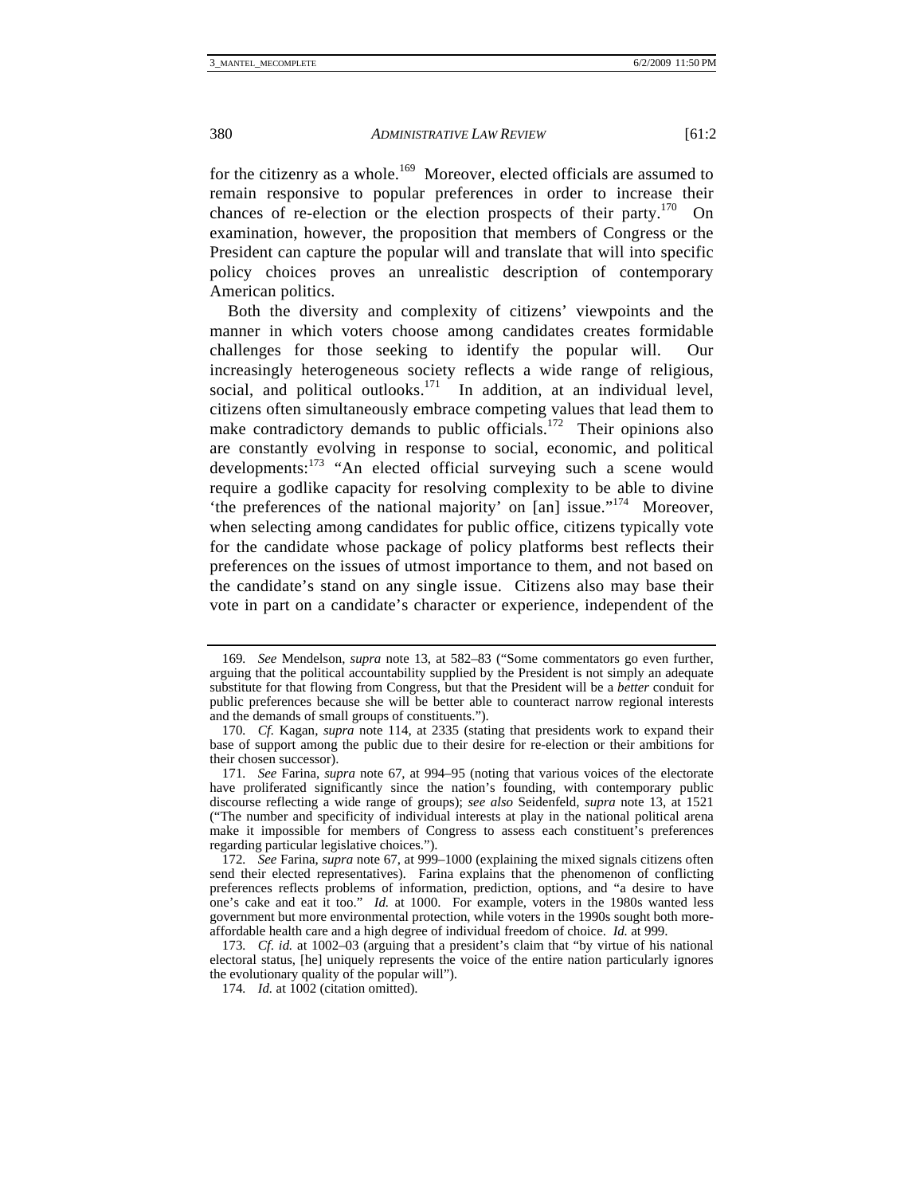for the citizenry as a whole.[169] Moreover, elected officials are assumed to remain responsive to popular preferences in order to increase their chances of re-election or the election prospects of their party.[170] On examination, however, the proposition that members of Congress or the President can capture the popular will and translate that will into specific policy choices proves an unrealistic description of contemporary American politics.

Both the diversity and complexity of citizens' viewpoints and the manner in which voters choose among candidates creates formidable challenges for those seeking to identify the popular will. Our increasingly heterogeneous society reflects a wide range of religious, social, and political outlooks.[171] In addition, at an individual level, citizens often simultaneously embrace competing values that lead them to make contradictory demands to public officials.[172] Their opinions also are constantly evolving in response to social, economic, and political developments:[173] "An elected official surveying such a scene would require a godlike capacity for resolving complexity to be able to divine 'the preferences of the national majority' on [an] issue."[174] Moreover, when selecting among candidates for public office, citizens typically vote for the candidate whose package of policy platforms best reflects their preferences on the issues of utmost importance to them, and not based on the candidate's stand on any single issue. Citizens also may base their vote in part on a candidate's character or experience, independent of the

---

169. *See* Mendelson, *supra* note 13, at 582–83 ("Some commentators go even further, arguing that the political accountability supplied by the President is not simply an adequate substitute for that flowing from Congress, but that the President will be a *better* conduit for public preferences because she will be better able to counteract narrow regional interests and the demands of small groups of constituents.").

170. *Cf.* Kagan, *supra* note 114, at 2335 (stating that presidents work to expand their base of support among the public due to their desire for re-election or their ambitions for their chosen successor).

171. *See* Farina, *supra* note 67, at 994–95 (noting that various voices of the electorate have proliferated significantly since the nation's founding, with contemporary public discourse reflecting a wide range of groups); *see also* Seidenfeld, *supra* note 13, at 1521 ("The number and specificity of individual interests at play in the national political arena make it impossible for members of Congress to assess each constituent's preferences regarding particular legislative choices.").

172. *See* Farina, *supra* note 67, at 999–1000 (explaining the mixed signals citizens often send their elected representatives). Farina explains that the phenomenon of conflicting preferences reflects problems of information, prediction, options, and "a desire to have one's cake and eat it too." *Id.* at 1000. For example, voters in the 1980s wanted less government but more environmental protection, while voters in the 1990s sought both more-affordable health care and a high degree of individual freedom of choice. *Id.* at 999.

173. *Cf. id.* at 1002–03 (arguing that a president's claim that "by virtue of his national electoral status, [he] uniquely represents the voice of the entire nation particularly ignores the evolutionary quality of the popular will").

174. *Id.* at 1002 (citation omitted).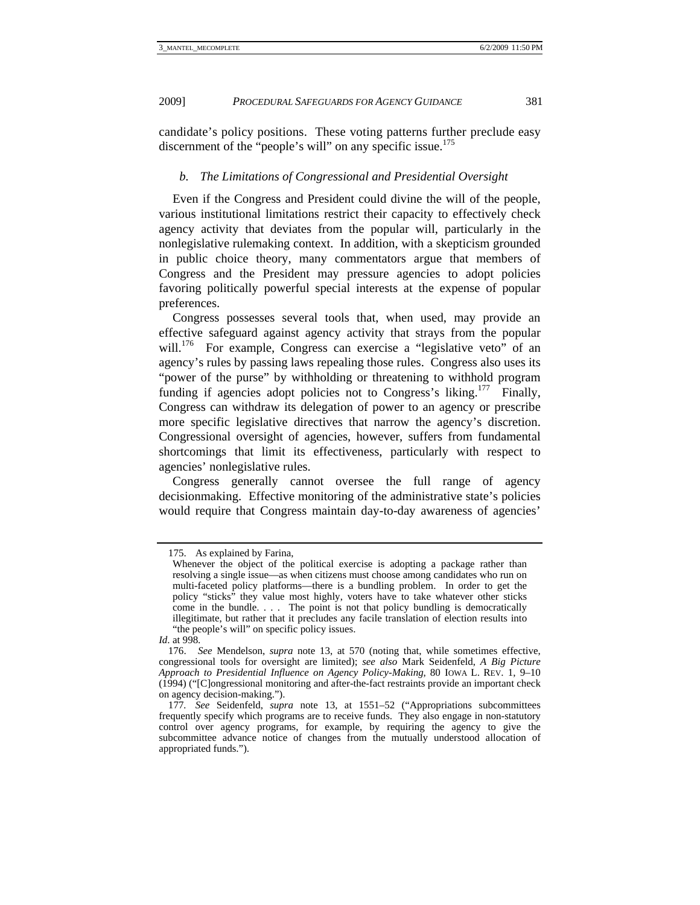candidate's policy positions. These voting patterns further preclude easy discernment of the "people's will" on any specific issue.[175]

### *b. The Limitations of Congressional and Presidential Oversight*

Even if the Congress and President could divine the will of the people, various institutional limitations restrict their capacity to effectively check agency activity that deviates from the popular will, particularly in the nonlegislative rulemaking context. In addition, with a skepticism grounded in public choice theory, many commentators argue that members of Congress and the President may pressure agencies to adopt policies favoring politically powerful special interests at the expense of popular preferences.

Congress possesses several tools that, when used, may provide an effective safeguard against agency activity that strays from the popular will.[176] For example, Congress can exercise a "legislative veto" of an agency's rules by passing laws repealing those rules. Congress also uses its "power of the purse" by withholding or threatening to withhold program funding if agencies adopt policies not to Congress's liking.[177] Finally, Congress can withdraw its delegation of power to an agency or prescribe more specific legislative directives that narrow the agency's discretion. Congressional oversight of agencies, however, suffers from fundamental shortcomings that limit its effectiveness, particularly with respect to agencies' nonlegislative rules.

Congress generally cannot oversee the full range of agency decisionmaking. Effective monitoring of the administrative state's policies would require that Congress maintain day-to-day awareness of agencies'

---

175. As explained by Farina,

> Whenever the object of the political exercise is adopting a package rather than resolving a single issue—as when citizens must choose among candidates who run on multi-faceted policy platforms—there is a bundling problem. In order to get the policy "sticks" they value most highly, voters have to take whatever other sticks come in the bundle. . . . The point is not that policy bundling is democratically illegitimate, but rather that it precludes any facile translation of election results into "the people's will" on specific policy issues.

*Id.* at 998.

176. *See* Mendelson, *supra* note 13, at 570 (noting that, while sometimes effective, congressional tools for oversight are limited); *see also* Mark Seidenfeld, *A Big Picture Approach to Presidential Influence on Agency Policy-Making*, 80 IOWA L. REV. 1, 9–10 (1994) ("[C]ongressional monitoring and after-the-fact restraints provide an important check on agency decision-making.").

177. *See* Seidenfeld, *supra* note 13, at 1551–52 ("Appropriations subcommittees frequently specify which programs are to receive funds. They also engage in non-statutory control over agency programs, for example, by requiring the agency to give the subcommittee advance notice of changes from the mutually understood allocation of appropriated funds.").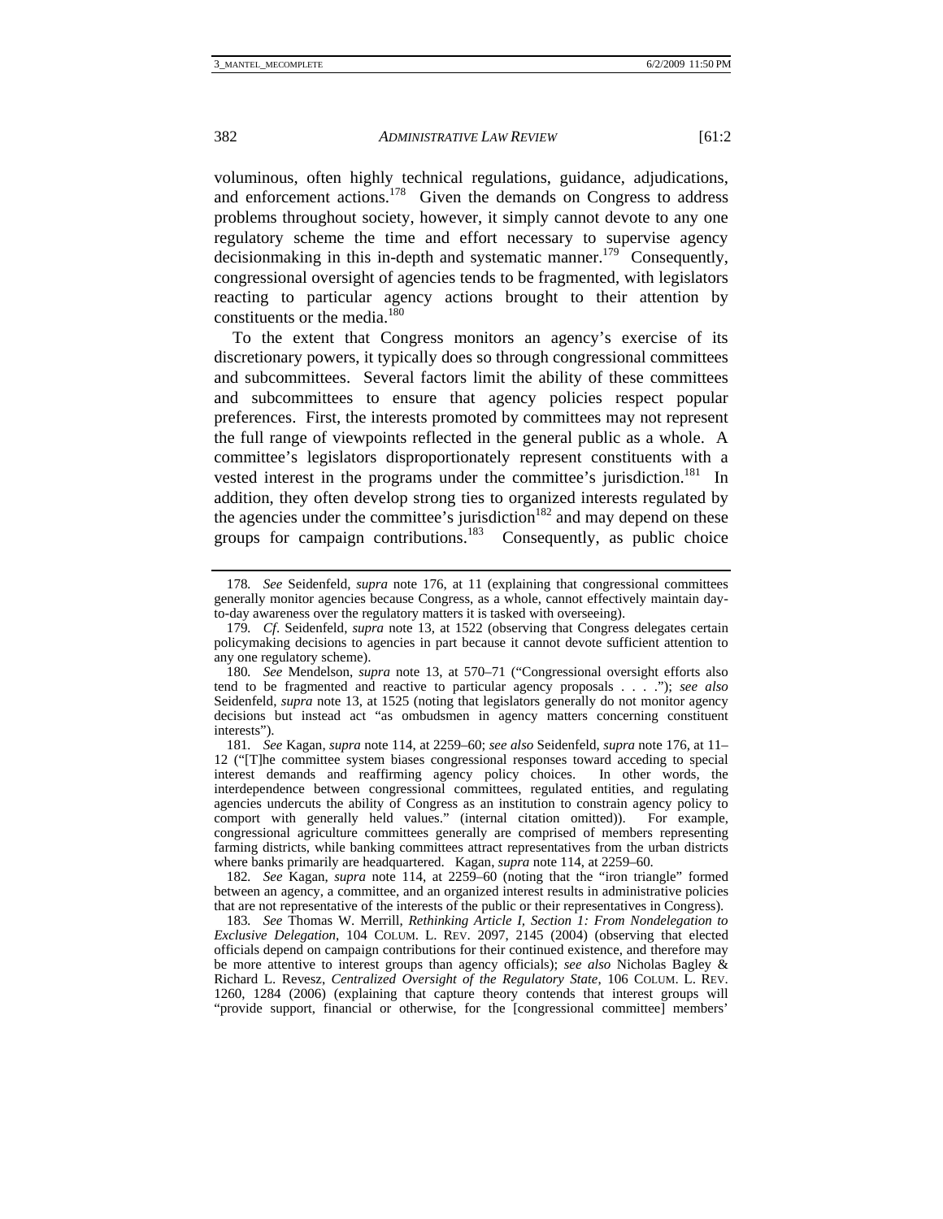voluminous, often highly technical regulations, guidance, adjudications, and enforcement actions.[178] Given the demands on Congress to address problems throughout society, however, it simply cannot devote to any one regulatory scheme the time and effort necessary to supervise agency decisionmaking in this in-depth and systematic manner.[179] Consequently, congressional oversight of agencies tends to be fragmented, with legislators reacting to particular agency actions brought to their attention by constituents or the media.[180]

To the extent that Congress monitors an agency's exercise of its discretionary powers, it typically does so through congressional committees and subcommittees. Several factors limit the ability of these committees and subcommittees to ensure that agency policies respect popular preferences. First, the interests promoted by committees may not represent the full range of viewpoints reflected in the general public as a whole. A committee's legislators disproportionately represent constituents with a vested interest in the programs under the committee's jurisdiction.[181] In addition, they often develop strong ties to organized interests regulated by the agencies under the committee's jurisdiction[182] and may depend on these groups for campaign contributions.[183] Consequently, as public choice

---

178. *See* Seidenfeld, *supra* note 176, at 11 (explaining that congressional committees generally monitor agencies because Congress, as a whole, cannot effectively maintain day-to-day awareness over the regulatory matters it is tasked with overseeing).

179. *Cf*. Seidenfeld, *supra* note 13, at 1522 (observing that Congress delegates certain policymaking decisions to agencies in part because it cannot devote sufficient attention to any one regulatory scheme).

180. *See* Mendelson, *supra* note 13, at 570–71 ("Congressional oversight efforts also tend to be fragmented and reactive to particular agency proposals . . . ."); *see also* Seidenfeld, *supra* note 13, at 1525 (noting that legislators generally do not monitor agency decisions but instead act "as ombudsmen in agency matters concerning constituent interests").

181. *See* Kagan, *supra* note 114, at 2259–60; *see also* Seidenfeld, *supra* note 176, at 11–12 ("[T]he committee system biases congressional responses toward acceding to special interest demands and reaffirming agency policy choices. In other words, the interdependence between congressional committees, regulated entities, and regulating agencies undercuts the ability of Congress as an institution to constrain agency policy to comport with generally held values." (internal citation omitted)). For example, congressional agriculture committees generally are comprised of members representing farming districts, while banking committees attract representatives from the urban districts where banks primarily are headquartered. Kagan, *supra* note 114, at 2259–60.

182. *See* Kagan, *supra* note 114, at 2259–60 (noting that the "iron triangle" formed between an agency, a committee, and an organized interest results in administrative policies that are not representative of the interests of the public or their representatives in Congress).

183. *See* Thomas W. Merrill, *Rethinking Article I, Section 1: From Nondelegation to Exclusive Delegation*, 104 COLUM. L. REV. 2097, 2145 (2004) (observing that elected officials depend on campaign contributions for their continued existence, and therefore may be more attentive to interest groups than agency officials); *see also* Nicholas Bagley & Richard L. Revesz, *Centralized Oversight of the Regulatory State*, 106 COLUM. L. REV. 1260, 1284 (2006) (explaining that capture theory contends that interest groups will "provide support, financial or otherwise, for the [congressional committee] members'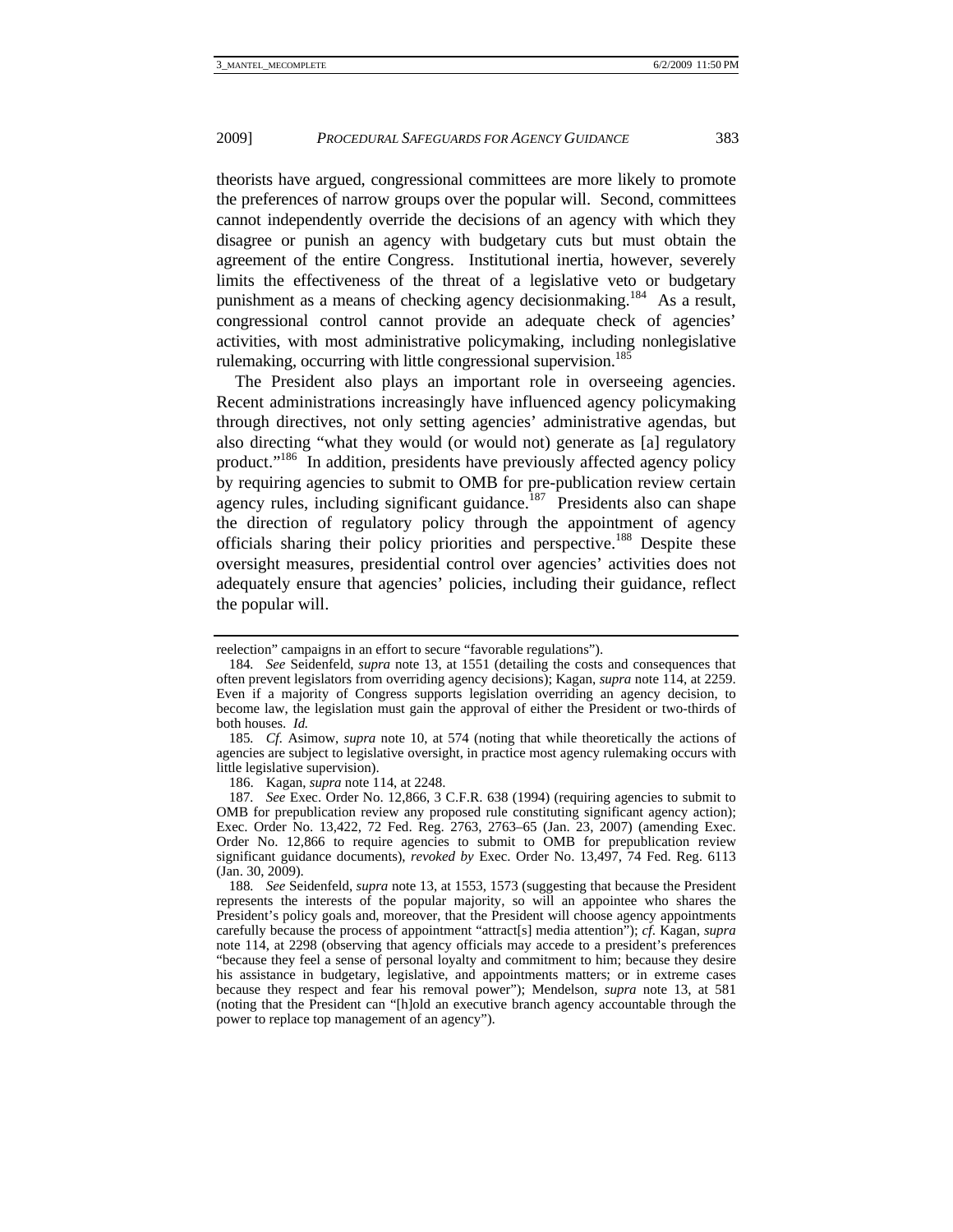theorists have argued, congressional committees are more likely to promote the preferences of narrow groups over the popular will. Second, committees cannot independently override the decisions of an agency with which they disagree or punish an agency with budgetary cuts but must obtain the agreement of the entire Congress. Institutional inertia, however, severely limits the effectiveness of the threat of a legislative veto or budgetary punishment as a means of checking agency decisionmaking.[184] As a result, congressional control cannot provide an adequate check of agencies' activities, with most administrative policymaking, including nonlegislative rulemaking, occurring with little congressional supervision.[185]

The President also plays an important role in overseeing agencies. Recent administrations increasingly have influenced agency policymaking through directives, not only setting agencies' administrative agendas, but also directing "what they would (or would not) generate as [a] regulatory product."[186] In addition, presidents have previously affected agency policy by requiring agencies to submit to OMB for pre-publication review certain agency rules, including significant guidance.[187] Presidents also can shape the direction of regulatory policy through the appointment of agency officials sharing their policy priorities and perspective.[188] Despite these oversight measures, presidential control over agencies' activities does not adequately ensure that agencies' policies, including their guidance, reflect the popular will.

---

reelection" campaigns in an effort to secure "favorable regulations").

184. *See* Seidenfeld, *supra* note 13, at 1551 (detailing the costs and consequences that often prevent legislators from overriding agency decisions); Kagan, *supra* note 114, at 2259. Even if a majority of Congress supports legislation overriding an agency decision, to become law, the legislation must gain the approval of either the President or two-thirds of both houses. *Id.*

185. *Cf.* Asimow, *supra* note 10, at 574 (noting that while theoretically the actions of agencies are subject to legislative oversight, in practice most agency rulemaking occurs with little legislative supervision).

186. Kagan, *supra* note 114, at 2248.

187. *See* Exec. Order No. 12,866, 3 C.F.R. 638 (1994) (requiring agencies to submit to OMB for prepublication review any proposed rule constituting significant agency action); Exec. Order No. 13,422, 72 Fed. Reg. 2763, 2763–65 (Jan. 23, 2007) (amending Exec. Order No. 12,866 to require agencies to submit to OMB for prepublication review significant guidance documents), *revoked by* Exec. Order No. 13,497, 74 Fed. Reg. 6113 (Jan. 30, 2009).

188. *See* Seidenfeld, *supra* note 13, at 1553, 1573 (suggesting that because the President represents the interests of the popular majority, so will an appointee who shares the President's policy goals and, moreover, that the President will choose agency appointments carefully because the process of appointment "attract[s] media attention"); *cf*. Kagan, *supra* note 114, at 2298 (observing that agency officials may accede to a president's preferences "because they feel a sense of personal loyalty and commitment to him; because they desire his assistance in budgetary, legislative, and appointments matters; or in extreme cases because they respect and fear his removal power"); Mendelson, *supra* note 13, at 581 (noting that the President can "[h]old an executive branch agency accountable through the power to replace top management of an agency").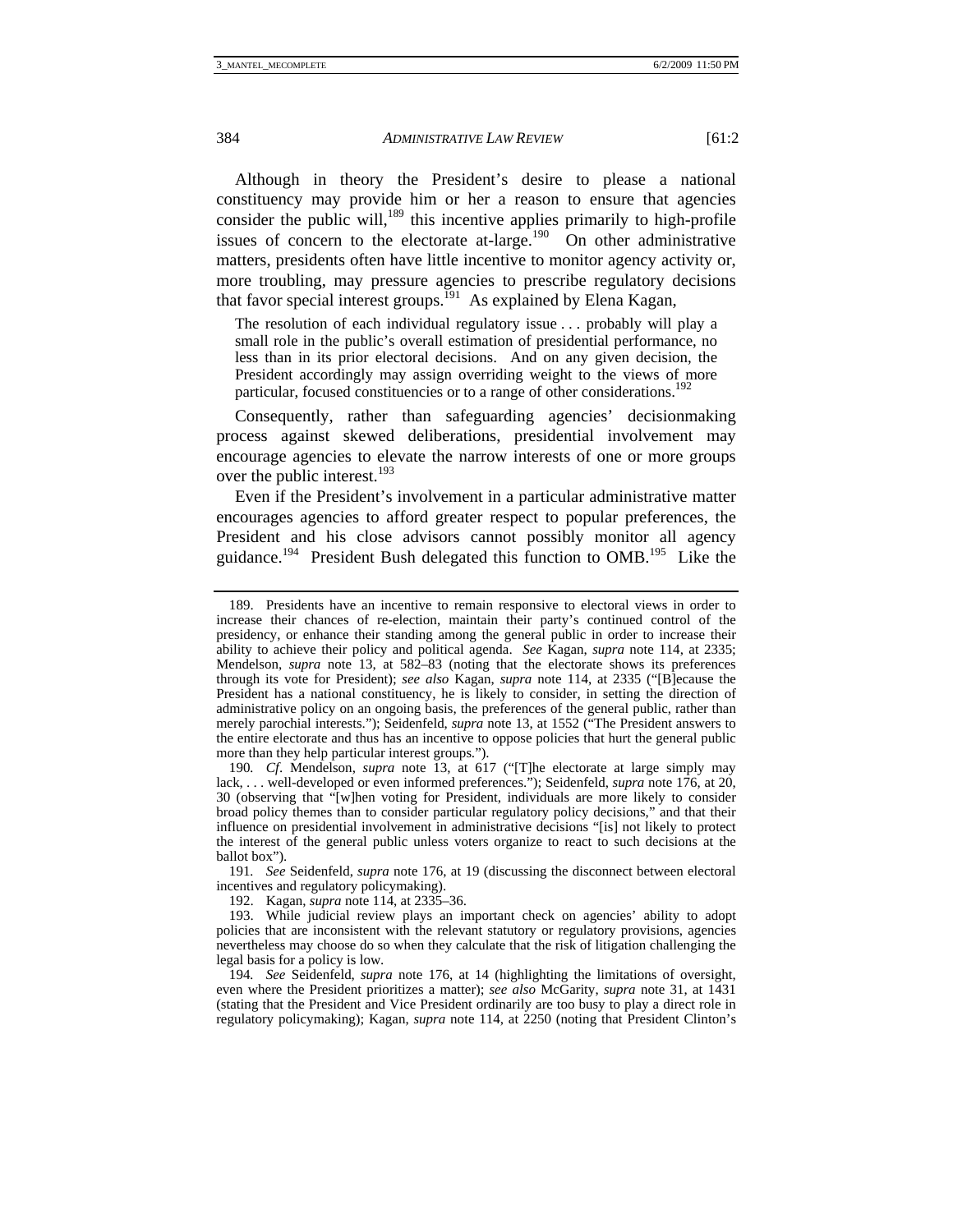Although in theory the President's desire to please a national constituency may provide him or her a reason to ensure that agencies consider the public will,[189] this incentive applies primarily to high-profile issues of concern to the electorate at-large.[190] On other administrative matters, presidents often have little incentive to monitor agency activity or, more troubling, may pressure agencies to prescribe regulatory decisions that favor special interest groups.[191] As explained by Elena Kagan,

> The resolution of each individual regulatory issue . . . probably will play a small role in the public's overall estimation of presidential performance, no less than in its prior electoral decisions. And on any given decision, the President accordingly may assign overriding weight to the views of more particular, focused constituencies or to a range of other considerations.[192]

Consequently, rather than safeguarding agencies' decisionmaking process against skewed deliberations, presidential involvement may encourage agencies to elevate the narrow interests of one or more groups over the public interest.[193]

Even if the President's involvement in a particular administrative matter encourages agencies to afford greater respect to popular preferences, the President and his close advisors cannot possibly monitor all agency guidance.[194] President Bush delegated this function to OMB.[195] Like the

---

189. Presidents have an incentive to remain responsive to electoral views in order to increase their chances of re-election, maintain their party's continued control of the presidency, or enhance their standing among the general public in order to increase their ability to achieve their policy and political agenda. *See* Kagan, *supra* note 114, at 2335; Mendelson, *supra* note 13, at 582–83 (noting that the electorate shows its preferences through its vote for President); *see also* Kagan, *supra* note 114, at 2335 ("[B]ecause the President has a national constituency, he is likely to consider, in setting the direction of administrative policy on an ongoing basis, the preferences of the general public, rather than merely parochial interests."); Seidenfeld, *supra* note 13, at 1552 ("The President answers to the entire electorate and thus has an incentive to oppose policies that hurt the general public more than they help particular interest groups.").

190. *Cf*. Mendelson, *supra* note 13, at 617 ("[T]he electorate at large simply may lack, . . . well-developed or even informed preferences."); Seidenfeld, *supra* note 176, at 20, 30 (observing that "[w]hen voting for President, individuals are more likely to consider broad policy themes than to consider particular regulatory policy decisions," and that their influence on presidential involvement in administrative decisions "[is] not likely to protect the interest of the general public unless voters organize to react to such decisions at the ballot box").

191. *See* Seidenfeld, *supra* note 176, at 19 (discussing the disconnect between electoral incentives and regulatory policymaking).

192. Kagan, *supra* note 114, at 2335–36.

193. While judicial review plays an important check on agencies' ability to adopt policies that are inconsistent with the relevant statutory or regulatory provisions, agencies nevertheless may choose do so when they calculate that the risk of litigation challenging the legal basis for a policy is low.

194. *See* Seidenfeld, *supra* note 176, at 14 (highlighting the limitations of oversight, even where the President prioritizes a matter); *see also* McGarity, *supra* note 31, at 1431 (stating that the President and Vice President ordinarily are too busy to play a direct role in regulatory policymaking); Kagan, *supra* note 114, at 2250 (noting that President Clinton's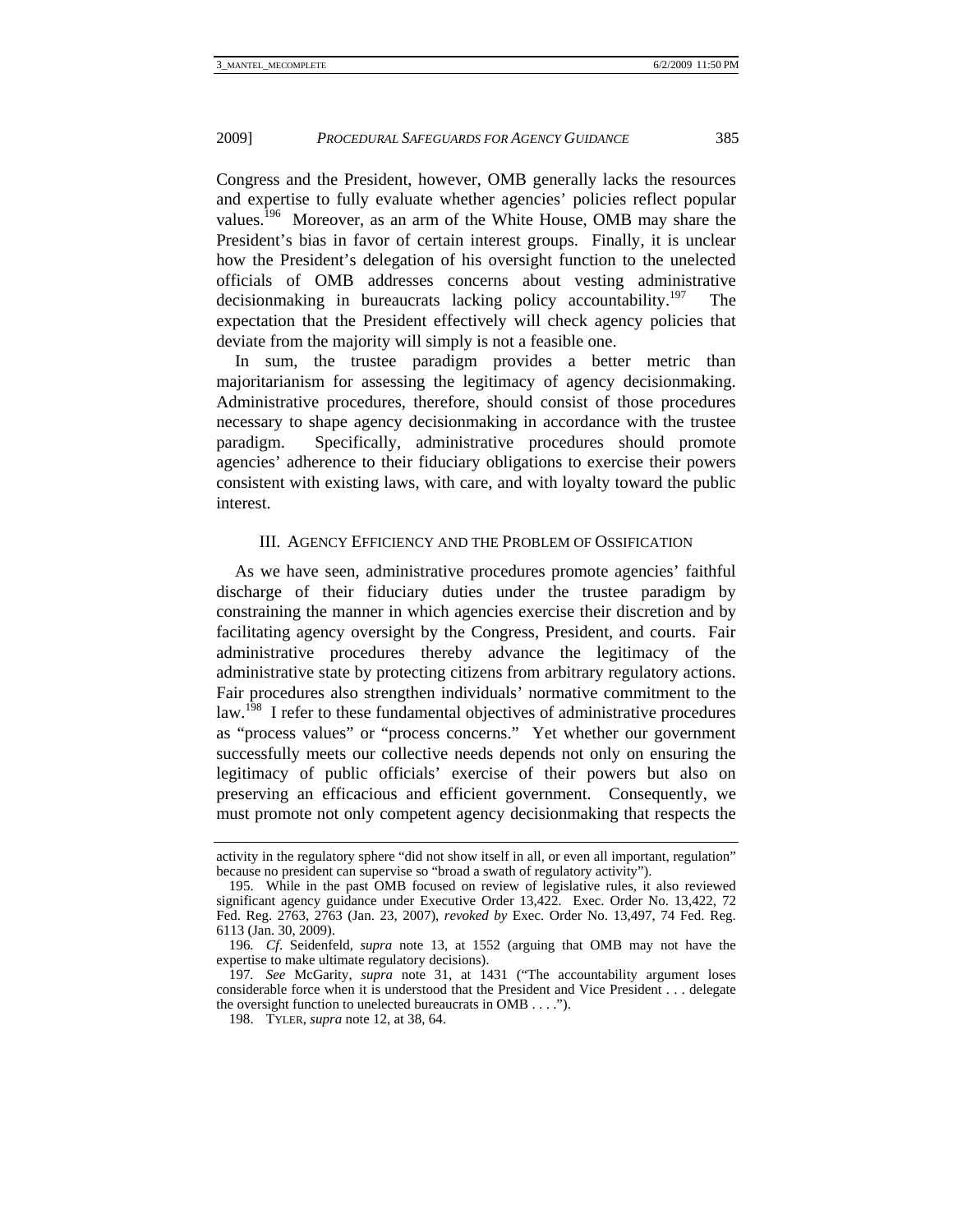Congress and the President, however, OMB generally lacks the resources and expertise to fully evaluate whether agencies' policies reflect popular values.[196] Moreover, as an arm of the White House, OMB may share the President's bias in favor of certain interest groups. Finally, it is unclear how the President's delegation of his oversight function to the unelected officials of OMB addresses concerns about vesting administrative decisionmaking in bureaucrats lacking policy accountability.[197] The expectation that the President effectively will check agency policies that deviate from the majority will simply is not a feasible one.

In sum, the trustee paradigm provides a better metric than majoritarianism for assessing the legitimacy of agency decisionmaking. Administrative procedures, therefore, should consist of those procedures necessary to shape agency decisionmaking in accordance with the trustee paradigm. Specifically, administrative procedures should promote agencies' adherence to their fiduciary obligations to exercise their powers consistent with existing laws, with care, and with loyalty toward the public interest.

## III. Agency Efficiency and the Problem of Ossification

As we have seen, administrative procedures promote agencies' faithful discharge of their fiduciary duties under the trustee paradigm by constraining the manner in which agencies exercise their discretion and by facilitating agency oversight by the Congress, President, and courts. Fair administrative procedures thereby advance the legitimacy of the administrative state by protecting citizens from arbitrary regulatory actions. Fair procedures also strengthen individuals' normative commitment to the law.[198] I refer to these fundamental objectives of administrative procedures as "process values" or "process concerns." Yet whether our government successfully meets our collective needs depends not only on ensuring the legitimacy of public officials' exercise of their powers but also on preserving an efficacious and efficient government. Consequently, we must promote not only competent agency decisionmaking that respects the

---

activity in the regulatory sphere "did not show itself in all, or even all important, regulation" because no president can supervise so "broad a swath of regulatory activity").

195. While in the past OMB focused on review of legislative rules, it also reviewed significant agency guidance under Executive Order 13,422. Exec. Order No. 13,422, 72 Fed. Reg. 2763, 2763 (Jan. 23, 2007), *revoked by* Exec. Order No. 13,497, 74 Fed. Reg. 6113 (Jan. 30, 2009).

196. *Cf*. Seidenfeld, *supra* note 13, at 1552 (arguing that OMB may not have the expertise to make ultimate regulatory decisions).

197. *See* McGarity, *supra* note 31, at 1431 ("The accountability argument loses considerable force when it is understood that the President and Vice President . . . delegate the oversight function to unelected bureaucrats in OMB . . . .").

198. Tyler, *supra* note 12, at 38, 64.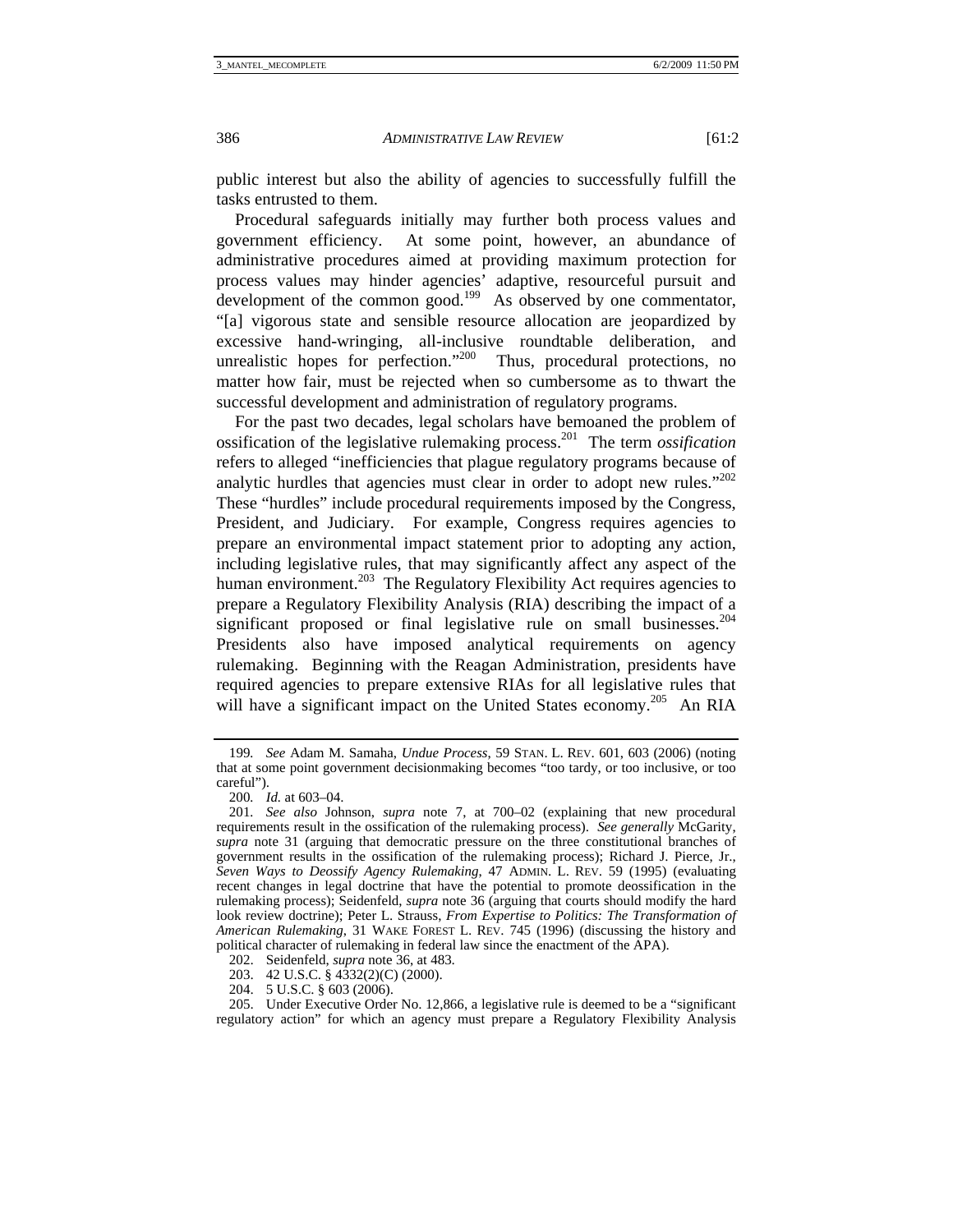public interest but also the ability of agencies to successfully fulfill the tasks entrusted to them.

Procedural safeguards initially may further both process values and government efficiency. At some point, however, an abundance of administrative procedures aimed at providing maximum protection for process values may hinder agencies' adaptive, resourceful pursuit and development of the common good.[199] As observed by one commentator, "[a] vigorous state and sensible resource allocation are jeopardized by excessive hand-wringing, all-inclusive roundtable deliberation, and unrealistic hopes for perfection."[200] Thus, procedural protections, no matter how fair, must be rejected when so cumbersome as to thwart the successful development and administration of regulatory programs.

For the past two decades, legal scholars have bemoaned the problem of ossification of the legislative rulemaking process.[201] The term *ossification* refers to alleged "inefficiencies that plague regulatory programs because of analytic hurdles that agencies must clear in order to adopt new rules."[202] These "hurdles" include procedural requirements imposed by the Congress, President, and Judiciary. For example, Congress requires agencies to prepare an environmental impact statement prior to adopting any action, including legislative rules, that may significantly affect any aspect of the human environment.[203] The Regulatory Flexibility Act requires agencies to prepare a Regulatory Flexibility Analysis (RIA) describing the impact of a significant proposed or final legislative rule on small businesses.[204] Presidents also have imposed analytical requirements on agency rulemaking. Beginning with the Reagan Administration, presidents have required agencies to prepare extensive RIAs for all legislative rules that will have a significant impact on the United States economy.[205] An RIA

---

199. *See* Adam M. Samaha, *Undue Process*, 59 STAN. L. REV. 601, 603 (2006) (noting that at some point government decisionmaking becomes "too tardy, or too inclusive, or too careful").

200. *Id.* at 603–04.

201. *See also* Johnson, *supra* note 7, at 700–02 (explaining that new procedural requirements result in the ossification of the rulemaking process). *See generally* McGarity, *supra* note 31 (arguing that democratic pressure on the three constitutional branches of government results in the ossification of the rulemaking process); Richard J. Pierce, Jr., *Seven Ways to Deossify Agency Rulemaking*, 47 ADMIN. L. REV. 59 (1995) (evaluating recent changes in legal doctrine that have the potential to promote deossification in the rulemaking process); Seidenfeld, *supra* note 36 (arguing that courts should modify the hard look review doctrine); Peter L. Strauss, *From Expertise to Politics: The Transformation of American Rulemaking*, 31 WAKE FOREST L. REV. 745 (1996) (discussing the history and political character of rulemaking in federal law since the enactment of the APA).

202. Seidenfeld, *supra* note 36, at 483.

203. 42 U.S.C. § 4332(2)(C) (2000).

204. 5 U.S.C. § 603 (2006).

205. Under Executive Order No. 12,866, a legislative rule is deemed to be a "significant regulatory action" for which an agency must prepare a Regulatory Flexibility Analysis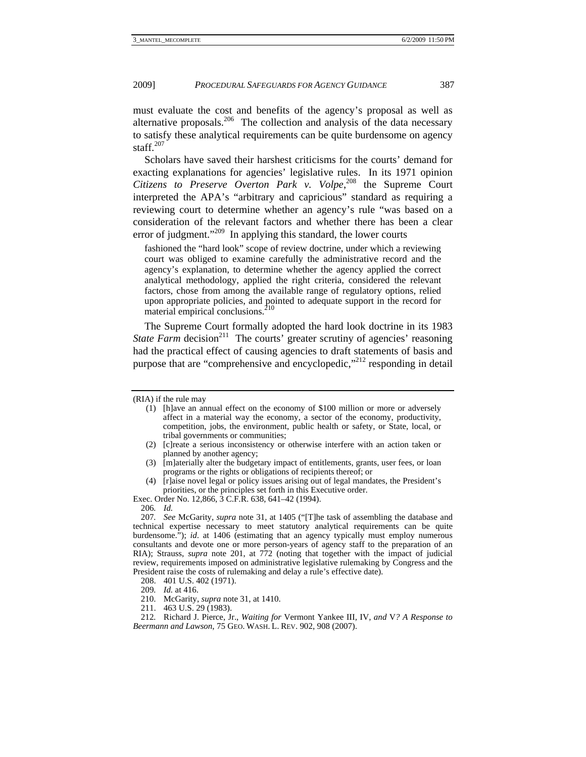must evaluate the cost and benefits of the agency's proposal as well as alternative proposals.[206] The collection and analysis of the data necessary to satisfy these analytical requirements can be quite burdensome on agency staff.[207]

Scholars have saved their harshest criticisms for the courts' demand for exacting explanations for agencies' legislative rules. In its 1971 opinion *Citizens to Preserve Overton Park v. Volpe*,[208] the Supreme Court interpreted the APA's "arbitrary and capricious" standard as requiring a reviewing court to determine whether an agency's rule "was based on a consideration of the relevant factors and whether there has been a clear error of judgment."[209] In applying this standard, the lower courts

> fashioned the "hard look" scope of review doctrine, under which a reviewing court was obliged to examine carefully the administrative record and the agency's explanation, to determine whether the agency applied the correct analytical methodology, applied the right criteria, considered the relevant factors, chose from among the available range of regulatory options, relied upon appropriate policies, and pointed to adequate support in the record for material empirical conclusions.[210]

The Supreme Court formally adopted the hard look doctrine in its 1983 *State Farm* decision[211] The courts' greater scrutiny of agencies' reasoning had the practical effect of causing agencies to draft statements of basis and purpose that are "comprehensive and encyclopedic,"[212] responding in detail

---

(RIA) if the rule may

> (1) [h]ave an annual effect on the economy of $100 million or more or adversely affect in a material way the economy, a sector of the economy, productivity, competition, jobs, the environment, public health or safety, or State, local, or tribal governments or communities;
>
> (2) [c]reate a serious inconsistency or otherwise interfere with an action taken or planned by another agency;
>
> (3) [m]aterially alter the budgetary impact of entitlements, grants, user fees, or loan programs or the rights or obligations of recipients thereof; or
>
> (4) [r]aise novel legal or policy issues arising out of legal mandates, the President's priorities, or the principles set forth in this Executive order.

Exec. Order No. 12,866, 3 C.F.R. 638, 641–42 (1994).

206. *Id.*

207. *See* McGarity, *supra* note 31, at 1405 ("[T]he task of assembling the database and technical expertise necessary to meet statutory analytical requirements can be quite burdensome."); *id*. at 1406 (estimating that an agency typically must employ numerous consultants and devote one or more person-years of agency staff to the preparation of an RIA); Strauss, *supra* note 201, at 772 (noting that together with the impact of judicial review, requirements imposed on administrative legislative rulemaking by Congress and the President raise the costs of rulemaking and delay a rule's effective date).

208. 401 U.S. 402 (1971).

209. *Id.* at 416.

210. McGarity, *supra* note 31, at 1410.

211. 463 U.S. 29 (1983).

212. Richard J. Pierce, Jr., *Waiting for* Vermont Yankee III, IV*, and* V*? A Response to Beermann and Lawson*, 75 GEO. WASH. L. REV. 902, 908 (2007).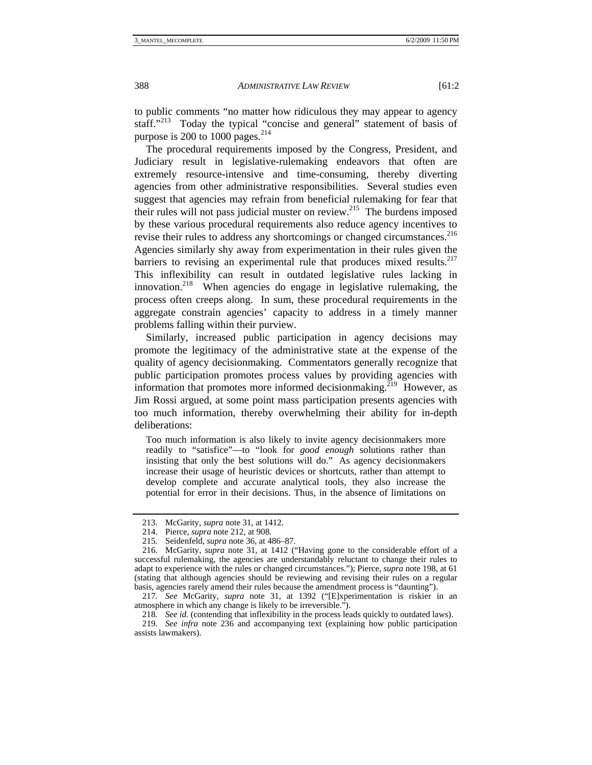to public comments "no matter how ridiculous they may appear to agency staff."[213] Today the typical "concise and general" statement of basis of purpose is 200 to 1000 pages.[214]

The procedural requirements imposed by the Congress, President, and Judiciary result in legislative-rulemaking endeavors that often are extremely resource-intensive and time-consuming, thereby diverting agencies from other administrative responsibilities. Several studies even suggest that agencies may refrain from beneficial rulemaking for fear that their rules will not pass judicial muster on review.[215] The burdens imposed by these various procedural requirements also reduce agency incentives to revise their rules to address any shortcomings or changed circumstances.[216] Agencies similarly shy away from experimentation in their rules given the barriers to revising an experimental rule that produces mixed results.[217] This inflexibility can result in outdated legislative rules lacking in innovation.[218] When agencies do engage in legislative rulemaking, the process often creeps along. In sum, these procedural requirements in the aggregate constrain agencies' capacity to address in a timely manner problems falling within their purview.

Similarly, increased public participation in agency decisions may promote the legitimacy of the administrative state at the expense of the quality of agency decisionmaking. Commentators generally recognize that public participation promotes process values by providing agencies with information that promotes more informed decisionmaking.[219] However, as Jim Rossi argued, at some point mass participation presents agencies with too much information, thereby overwhelming their ability for in-depth deliberations:

> Too much information is also likely to invite agency decisionmakers more readily to "satisfice"—to "look for *good enough* solutions rather than insisting that only the best solutions will do." As agency decisionmakers increase their usage of heuristic devices or shortcuts, rather than attempt to develop complete and accurate analytical tools, they also increase the potential for error in their decisions. Thus, in the absence of limitations on

---

213. McGarity, *supra* note 31, at 1412.

214. Pierce, *supra* note 212, at 908.

215. Seidenfeld, *supra* note 36, at 486–87.

216. McGarity, *supra* note 31, at 1412 ("Having gone to the considerable effort of a successful rulemaking, the agencies are understandably reluctant to change their rules to adapt to experience with the rules or changed circumstances."); Pierce, *supra* note 198, at 61 (stating that although agencies should be reviewing and revising their rules on a regular basis, agencies rarely amend their rules because the amendment process is "daunting").

217. *See* McGarity, *supra* note 31, at 1392 ("[E]xperimentation is riskier in an atmosphere in which any change is likely to be irreversible.").

218. *See id.* (contending that inflexibility in the process leads quickly to outdated laws).

219. *See infra* note 236 and accompanying text (explaining how public participation assists lawmakers).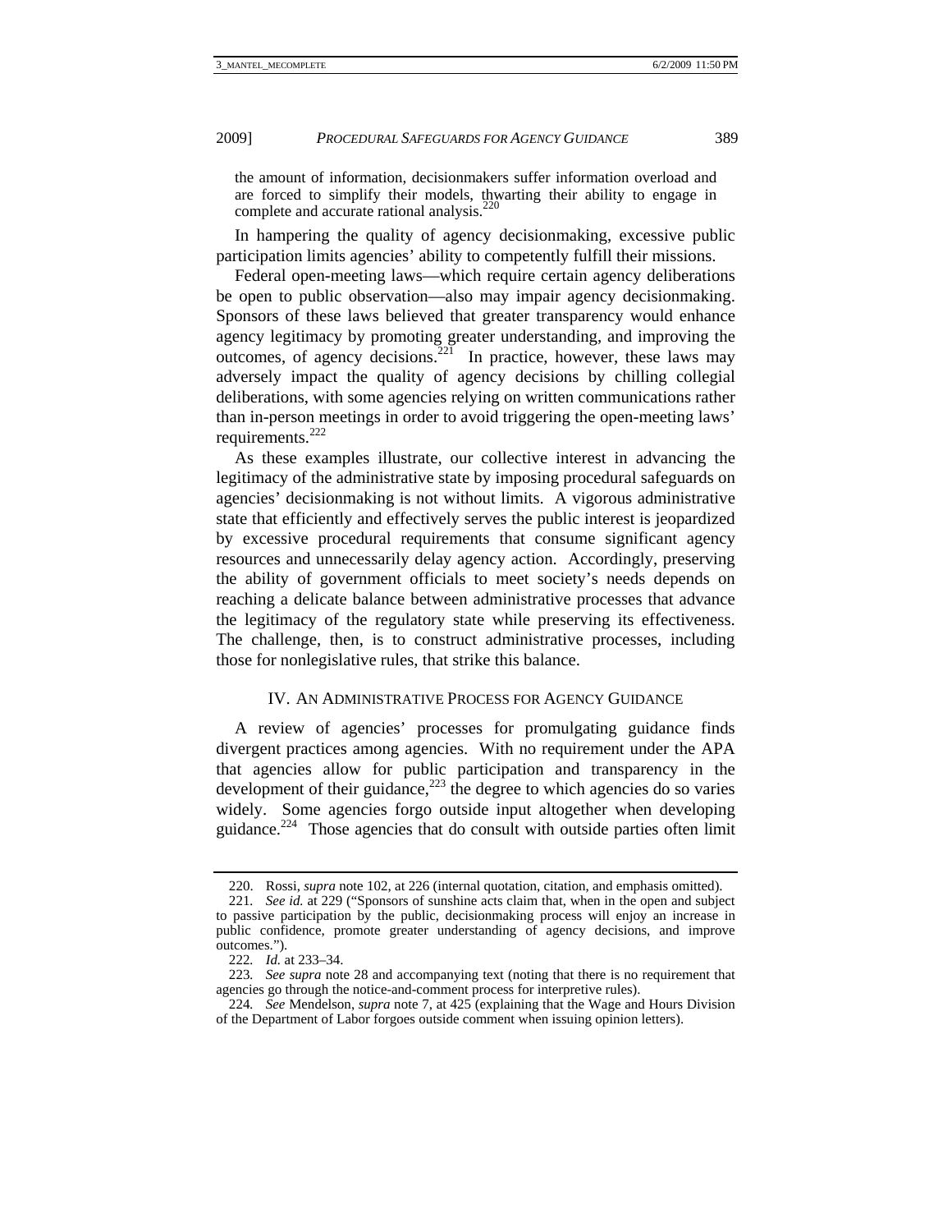the amount of information, decisionmakers suffer information overload and are forced to simplify their models, thwarting their ability to engage in complete and accurate rational analysis.[220]

In hampering the quality of agency decisionmaking, excessive public participation limits agencies' ability to competently fulfill their missions.

Federal open-meeting laws—which require certain agency deliberations be open to public observation—also may impair agency decisionmaking. Sponsors of these laws believed that greater transparency would enhance agency legitimacy by promoting greater understanding, and improving the outcomes, of agency decisions.[221] In practice, however, these laws may adversely impact the quality of agency decisions by chilling collegial deliberations, with some agencies relying on written communications rather than in-person meetings in order to avoid triggering the open-meeting laws' requirements.[222]

As these examples illustrate, our collective interest in advancing the legitimacy of the administrative state by imposing procedural safeguards on agencies' decisionmaking is not without limits. A vigorous administrative state that efficiently and effectively serves the public interest is jeopardized by excessive procedural requirements that consume significant agency resources and unnecessarily delay agency action. Accordingly, preserving the ability of government officials to meet society's needs depends on reaching a delicate balance between administrative processes that advance the legitimacy of the regulatory state while preserving its effectiveness. The challenge, then, is to construct administrative processes, including those for nonlegislative rules, that strike this balance.

## IV. AN ADMINISTRATIVE PROCESS FOR AGENCY GUIDANCE

A review of agencies' processes for promulgating guidance finds divergent practices among agencies. With no requirement under the APA that agencies allow for public participation and transparency in the development of their guidance,[223] the degree to which agencies do so varies widely. Some agencies forgo outside input altogether when developing guidance.[224] Those agencies that do consult with outside parties often limit

---

220. Rossi, *supra* note 102, at 226 (internal quotation, citation, and emphasis omitted).

221. *See id.* at 229 ("Sponsors of sunshine acts claim that, when in the open and subject to passive participation by the public, decisionmaking process will enjoy an increase in public confidence, promote greater understanding of agency decisions, and improve outcomes.").

222. *Id.* at 233–34.

223. *See supra* note 28 and accompanying text (noting that there is no requirement that agencies go through the notice-and-comment process for interpretive rules).

224. *See* Mendelson, *supra* note 7, at 425 (explaining that the Wage and Hours Division of the Department of Labor forgoes outside comment when issuing opinion letters).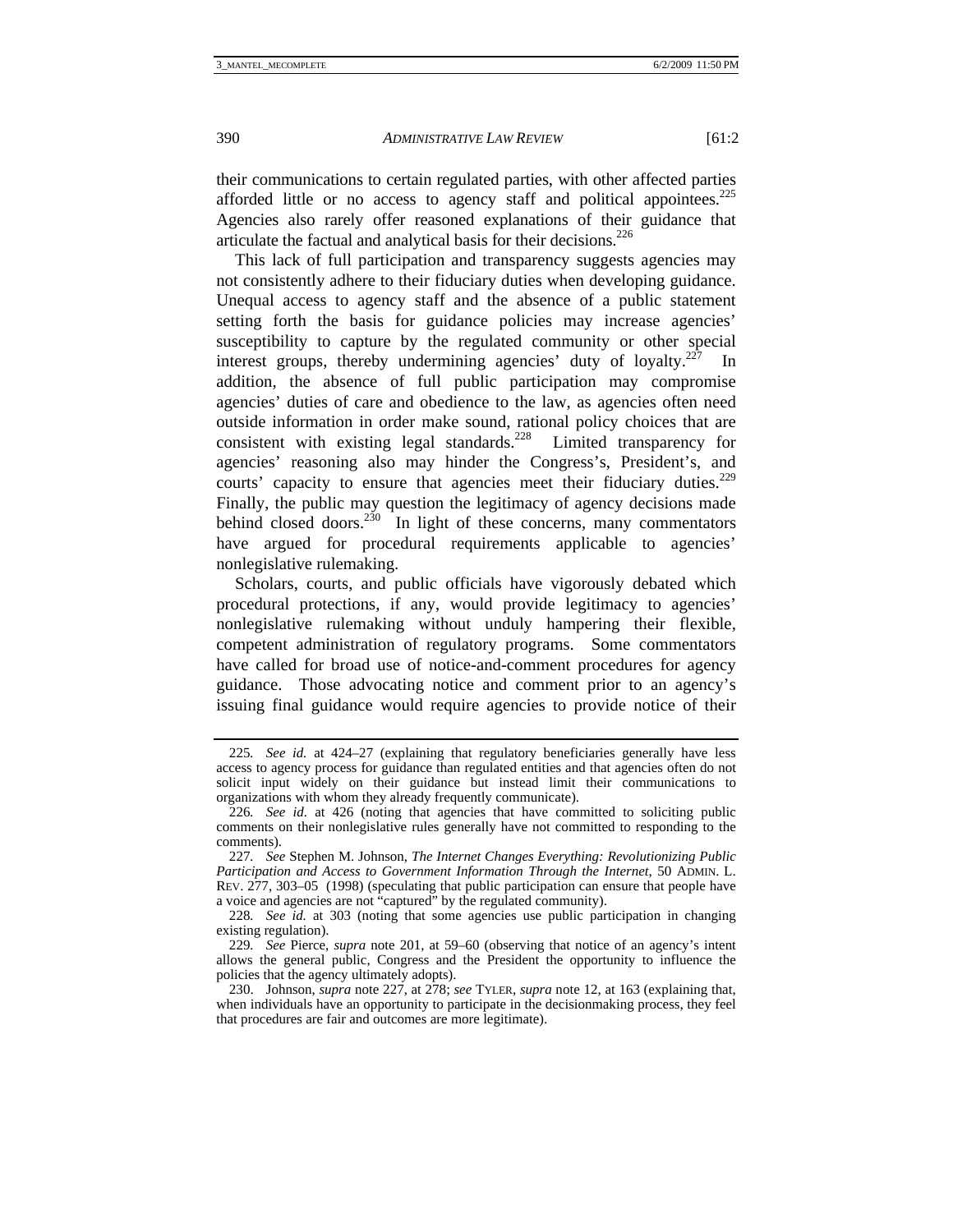their communications to certain regulated parties, with other affected parties afforded little or no access to agency staff and political appointees.[225] Agencies also rarely offer reasoned explanations of their guidance that articulate the factual and analytical basis for their decisions.[226]

This lack of full participation and transparency suggests agencies may not consistently adhere to their fiduciary duties when developing guidance. Unequal access to agency staff and the absence of a public statement setting forth the basis for guidance policies may increase agencies' susceptibility to capture by the regulated community or other special interest groups, thereby undermining agencies' duty of loyalty.[227] In addition, the absence of full public participation may compromise agencies' duties of care and obedience to the law, as agencies often need outside information in order make sound, rational policy choices that are consistent with existing legal standards.[228] Limited transparency for agencies' reasoning also may hinder the Congress's, President's, and courts' capacity to ensure that agencies meet their fiduciary duties.[229] Finally, the public may question the legitimacy of agency decisions made behind closed doors.[230] In light of these concerns, many commentators have argued for procedural requirements applicable to agencies' nonlegislative rulemaking.

Scholars, courts, and public officials have vigorously debated which procedural protections, if any, would provide legitimacy to agencies' nonlegislative rulemaking without unduly hampering their flexible, competent administration of regulatory programs. Some commentators have called for broad use of notice-and-comment procedures for agency guidance. Those advocating notice and comment prior to an agency's issuing final guidance would require agencies to provide notice of their

---

225. *See id.* at 424–27 (explaining that regulatory beneficiaries generally have less access to agency process for guidance than regulated entities and that agencies often do not solicit input widely on their guidance but instead limit their communications to organizations with whom they already frequently communicate).

226. *See id.* at 426 (noting that agencies that have committed to soliciting public comments on their nonlegislative rules generally have not committed to responding to the comments).

227. *See* Stephen M. Johnson, *The Internet Changes Everything: Revolutionizing Public Participation and Access to Government Information Through the Internet*, 50 ADMIN. L. REV. 277, 303–05 (1998) (speculating that public participation can ensure that people have a voice and agencies are not "captured" by the regulated community).

228. *See id.* at 303 (noting that some agencies use public participation in changing existing regulation).

229. *See* Pierce, *supra* note 201, at 59–60 (observing that notice of an agency's intent allows the general public, Congress and the President the opportunity to influence the policies that the agency ultimately adopts).

230. Johnson, *supra* note 227, at 278; *see* TYLER, *supra* note 12, at 163 (explaining that, when individuals have an opportunity to participate in the decisionmaking process, they feel that procedures are fair and outcomes are more legitimate).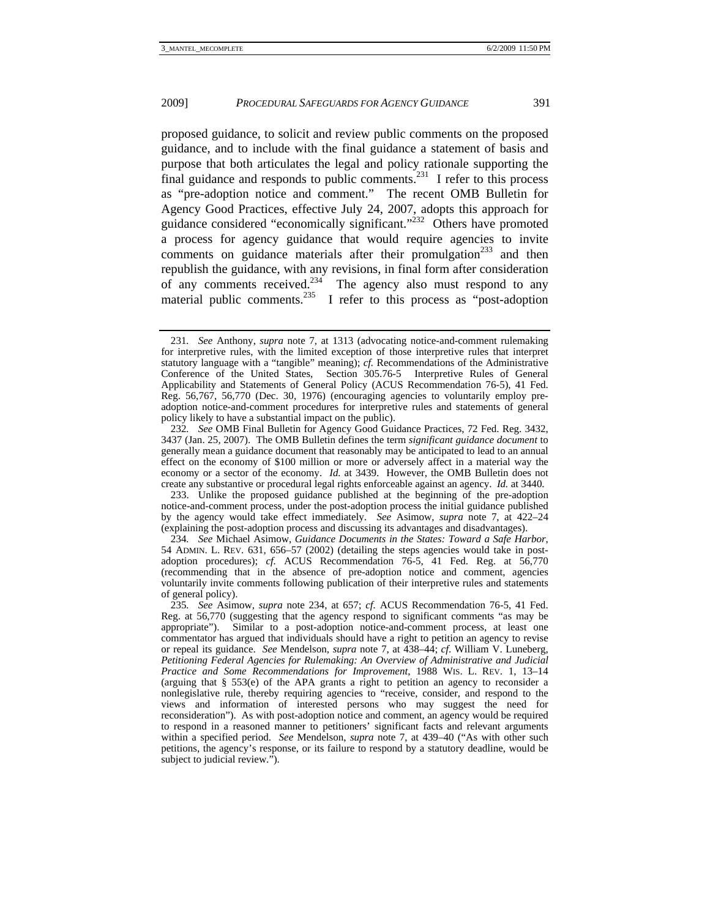proposed guidance, to solicit and review public comments on the proposed guidance, and to include with the final guidance a statement of basis and purpose that both articulates the legal and policy rationale supporting the final guidance and responds to public comments.[231] I refer to this process as "pre-adoption notice and comment." The recent OMB Bulletin for Agency Good Practices, effective July 24, 2007, adopts this approach for guidance considered "economically significant."[232] Others have promoted a process for agency guidance that would require agencies to invite comments on guidance materials after their promulgation[233] and then republish the guidance, with any revisions, in final form after consideration of any comments received.[234] The agency also must respond to any material public comments.[235] I refer to this process as "post-adoption

---

231. *See* Anthony, *supra* note 7, at 1313 (advocating notice-and-comment rulemaking for interpretive rules, with the limited exception of those interpretive rules that interpret statutory language with a "tangible" meaning); *cf.* Recommendations of the Administrative Conference of the United States, Section 305.76-5 Interpretive Rules of General Applicability and Statements of General Policy (ACUS Recommendation 76-5), 41 Fed. Reg. 56,767, 56,770 (Dec. 30, 1976) (encouraging agencies to voluntarily employ pre-adoption notice-and-comment procedures for interpretive rules and statements of general policy likely to have a substantial impact on the public).

232. *See* OMB Final Bulletin for Agency Good Guidance Practices, 72 Fed. Reg. 3432, 3437 (Jan. 25, 2007). The OMB Bulletin defines the term *significant guidance document* to generally mean a guidance document that reasonably may be anticipated to lead to an annual effect on the economy of $100 million or more or adversely affect in a material way the economy or a sector of the economy. *Id.* at 3439. However, the OMB Bulletin does not create any substantive or procedural legal rights enforceable against an agency. *Id.* at 3440.

233. Unlike the proposed guidance published at the beginning of the pre-adoption notice-and-comment process, under the post-adoption process the initial guidance published by the agency would take effect immediately. *See* Asimow, *supra* note 7, at 422–24 (explaining the post-adoption process and discussing its advantages and disadvantages).

234. *See* Michael Asimow, *Guidance Documents in the States: Toward a Safe Harbor*, 54 ADMIN. L. REV. 631, 656–57 (2002) (detailing the steps agencies would take in post-adoption procedures); *cf.* ACUS Recommendation 76-5, 41 Fed. Reg. at 56,770 (recommending that in the absence of pre-adoption notice and comment, agencies voluntarily invite comments following publication of their interpretive rules and statements of general policy).

235. *See* Asimow, *supra* note 234, at 657; *cf.* ACUS Recommendation 76-5, 41 Fed. Reg. at 56,770 (suggesting that the agency respond to significant comments "as may be appropriate"). Similar to a post-adoption notice-and-comment process, at least one commentator has argued that individuals should have a right to petition an agency to revise or repeal its guidance. *See* Mendelson, *supra* note 7, at 438–44; *cf.* William V. Luneberg, *Petitioning Federal Agencies for Rulemaking: An Overview of Administrative and Judicial Practice and Some Recommendations for Improvement*, 1988 WIS. L. REV. 1, 13–14 (arguing that § 553(e) of the APA grants a right to petition an agency to reconsider a nonlegislative rule, thereby requiring agencies to "receive, consider, and respond to the views and information of interested persons who may suggest the need for reconsideration"). As with post-adoption notice and comment, an agency would be required to respond in a reasoned manner to petitioners' significant facts and relevant arguments within a specified period. *See* Mendelson, *supra* note 7, at 439–40 ("As with other such petitions, the agency's response, or its failure to respond by a statutory deadline, would be subject to judicial review.").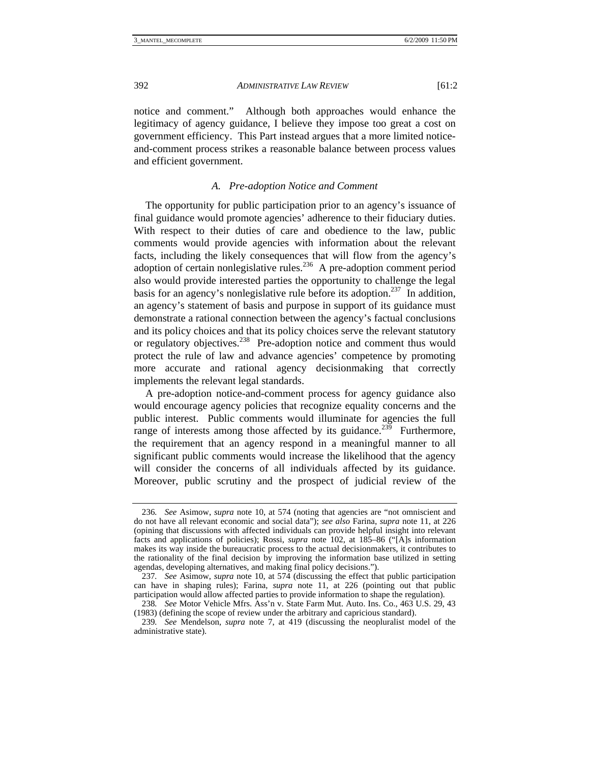notice and comment." Although both approaches would enhance the legitimacy of agency guidance, I believe they impose too great a cost on government efficiency. This Part instead argues that a more limited notice-and-comment process strikes a reasonable balance between process values and efficient government.

### *A. Pre-adoption Notice and Comment*

The opportunity for public participation prior to an agency's issuance of final guidance would promote agencies' adherence to their fiduciary duties. With respect to their duties of care and obedience to the law, public comments would provide agencies with information about the relevant facts, including the likely consequences that will flow from the agency's adoption of certain nonlegislative rules.[236] A pre-adoption comment period also would provide interested parties the opportunity to challenge the legal basis for an agency's nonlegislative rule before its adoption.[237] In addition, an agency's statement of basis and purpose in support of its guidance must demonstrate a rational connection between the agency's factual conclusions and its policy choices and that its policy choices serve the relevant statutory or regulatory objectives.[238] Pre-adoption notice and comment thus would protect the rule of law and advance agencies' competence by promoting more accurate and rational agency decisionmaking that correctly implements the relevant legal standards.

A pre-adoption notice-and-comment process for agency guidance also would encourage agency policies that recognize equality concerns and the public interest. Public comments would illuminate for agencies the full range of interests among those affected by its guidance.[239] Furthermore, the requirement that an agency respond in a meaningful manner to all significant public comments would increase the likelihood that the agency will consider the concerns of all individuals affected by its guidance. Moreover, public scrutiny and the prospect of judicial review of the

---

236. *See* Asimow, *supra* note 10, at 574 (noting that agencies are "not omniscient and do not have all relevant economic and social data"); *see also* Farina, *supra* note 11, at 226 (opining that discussions with affected individuals can provide helpful insight into relevant facts and applications of policies); Rossi, *supra* note 102, at 185–86 ("[A]s information makes its way inside the bureaucratic process to the actual decisionmakers, it contributes to the rationality of the final decision by improving the information base utilized in setting agendas, developing alternatives, and making final policy decisions.").

237. *See* Asimow, *supra* note 10, at 574 (discussing the effect that public participation can have in shaping rules); Farina, *supra* note 11, at 226 (pointing out that public participation would allow affected parties to provide information to shape the regulation).

238. *See* Motor Vehicle Mfrs. Ass'n v. State Farm Mut. Auto. Ins. Co., 463 U.S. 29, 43 (1983) (defining the scope of review under the arbitrary and capricious standard).

239. *See* Mendelson, *supra* note 7, at 419 (discussing the neopluralist model of the administrative state).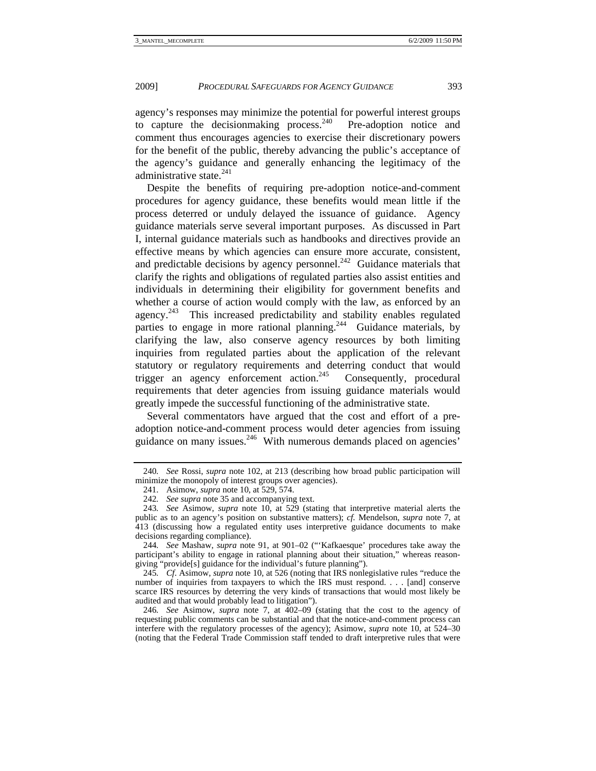agency's responses may minimize the potential for powerful interest groups to capture the decisionmaking process.[240] Pre-adoption notice and comment thus encourages agencies to exercise their discretionary powers for the benefit of the public, thereby advancing the public's acceptance of the agency's guidance and generally enhancing the legitimacy of the administrative state.[241]

Despite the benefits of requiring pre-adoption notice-and-comment procedures for agency guidance, these benefits would mean little if the process deterred or unduly delayed the issuance of guidance. Agency guidance materials serve several important purposes. As discussed in Part I, internal guidance materials such as handbooks and directives provide an effective means by which agencies can ensure more accurate, consistent, and predictable decisions by agency personnel.[242] Guidance materials that clarify the rights and obligations of regulated parties also assist entities and individuals in determining their eligibility for government benefits and whether a course of action would comply with the law, as enforced by an agency.[243] This increased predictability and stability enables regulated parties to engage in more rational planning.[244] Guidance materials, by clarifying the law, also conserve agency resources by both limiting inquiries from regulated parties about the application of the relevant statutory or regulatory requirements and deterring conduct that would trigger an agency enforcement action.[245] Consequently, procedural requirements that deter agencies from issuing guidance materials would greatly impede the successful functioning of the administrative state.

Several commentators have argued that the cost and effort of a pre-adoption notice-and-comment process would deter agencies from issuing guidance on many issues.[246] With numerous demands placed on agencies'

---

240. *See* Rossi, *supra* note 102, at 213 (describing how broad public participation will minimize the monopoly of interest groups over agencies).

241. Asimow, *supra* note 10, at 529, 574.

242. *See supra* note 35 and accompanying text.

243. *See* Asimow, *supra* note 10, at 529 (stating that interpretive material alerts the public as to an agency's position on substantive matters); *cf.* Mendelson, *supra* note 7, at 413 (discussing how a regulated entity uses interpretive guidance documents to make decisions regarding compliance).

244. *See* Mashaw, *supra* note 91, at 901–02 ("'Kafkaesque' procedures take away the participant's ability to engage in rational planning about their situation," whereas reason-giving "provide[s] guidance for the individual's future planning").

245. *Cf.* Asimow, *supra* note 10, at 526 (noting that IRS nonlegislative rules "reduce the number of inquiries from taxpayers to which the IRS must respond. . . . [and] conserve scarce IRS resources by deterring the very kinds of transactions that would most likely be audited and that would probably lead to litigation").

246. *See* Asimow, *supra* note 7, at 402–09 (stating that the cost to the agency of requesting public comments can be substantial and that the notice-and-comment process can interfere with the regulatory processes of the agency); Asimow, *supra* note 10, at 524–30 (noting that the Federal Trade Commission staff tended to draft interpretive rules that were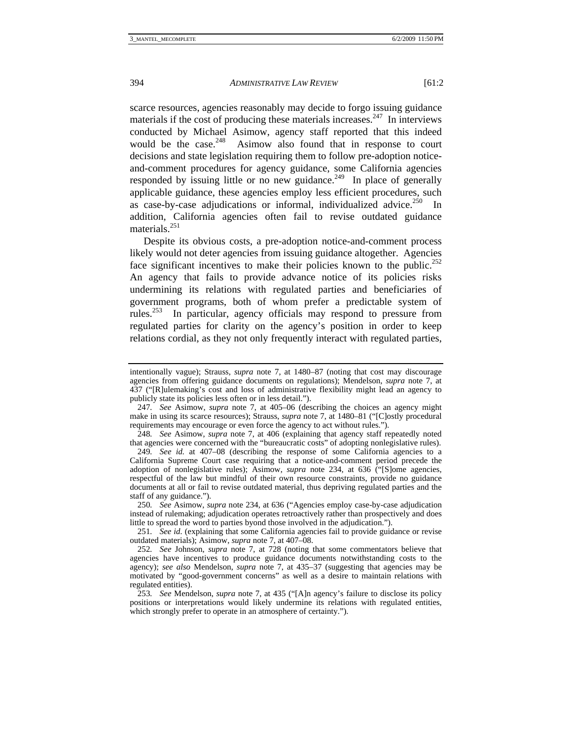scarce resources, agencies reasonably may decide to forgo issuing guidance materials if the cost of producing these materials increases.[247] In interviews conducted by Michael Asimow, agency staff reported that this indeed would be the case.[248] Asimow also found that in response to court decisions and state legislation requiring them to follow pre-adoption notice-and-comment procedures for agency guidance, some California agencies responded by issuing little or no new guidance.[249] In place of generally applicable guidance, these agencies employ less efficient procedures, such as case-by-case adjudications or informal, individualized advice.[250] In addition, California agencies often fail to revise outdated guidance materials.[251]

Despite its obvious costs, a pre-adoption notice-and-comment process likely would not deter agencies from issuing guidance altogether. Agencies face significant incentives to make their policies known to the public.[252] An agency that fails to provide advance notice of its policies risks undermining its relations with regulated parties and beneficiaries of government programs, both of whom prefer a predictable system of rules.[253] In particular, agency officials may respond to pressure from regulated parties for clarity on the agency's position in order to keep relations cordial, as they not only frequently interact with regulated parties,

---

intentionally vague); Strauss, *supra* note 7, at 1480–87 (noting that cost may discourage agencies from offering guidance documents on regulations); Mendelson, *supra* note 7, at 437 ("[R]ulemaking's cost and loss of administrative flexibility might lead an agency to publicly state its policies less often or in less detail.").

247. *See* Asimow, *supra* note 7, at 405–06 (describing the choices an agency might make in using its scarce resources); Strauss, *supra* note 7, at 1480–81 ("[C]ostly procedural requirements may encourage or even force the agency to act without rules.").

248. *See* Asimow, *supra* note 7, at 406 (explaining that agency staff repeatedly noted that agencies were concerned with the "bureaucratic costs" of adopting nonlegislative rules).

249. *See id.* at 407–08 (describing the response of some California agencies to a California Supreme Court case requiring that a notice-and-comment period precede the adoption of nonlegislative rules); Asimow, *supra* note 234, at 636 ("[S]ome agencies, respectful of the law but mindful of their own resource constraints, provide no guidance documents at all or fail to revise outdated material, thus depriving regulated parties and the staff of any guidance.").

250. *See* Asimow, *supra* note 234, at 636 ("Agencies employ case-by-case adjudication instead of rulemaking; adjudication operates retroactively rather than prospectively and does little to spread the word to parties byond those involved in the adjudication.").

251. *See id.* (explaining that some California agencies fail to provide guidance or revise outdated materials); Asimow, *supra* note 7, at 407–08.

252. *See* Johnson, *supra* note 7, at 728 (noting that some commentators believe that agencies have incentives to produce guidance documents notwithstanding costs to the agency); *see also* Mendelson, *supra* note 7, at 435–37 (suggesting that agencies may be motivated by "good-government concerns" as well as a desire to maintain relations with regulated entities).

253. *See* Mendelson, *supra* note 7, at 435 ("[A]n agency's failure to disclose its policy positions or interpretations would likely undermine its relations with regulated entities, which strongly prefer to operate in an atmosphere of certainty.").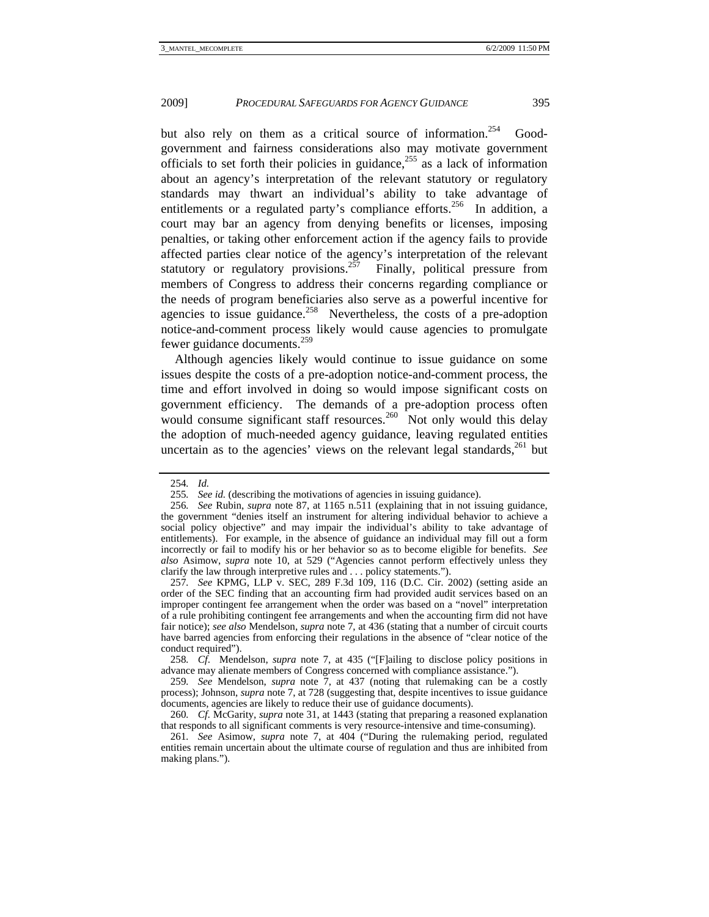but also rely on them as a critical source of information.[254] Good-government and fairness considerations also may motivate government officials to set forth their policies in guidance,[255] as a lack of information about an agency's interpretation of the relevant statutory or regulatory standards may thwart an individual's ability to take advantage of entitlements or a regulated party's compliance efforts.[256] In addition, a court may bar an agency from denying benefits or licenses, imposing penalties, or taking other enforcement action if the agency fails to provide affected parties clear notice of the agency's interpretation of the relevant statutory or regulatory provisions.[257] Finally, political pressure from members of Congress to address their concerns regarding compliance or the needs of program beneficiaries also serve as a powerful incentive for agencies to issue guidance.[258] Nevertheless, the costs of a pre-adoption notice-and-comment process likely would cause agencies to promulgate fewer guidance documents.[259]

Although agencies likely would continue to issue guidance on some issues despite the costs of a pre-adoption notice-and-comment process, the time and effort involved in doing so would impose significant costs on government efficiency. The demands of a pre-adoption process often would consume significant staff resources.[260] Not only would this delay the adoption of much-needed agency guidance, leaving regulated entities uncertain as to the agencies' views on the relevant legal standards,[261] but

---

254. *Id.*

255. *See id.* (describing the motivations of agencies in issuing guidance).

256. *See* Rubin, *supra* note 87, at 1165 n.511 (explaining that in not issuing guidance, the government "denies itself an instrument for altering individual behavior to achieve a social policy objective" and may impair the individual's ability to take advantage of entitlements). For example, in the absence of guidance an individual may fill out a form incorrectly or fail to modify his or her behavior so as to become eligible for benefits. *See also* Asimow, *supra* note 10, at 529 ("Agencies cannot perform effectively unless they clarify the law through interpretive rules and . . . policy statements.").

257. *See* KPMG, LLP v. SEC, 289 F.3d 109, 116 (D.C. Cir. 2002) (setting aside an order of the SEC finding that an accounting firm had provided audit services based on an improper contingent fee arrangement when the order was based on a "novel" interpretation of a rule prohibiting contingent fee arrangements and when the accounting firm did not have fair notice); *see also* Mendelson, *supra* note 7, at 436 (stating that a number of circuit courts have barred agencies from enforcing their regulations in the absence of "clear notice of the conduct required").

258. *Cf.* Mendelson, *supra* note 7, at 435 ("[F]ailing to disclose policy positions in advance may alienate members of Congress concerned with compliance assistance.").

259. *See* Mendelson, *supra* note 7, at 437 (noting that rulemaking can be a costly process); Johnson, *supra* note 7, at 728 (suggesting that, despite incentives to issue guidance documents, agencies are likely to reduce their use of guidance documents).

260. *Cf.* McGarity, *supra* note 31, at 1443 (stating that preparing a reasoned explanation that responds to all significant comments is very resource-intensive and time-consuming).

261. *See* Asimow, *supra* note 7, at 404 ("During the rulemaking period, regulated entities remain uncertain about the ultimate course of regulation and thus are inhibited from making plans.").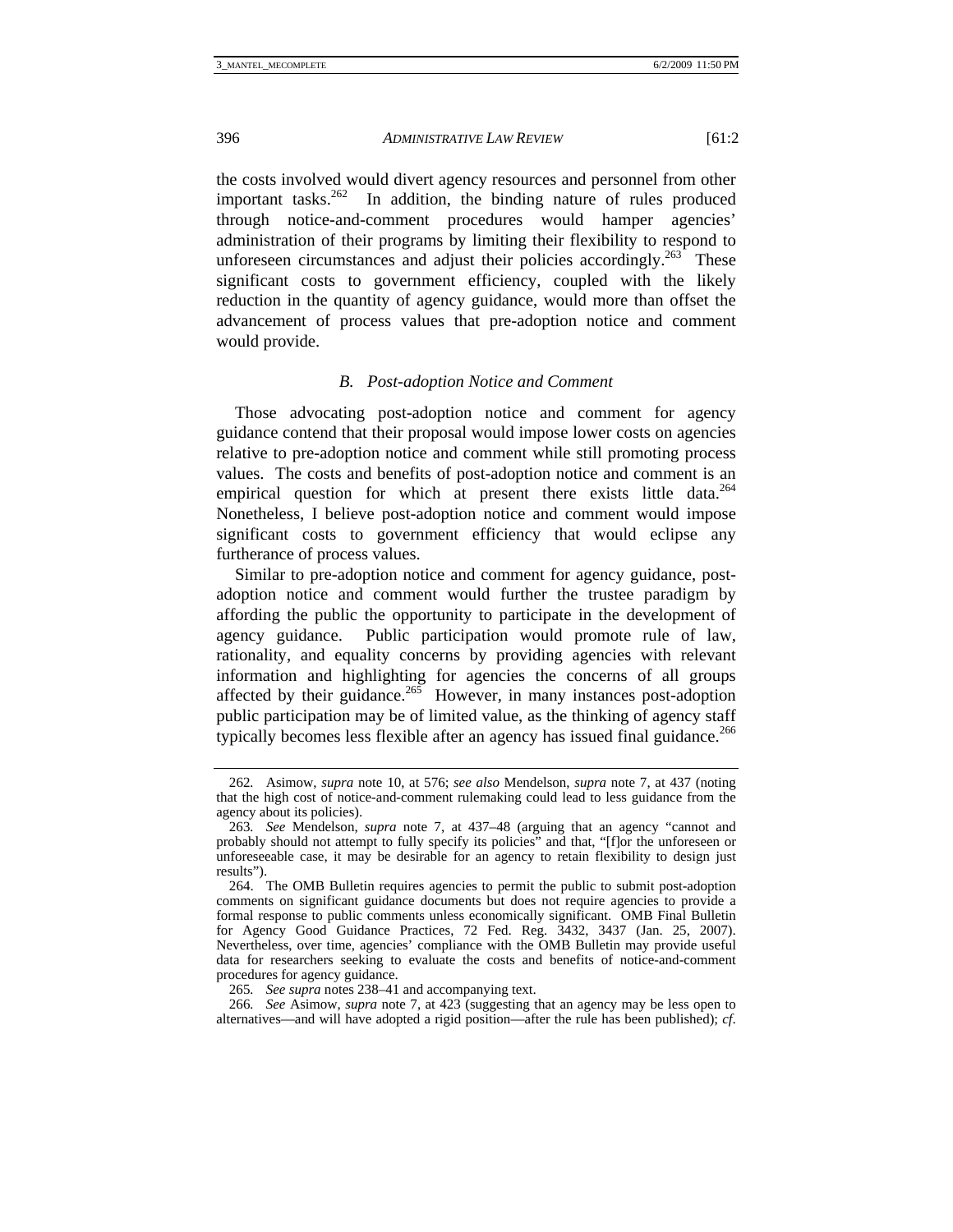the costs involved would divert agency resources and personnel from other important tasks.[262] In addition, the binding nature of rules produced through notice-and-comment procedures would hamper agencies' administration of their programs by limiting their flexibility to respond to unforeseen circumstances and adjust their policies accordingly.[263] These significant costs to government efficiency, coupled with the likely reduction in the quantity of agency guidance, would more than offset the advancement of process values that pre-adoption notice and comment would provide.

### *B. Post-adoption Notice and Comment*

Those advocating post-adoption notice and comment for agency guidance contend that their proposal would impose lower costs on agencies relative to pre-adoption notice and comment while still promoting process values. The costs and benefits of post-adoption notice and comment is an empirical question for which at present there exists little data.[264] Nonetheless, I believe post-adoption notice and comment would impose significant costs to government efficiency that would eclipse any furtherance of process values.

Similar to pre-adoption notice and comment for agency guidance, post-adoption notice and comment would further the trustee paradigm by affording the public the opportunity to participate in the development of agency guidance. Public participation would promote rule of law, rationality, and equality concerns by providing agencies with relevant information and highlighting for agencies the concerns of all groups affected by their guidance.[265] However, in many instances post-adoption public participation may be of limited value, as the thinking of agency staff typically becomes less flexible after an agency has issued final guidance.[266]

---

262. Asimow, *supra* note 10, at 576; *see also* Mendelson, *supra* note 7, at 437 (noting that the high cost of notice-and-comment rulemaking could lead to less guidance from the agency about its policies).

263. *See* Mendelson, *supra* note 7, at 437–48 (arguing that an agency "cannot and probably should not attempt to fully specify its policies" and that, "[f]or the unforeseen or unforeseeable case, it may be desirable for an agency to retain flexibility to design just results").

264. The OMB Bulletin requires agencies to permit the public to submit post-adoption comments on significant guidance documents but does not require agencies to provide a formal response to public comments unless economically significant. OMB Final Bulletin for Agency Good Guidance Practices, 72 Fed. Reg. 3432, 3437 (Jan. 25, 2007). Nevertheless, over time, agencies' compliance with the OMB Bulletin may provide useful data for researchers seeking to evaluate the costs and benefits of notice-and-comment procedures for agency guidance.

265. *See supra* notes 238–41 and accompanying text.

266. *See* Asimow, *supra* note 7, at 423 (suggesting that an agency may be less open to alternatives—and will have adopted a rigid position—after the rule has been published); *cf.*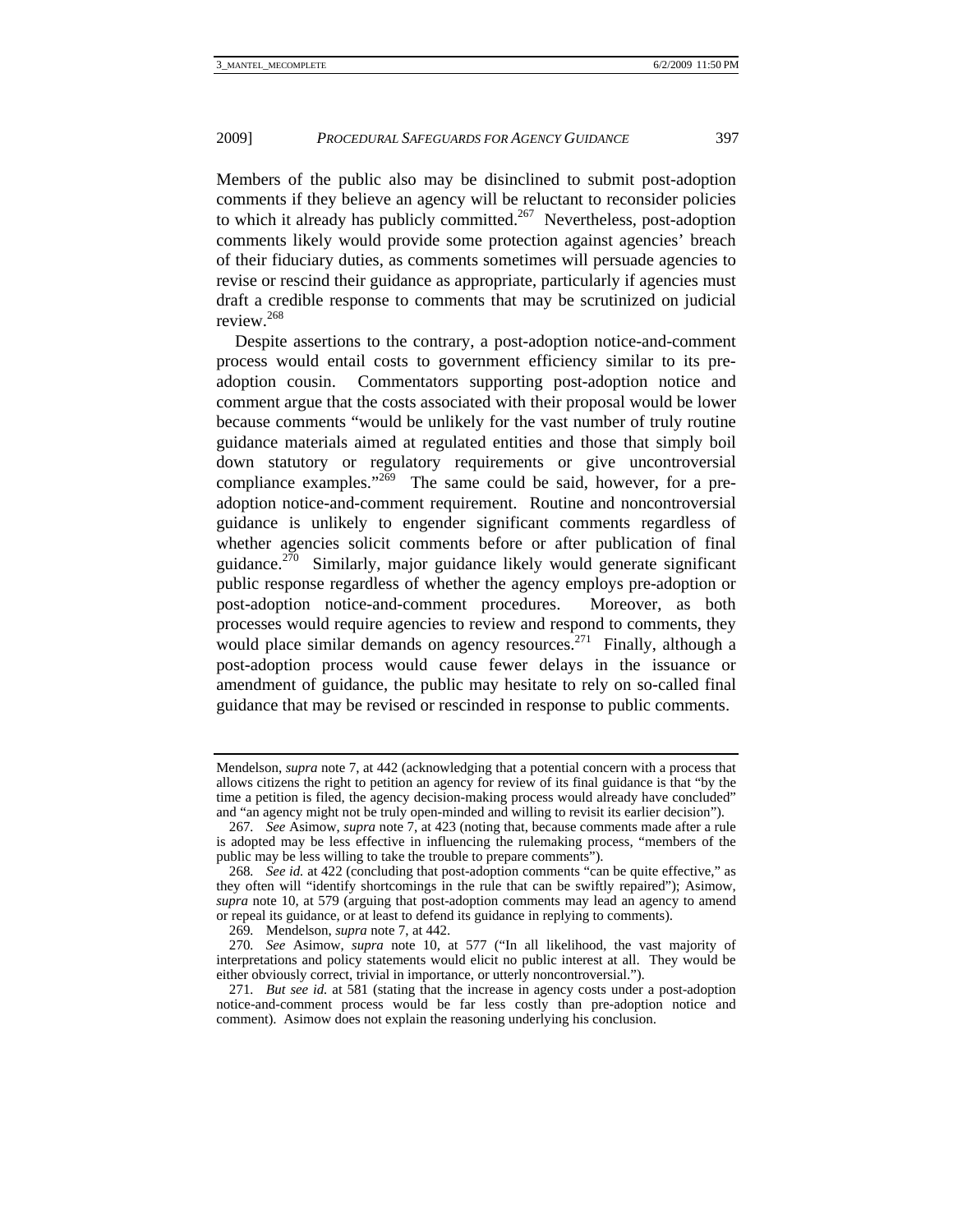Members of the public also may be disinclined to submit post-adoption comments if they believe an agency will be reluctant to reconsider policies to which it already has publicly committed.[267] Nevertheless, post-adoption comments likely would provide some protection against agencies' breach of their fiduciary duties, as comments sometimes will persuade agencies to revise or rescind their guidance as appropriate, particularly if agencies must draft a credible response to comments that may be scrutinized on judicial review.[268]

Despite assertions to the contrary, a post-adoption notice-and-comment process would entail costs to government efficiency similar to its pre-adoption cousin. Commentators supporting post-adoption notice and comment argue that the costs associated with their proposal would be lower because comments "would be unlikely for the vast number of truly routine guidance materials aimed at regulated entities and those that simply boil down statutory or regulatory requirements or give uncontroversial compliance examples."[269] The same could be said, however, for a pre-adoption notice-and-comment requirement. Routine and noncontroversial guidance is unlikely to engender significant comments regardless of whether agencies solicit comments before or after publication of final guidance.[270] Similarly, major guidance likely would generate significant public response regardless of whether the agency employs pre-adoption or post-adoption notice-and-comment procedures. Moreover, as both processes would require agencies to review and respond to comments, they would place similar demands on agency resources.[271] Finally, although a post-adoption process would cause fewer delays in the issuance or amendment of guidance, the public may hesitate to rely on so-called final guidance that may be revised or rescinded in response to public comments.

---

Mendelson, *supra* note 7, at 442 (acknowledging that a potential concern with a process that allows citizens the right to petition an agency for review of its final guidance is that "by the time a petition is filed, the agency decision-making process would already have concluded" and "an agency might not be truly open-minded and willing to revisit its earlier decision").

267. *See* Asimow, *supra* note 7, at 423 (noting that, because comments made after a rule is adopted may be less effective in influencing the rulemaking process, "members of the public may be less willing to take the trouble to prepare comments").

268. *See id.* at 422 (concluding that post-adoption comments "can be quite effective," as they often will "identify shortcomings in the rule that can be swiftly repaired"); Asimow, *supra* note 10, at 579 (arguing that post-adoption comments may lead an agency to amend or repeal its guidance, or at least to defend its guidance in replying to comments).

269. Mendelson, *supra* note 7, at 442.

270. *See* Asimow, *supra* note 10, at 577 ("In all likelihood, the vast majority of interpretations and policy statements would elicit no public interest at all. They would be either obviously correct, trivial in importance, or utterly noncontroversial.").

271. *But see id.* at 581 (stating that the increase in agency costs under a post-adoption notice-and-comment process would be far less costly than pre-adoption notice and comment). Asimow does not explain the reasoning underlying his conclusion.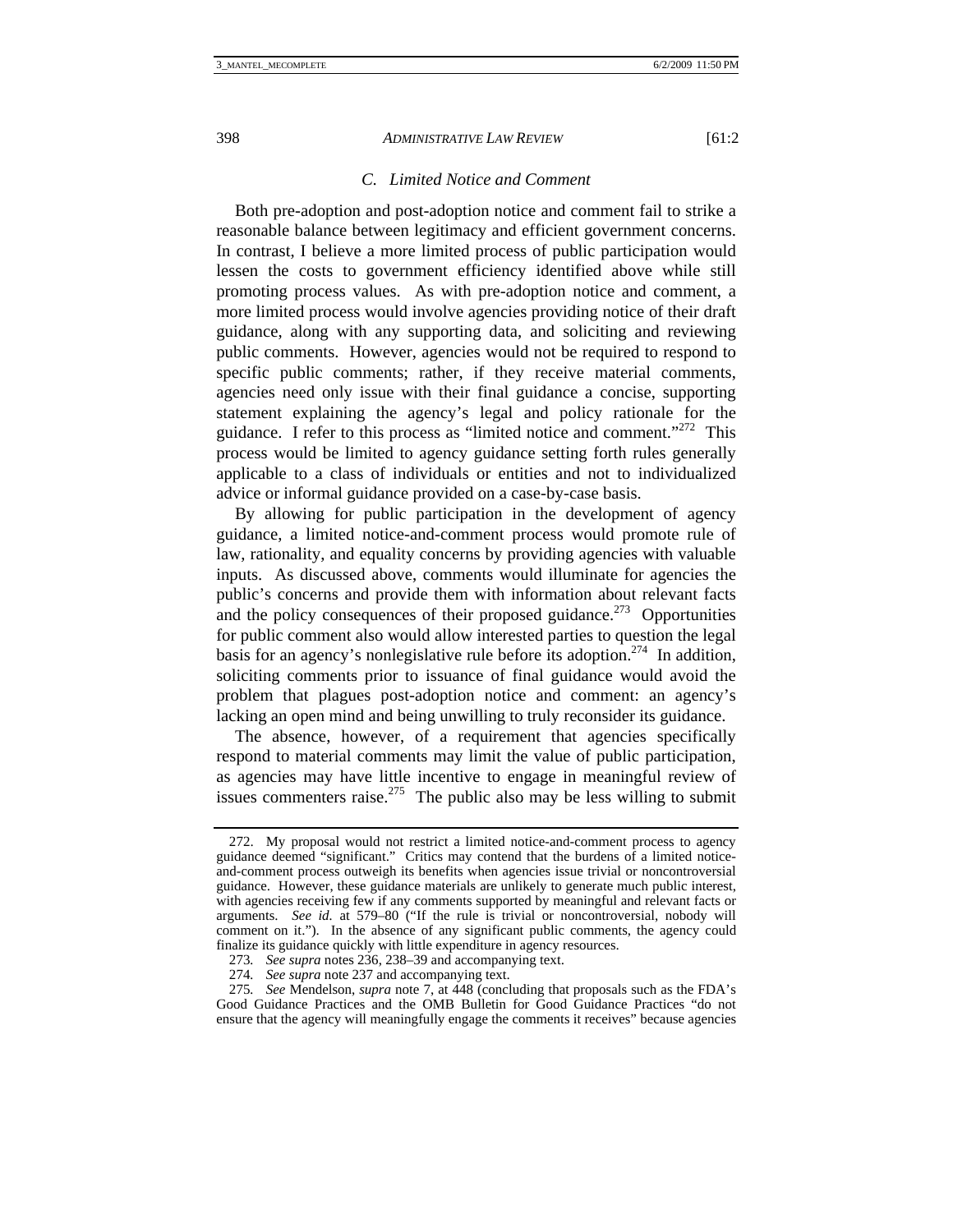### C. Limited Notice and Comment

Both pre-adoption and post-adoption notice and comment fail to strike a reasonable balance between legitimacy and efficient government concerns. In contrast, I believe a more limited process of public participation would lessen the costs to government efficiency identified above while still promoting process values. As with pre-adoption notice and comment, a more limited process would involve agencies providing notice of their draft guidance, along with any supporting data, and soliciting and reviewing public comments. However, agencies would not be required to respond to specific public comments; rather, if they receive material comments, agencies need only issue with their final guidance a concise, supporting statement explaining the agency's legal and policy rationale for the guidance. I refer to this process as "limited notice and comment."[272] This process would be limited to agency guidance setting forth rules generally applicable to a class of individuals or entities and not to individualized advice or informal guidance provided on a case-by-case basis.

By allowing for public participation in the development of agency guidance, a limited notice-and-comment process would promote rule of law, rationality, and equality concerns by providing agencies with valuable inputs. As discussed above, comments would illuminate for agencies the public's concerns and provide them with information about relevant facts and the policy consequences of their proposed guidance.[273] Opportunities for public comment also would allow interested parties to question the legal basis for an agency's nonlegislative rule before its adoption.[274] In addition, soliciting comments prior to issuance of final guidance would avoid the problem that plagues post-adoption notice and comment: an agency's lacking an open mind and being unwilling to truly reconsider its guidance.

The absence, however, of a requirement that agencies specifically respond to material comments may limit the value of public participation, as agencies may have little incentive to engage in meaningful review of issues commenters raise.[275] The public also may be less willing to submit

---

272. My proposal would not restrict a limited notice-and-comment process to agency guidance deemed "significant." Critics may contend that the burdens of a limited notice-and-comment process outweigh its benefits when agencies issue trivial or noncontroversial guidance. However, these guidance materials are unlikely to generate much public interest, with agencies receiving few if any comments supported by meaningful and relevant facts or arguments. *See id.* at 579–80 ("If the rule is trivial or noncontroversial, nobody will comment on it."). In the absence of any significant public comments, the agency could finalize its guidance quickly with little expenditure in agency resources.

273. *See supra* notes 236, 238–39 and accompanying text.

274. *See supra* note 237 and accompanying text.

275. *See* Mendelson, *supra* note 7, at 448 (concluding that proposals such as the FDA's Good Guidance Practices and the OMB Bulletin for Good Guidance Practices "do not ensure that the agency will meaningfully engage the comments it receives" because agencies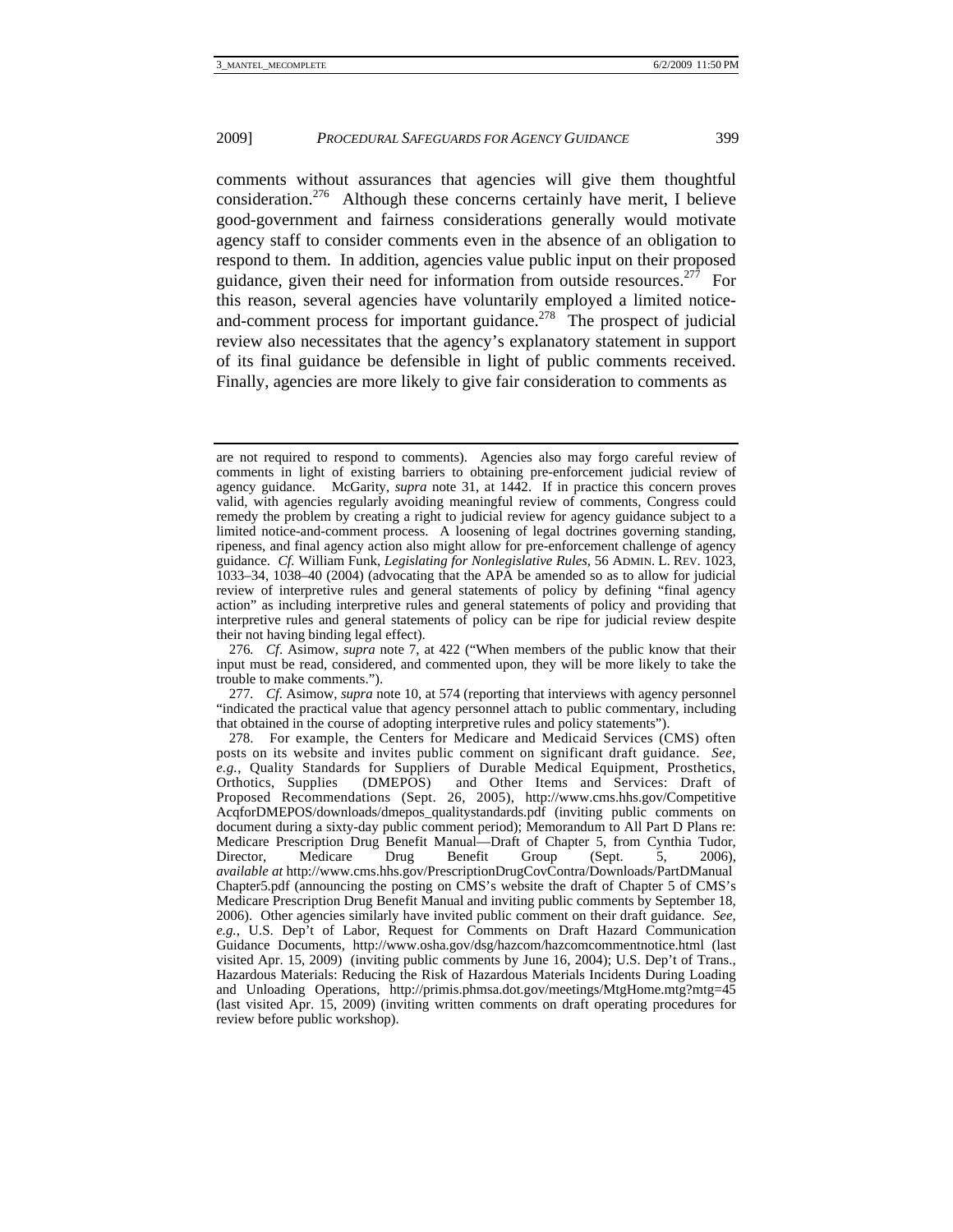comments without assurances that agencies will give them thoughtful consideration.[276] Although these concerns certainly have merit, I believe good-government and fairness considerations generally would motivate agency staff to consider comments even in the absence of an obligation to respond to them. In addition, agencies value public input on their proposed guidance, given their need for information from outside resources.[277] For this reason, several agencies have voluntarily employed a limited notice-and-comment process for important guidance.[278] The prospect of judicial review also necessitates that the agency's explanatory statement in support of its final guidance be defensible in light of public comments received. Finally, agencies are more likely to give fair consideration to comments as

---

are not required to respond to comments). Agencies also may forgo careful review of comments in light of existing barriers to obtaining pre-enforcement judicial review of agency guidance. McGarity, *supra* note 31, at 1442. If in practice this concern proves valid, with agencies regularly avoiding meaningful review of comments, Congress could remedy the problem by creating a right to judicial review for agency guidance subject to a limited notice-and-comment process. A loosening of legal doctrines governing standing, ripeness, and final agency action also might allow for pre-enforcement challenge of agency guidance. *Cf.* William Funk, *Legislating for Nonlegislative Rules*, 56 ADMIN. L. REV. 1023, 1033–34, 1038–40 (2004) (advocating that the APA be amended so as to allow for judicial review of interpretive rules and general statements of policy by defining "final agency action" as including interpretive rules and general statements of policy and providing that interpretive rules and general statements of policy can be ripe for judicial review despite their not having binding legal effect).

276. *Cf*. Asimow, *supra* note 7, at 422 ("When members of the public know that their input must be read, considered, and commented upon, they will be more likely to take the trouble to make comments.").

277. *Cf.* Asimow, *supra* note 10, at 574 (reporting that interviews with agency personnel "indicated the practical value that agency personnel attach to public commentary, including that obtained in the course of adopting interpretive rules and policy statements").

278. For example, the Centers for Medicare and Medicaid Services (CMS) often posts on its website and invites public comment on significant draft guidance. *See, e.g.*, Quality Standards for Suppliers of Durable Medical Equipment, Prosthetics, Orthotics, Supplies (DMEPOS) and Other Items and Services: Draft of Proposed Recommendations (Sept. 26, 2005), http://www.cms.hhs.gov/CompetitiveAcqforDMEPOS/downloads/dmepos_qualitystandards.pdf (inviting public comments on document during a sixty-day public comment period); Memorandum to All Part D Plans re: Medicare Prescription Drug Benefit Manual—Draft of Chapter 5, from Cynthia Tudor, Director, Medicare Drug Benefit Group (Sept. 5, 2006), *available at* http://www.cms.hhs.gov/PrescriptionDrugCovContra/Downloads/PartDManualChapter5.pdf (announcing the posting on CMS's website the draft of Chapter 5 of CMS's Medicare Prescription Drug Benefit Manual and inviting public comments by September 18, 2006). Other agencies similarly have invited public comment on their draft guidance. *See, e.g.*, U.S. Dep't of Labor, Request for Comments on Draft Hazard Communication Guidance Documents, http://www.osha.gov/dsg/hazcom/hazcomcommentnotice.html (last visited Apr. 15, 2009) (inviting public comments by June 16, 2004); U.S. Dep't of Trans., Hazardous Materials: Reducing the Risk of Hazardous Materials Incidents During Loading and Unloading Operations, http://primis.phmsa.dot.gov/meetings/MtgHome.mtg?mtg=45 (last visited Apr. 15, 2009) (inviting written comments on draft operating procedures for review before public workshop).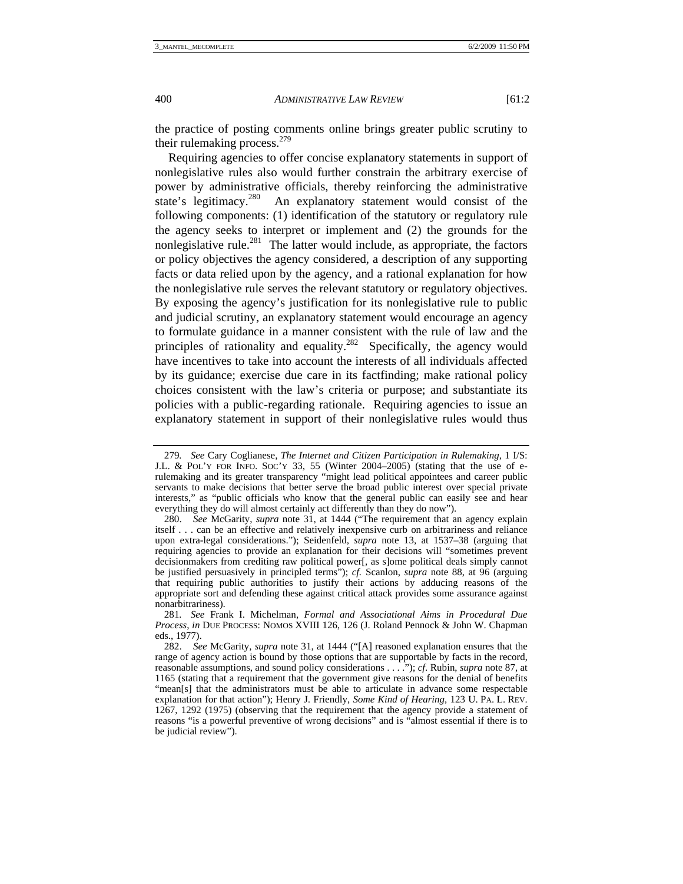the practice of posting comments online brings greater public scrutiny to their rulemaking process.[279]

Requiring agencies to offer concise explanatory statements in support of nonlegislative rules also would further constrain the arbitrary exercise of power by administrative officials, thereby reinforcing the administrative state's legitimacy.[280] An explanatory statement would consist of the following components: (1) identification of the statutory or regulatory rule the agency seeks to interpret or implement and (2) the grounds for the nonlegislative rule.[281] The latter would include, as appropriate, the factors or policy objectives the agency considered, a description of any supporting facts or data relied upon by the agency, and a rational explanation for how the nonlegislative rule serves the relevant statutory or regulatory objectives. By exposing the agency's justification for its nonlegislative rule to public and judicial scrutiny, an explanatory statement would encourage an agency to formulate guidance in a manner consistent with the rule of law and the principles of rationality and equality.[282] Specifically, the agency would have incentives to take into account the interests of all individuals affected by its guidance; exercise due care in its factfinding; make rational policy choices consistent with the law's criteria or purpose; and substantiate its policies with a public-regarding rationale. Requiring agencies to issue an explanatory statement in support of their nonlegislative rules would thus

---

279. *See* Cary Coglianese, *The Internet and Citizen Participation in Rulemaking*, 1 I/S: J.L. & POL'Y FOR INFO. SOC'Y 33, 55 (Winter 2004–2005) (stating that the use of e-rulemaking and its greater transparency "might lead political appointees and career public servants to make decisions that better serve the broad public interest over special private interests," as "public officials who know that the general public can easily see and hear everything they do will almost certainly act differently than they do now").

280. *See* McGarity, *supra* note 31, at 1444 ("The requirement that an agency explain itself . . . can be an effective and relatively inexpensive curb on arbitrariness and reliance upon extra-legal considerations."); Seidenfeld, *supra* note 13, at 1537–38 (arguing that requiring agencies to provide an explanation for their decisions will "sometimes prevent decisionmakers from crediting raw political power[, as s]ome political deals simply cannot be justified persuasively in principled terms"); *cf.* Scanlon, *supra* note 88, at 96 (arguing that requiring public authorities to justify their actions by adducing reasons of the appropriate sort and defending these against critical attack provides some assurance against nonarbitrariness).

281. *See* Frank I. Michelman, *Formal and Associational Aims in Procedural Due Process*, *in* DUE PROCESS: NOMOS XVIII 126, 126 (J. Roland Pennock & John W. Chapman eds., 1977).

282. *See* McGarity, *supra* note 31, at 1444 ("[A] reasoned explanation ensures that the range of agency action is bound by those options that are supportable by facts in the record, reasonable assumptions, and sound policy considerations . . . ."); *cf.* Rubin, *supra* note 87, at 1165 (stating that a requirement that the government give reasons for the denial of benefits "mean[s] that the administrators must be able to articulate in advance some respectable explanation for that action"); Henry J. Friendly, *Some Kind of Hearing*, 123 U. PA. L. REV. 1267, 1292 (1975) (observing that the requirement that the agency provide a statement of reasons "is a powerful preventive of wrong decisions" and is "almost essential if there is to be judicial review").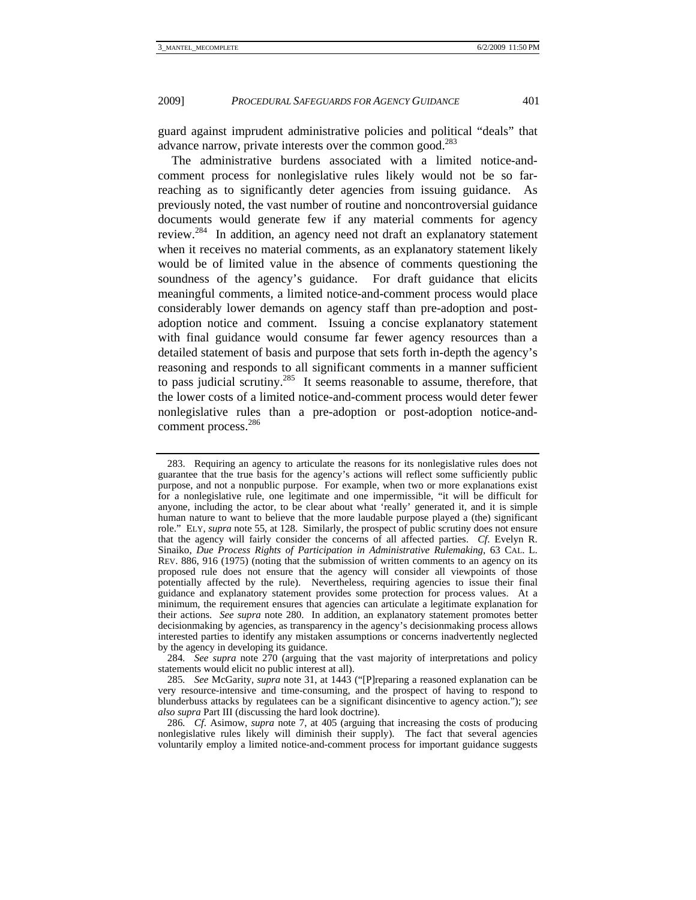guard against imprudent administrative policies and political "deals" that advance narrow, private interests over the common good.[283]

The administrative burdens associated with a limited notice-and-comment process for nonlegislative rules likely would not be so far-reaching as to significantly deter agencies from issuing guidance. As previously noted, the vast number of routine and noncontroversial guidance documents would generate few if any material comments for agency review.[284] In addition, an agency need not draft an explanatory statement when it receives no material comments, as an explanatory statement likely would be of limited value in the absence of comments questioning the soundness of the agency's guidance. For draft guidance that elicits meaningful comments, a limited notice-and-comment process would place considerably lower demands on agency staff than pre-adoption and post-adoption notice and comment. Issuing a concise explanatory statement with final guidance would consume far fewer agency resources than a detailed statement of basis and purpose that sets forth in-depth the agency's reasoning and responds to all significant comments in a manner sufficient to pass judicial scrutiny.[285] It seems reasonable to assume, therefore, that the lower costs of a limited notice-and-comment process would deter fewer nonlegislative rules than a pre-adoption or post-adoption notice-and-comment process.[286]

---

283. Requiring an agency to articulate the reasons for its nonlegislative rules does not guarantee that the true basis for the agency's actions will reflect some sufficiently public purpose, and not a nonpublic purpose. For example, when two or more explanations exist for a nonlegislative rule, one legitimate and one impermissible, "it will be difficult for anyone, including the actor, to be clear about what 'really' generated it, and it is simple human nature to want to believe that the more laudable purpose played a (the) significant role." ELY, *supra* note 55, at 128. Similarly, the prospect of public scrutiny does not ensure that the agency will fairly consider the concerns of all affected parties. *Cf.* Evelyn R. Sinaiko, *Due Process Rights of Participation in Administrative Rulemaking*, 63 CAL. L. REV. 886, 916 (1975) (noting that the submission of written comments to an agency on its proposed rule does not ensure that the agency will consider all viewpoints of those potentially affected by the rule). Nevertheless, requiring agencies to issue their final guidance and explanatory statement provides some protection for process values. At a minimum, the requirement ensures that agencies can articulate a legitimate explanation for their actions. *See supra* note 280. In addition, an explanatory statement promotes better decisionmaking by agencies, as transparency in the agency's decisionmaking process allows interested parties to identify any mistaken assumptions or concerns inadvertently neglected by the agency in developing its guidance.

284. *See supra* note 270 (arguing that the vast majority of interpretations and policy statements would elicit no public interest at all).

285. *See* McGarity, *supra* note 31, at 1443 ("[P]reparing a reasoned explanation can be very resource-intensive and time-consuming, and the prospect of having to respond to blunderbuss attacks by regulatees can be a significant disincentive to agency action."); *see also supra* Part III (discussing the hard look doctrine).

286. *Cf.* Asimow, *supra* note 7, at 405 (arguing that increasing the costs of producing nonlegislative rules likely will diminish their supply). The fact that several agencies voluntarily employ a limited notice-and-comment process for important guidance suggests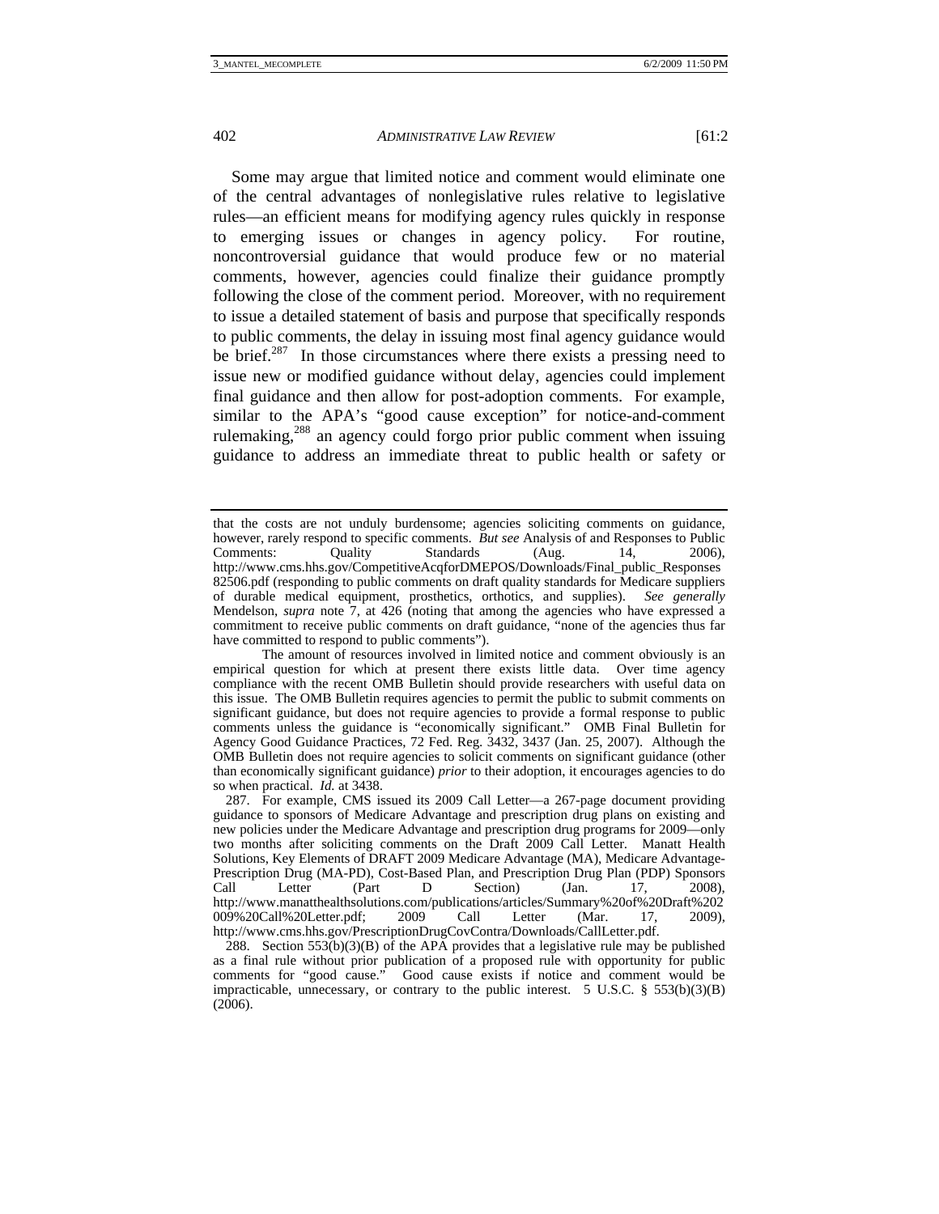Some may argue that limited notice and comment would eliminate one of the central advantages of nonlegislative rules relative to legislative rules—an efficient means for modifying agency rules quickly in response to emerging issues or changes in agency policy. For routine, noncontroversial guidance that would produce few or no material comments, however, agencies could finalize their guidance promptly following the close of the comment period. Moreover, with no requirement to issue a detailed statement of basis and purpose that specifically responds to public comments, the delay in issuing most final agency guidance would be brief.[287] In those circumstances where there exists a pressing need to issue new or modified guidance without delay, agencies could implement final guidance and then allow for post-adoption comments. For example, similar to the APA's "good cause exception" for notice-and-comment rulemaking,[288] an agency could forgo prior public comment when issuing guidance to address an immediate threat to public health or safety or

---

that the costs are not unduly burdensome; agencies soliciting comments on guidance, however, rarely respond to specific comments. *But see* Analysis of and Responses to Public Comments: Quality Standards (Aug. 14, 2006), http://www.cms.hhs.gov/CompetitiveAcqforDMEPOS/Downloads/Final_public_Responses 82506.pdf (responding to public comments on draft quality standards for Medicare suppliers of durable medical equipment, prosthetics, orthotics, and supplies). *See generally* Mendelson, *supra* note 7, at 426 (noting that among the agencies who have expressed a commitment to receive public comments on draft guidance, "none of the agencies thus far have committed to respond to public comments").

The amount of resources involved in limited notice and comment obviously is an empirical question for which at present there exists little data. Over time agency compliance with the recent OMB Bulletin should provide researchers with useful data on this issue. The OMB Bulletin requires agencies to permit the public to submit comments on significant guidance, but does not require agencies to provide a formal response to public comments unless the guidance is "economically significant." OMB Final Bulletin for Agency Good Guidance Practices, 72 Fed. Reg. 3432, 3437 (Jan. 25, 2007). Although the OMB Bulletin does not require agencies to solicit comments on significant guidance (other than economically significant guidance) *prior* to their adoption, it encourages agencies to do so when practical. *Id.* at 3438.

287. For example, CMS issued its 2009 Call Letter—a 267-page document providing guidance to sponsors of Medicare Advantage and prescription drug plans on existing and new policies under the Medicare Advantage and prescription drug programs for 2009—only two months after soliciting comments on the Draft 2009 Call Letter. Manatt Health Solutions, Key Elements of DRAFT 2009 Medicare Advantage (MA), Medicare Advantage-Prescription Drug (MA-PD), Cost-Based Plan, and Prescription Drug Plan (PDP) Sponsors Call Letter (Part D Section) (Jan. 17, 2008), http://www.manatthealthsolutions.com/publications/articles/Summary%20of%20Draft%202009%20Call%20Letter.pdf; 2009 Call Letter (Mar. 17, 2009), http://www.cms.hhs.gov/PrescriptionDrugCovContra/Downloads/CallLetter.pdf.

288. Section 553(b)(3)(B) of the APA provides that a legislative rule may be published as a final rule without prior publication of a proposed rule with opportunity for public comments for "good cause." Good cause exists if notice and comment would be impracticable, unnecessary, or contrary to the public interest. 5 U.S.C. § 553(b)(3)(B) (2006).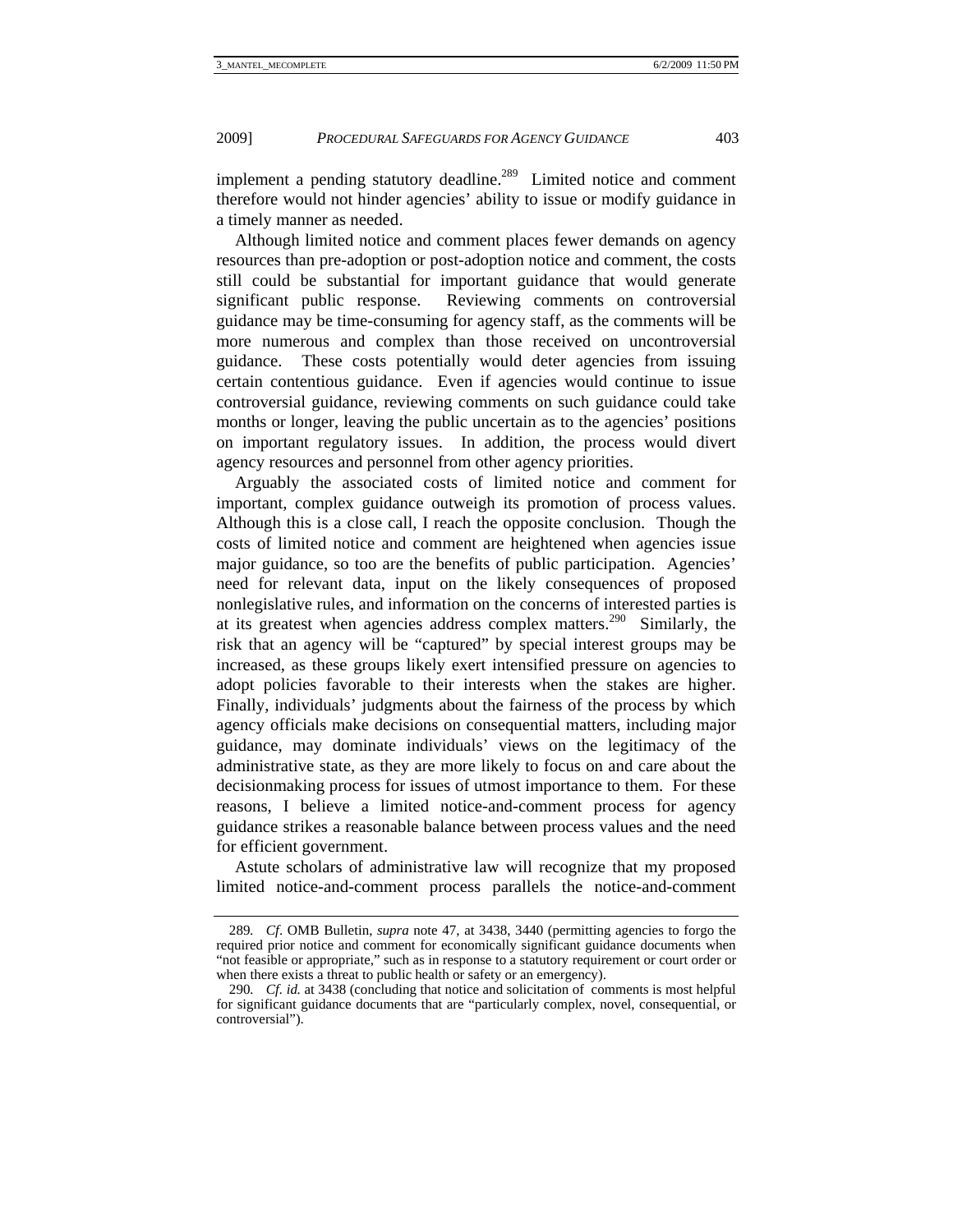implement a pending statutory deadline.[289] Limited notice and comment therefore would not hinder agencies' ability to issue or modify guidance in a timely manner as needed.

Although limited notice and comment places fewer demands on agency resources than pre-adoption or post-adoption notice and comment, the costs still could be substantial for important guidance that would generate significant public response. Reviewing comments on controversial guidance may be time-consuming for agency staff, as the comments will be more numerous and complex than those received on uncontroversial guidance. These costs potentially would deter agencies from issuing certain contentious guidance. Even if agencies would continue to issue controversial guidance, reviewing comments on such guidance could take months or longer, leaving the public uncertain as to the agencies' positions on important regulatory issues. In addition, the process would divert agency resources and personnel from other agency priorities.

Arguably the associated costs of limited notice and comment for important, complex guidance outweigh its promotion of process values. Although this is a close call, I reach the opposite conclusion. Though the costs of limited notice and comment are heightened when agencies issue major guidance, so too are the benefits of public participation. Agencies' need for relevant data, input on the likely consequences of proposed nonlegislative rules, and information on the concerns of interested parties is at its greatest when agencies address complex matters.[290] Similarly, the risk that an agency will be "captured" by special interest groups may be increased, as these groups likely exert intensified pressure on agencies to adopt policies favorable to their interests when the stakes are higher. Finally, individuals' judgments about the fairness of the process by which agency officials make decisions on consequential matters, including major guidance, may dominate individuals' views on the legitimacy of the administrative state, as they are more likely to focus on and care about the decisionmaking process for issues of utmost importance to them. For these reasons, I believe a limited notice-and-comment process for agency guidance strikes a reasonable balance between process values and the need for efficient government.

Astute scholars of administrative law will recognize that my proposed limited notice-and-comment process parallels the notice-and-comment

---

289. *Cf*. OMB Bulletin, *supra* note 47, at 3438, 3440 (permitting agencies to forgo the required prior notice and comment for economically significant guidance documents when "not feasible or appropriate," such as in response to a statutory requirement or court order or when there exists a threat to public health or safety or an emergency).

290. *Cf. id.* at 3438 (concluding that notice and solicitation of comments is most helpful for significant guidance documents that are "particularly complex, novel, consequential, or controversial").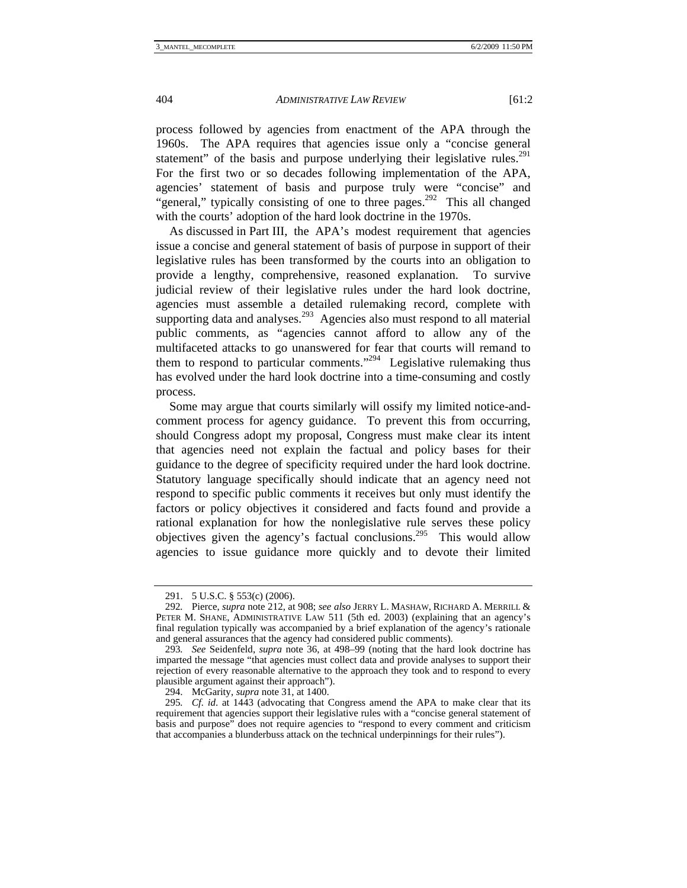process followed by agencies from enactment of the APA through the 1960s. The APA requires that agencies issue only a "concise general statement" of the basis and purpose underlying their legislative rules.[291] For the first two or so decades following implementation of the APA, agencies' statement of basis and purpose truly were "concise" and "general," typically consisting of one to three pages.[292] This all changed with the courts' adoption of the hard look doctrine in the 1970s.

As discussed in Part III, the APA's modest requirement that agencies issue a concise and general statement of basis of purpose in support of their legislative rules has been transformed by the courts into an obligation to provide a lengthy, comprehensive, reasoned explanation. To survive judicial review of their legislative rules under the hard look doctrine, agencies must assemble a detailed rulemaking record, complete with supporting data and analyses.[293] Agencies also must respond to all material public comments, as "agencies cannot afford to allow any of the multifaceted attacks to go unanswered for fear that courts will remand to them to respond to particular comments."[294] Legislative rulemaking thus has evolved under the hard look doctrine into a time-consuming and costly process.

Some may argue that courts similarly will ossify my limited notice-and-comment process for agency guidance. To prevent this from occurring, should Congress adopt my proposal, Congress must make clear its intent that agencies need not explain the factual and policy bases for their guidance to the degree of specificity required under the hard look doctrine. Statutory language specifically should indicate that an agency need not respond to specific public comments it receives but only must identify the factors or policy objectives it considered and facts found and provide a rational explanation for how the nonlegislative rule serves these policy objectives given the agency's factual conclusions.[295] This would allow agencies to issue guidance more quickly and to devote their limited

---

291. 5 U.S.C. § 553(c) (2006).

292. Pierce, *supra* note 212, at 908; *see also* JERRY L. MASHAW, RICHARD A. MERRILL & PETER M. SHANE, ADMINISTRATIVE LAW 511 (5th ed. 2003) (explaining that an agency's final regulation typically was accompanied by a brief explanation of the agency's rationale and general assurances that the agency had considered public comments).

293. *See* Seidenfeld, *supra* note 36, at 498–99 (noting that the hard look doctrine has imparted the message "that agencies must collect data and provide analyses to support their rejection of every reasonable alternative to the approach they took and to respond to every plausible argument against their approach").

294. McGarity, *supra* note 31, at 1400.

295. *Cf. id.* at 1443 (advocating that Congress amend the APA to make clear that its requirement that agencies support their legislative rules with a "concise general statement of basis and purpose" does not require agencies to "respond to every comment and criticism that accompanies a blunderbuss attack on the technical underpinnings for their rules").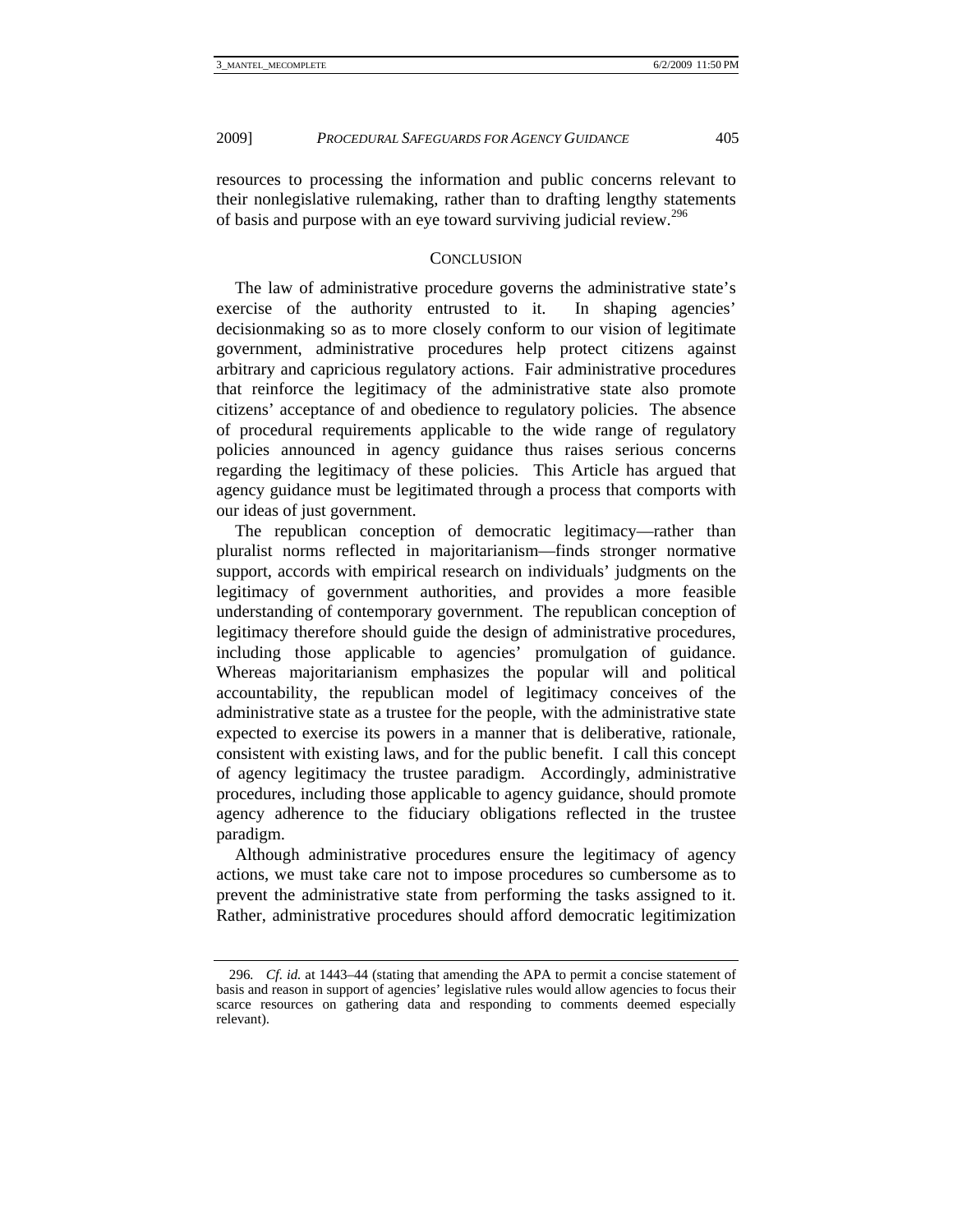resources to processing the information and public concerns relevant to their nonlegislative rulemaking, rather than to drafting lengthy statements of basis and purpose with an eye toward surviving judicial review.[296]

## CONCLUSION

The law of administrative procedure governs the administrative state's exercise of the authority entrusted to it. In shaping agencies' decisionmaking so as to more closely conform to our vision of legitimate government, administrative procedures help protect citizens against arbitrary and capricious regulatory actions. Fair administrative procedures that reinforce the legitimacy of the administrative state also promote citizens' acceptance of and obedience to regulatory policies. The absence of procedural requirements applicable to the wide range of regulatory policies announced in agency guidance thus raises serious concerns regarding the legitimacy of these policies. This Article has argued that agency guidance must be legitimated through a process that comports with our ideas of just government.

The republican conception of democratic legitimacy—rather than pluralist norms reflected in majoritarianism—finds stronger normative support, accords with empirical research on individuals' judgments on the legitimacy of government authorities, and provides a more feasible understanding of contemporary government. The republican conception of legitimacy therefore should guide the design of administrative procedures, including those applicable to agencies' promulgation of guidance. Whereas majoritarianism emphasizes the popular will and political accountability, the republican model of legitimacy conceives of the administrative state as a trustee for the people, with the administrative state expected to exercise its powers in a manner that is deliberative, rationale, consistent with existing laws, and for the public benefit. I call this concept of agency legitimacy the trustee paradigm. Accordingly, administrative procedures, including those applicable to agency guidance, should promote agency adherence to the fiduciary obligations reflected in the trustee paradigm.

Although administrative procedures ensure the legitimacy of agency actions, we must take care not to impose procedures so cumbersome as to prevent the administrative state from performing the tasks assigned to it. Rather, administrative procedures should afford democratic legitimization

---

296. *Cf. id.* at 1443–44 (stating that amending the APA to permit a concise statement of basis and reason in support of agencies' legislative rules would allow agencies to focus their scarce resources on gathering data and responding to comments deemed especially relevant).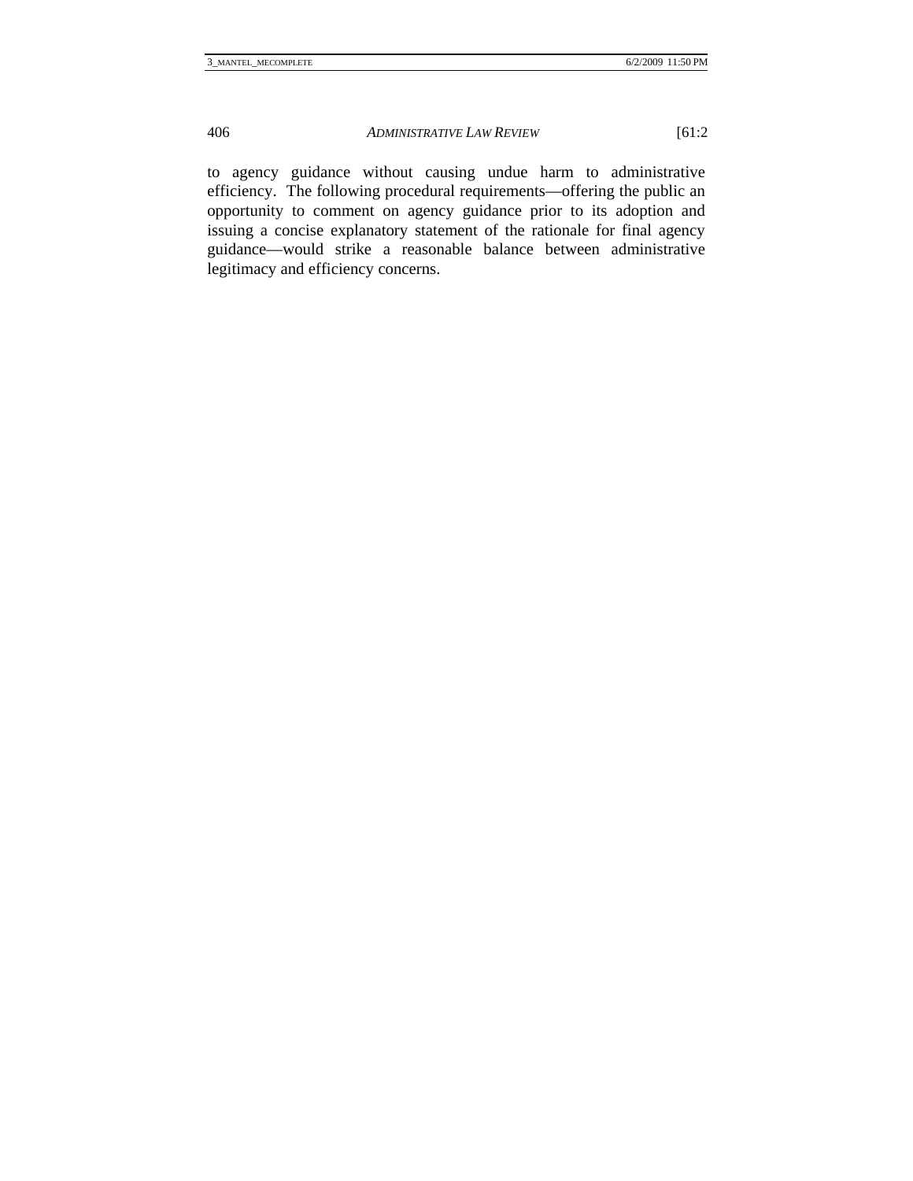to agency guidance without causing undue harm to administrative efficiency. The following procedural requirements—offering the public an opportunity to comment on agency guidance prior to its adoption and issuing a concise explanatory statement of the rationale for final agency guidance—would strike a reasonable balance between administrative legitimacy and efficiency concerns.